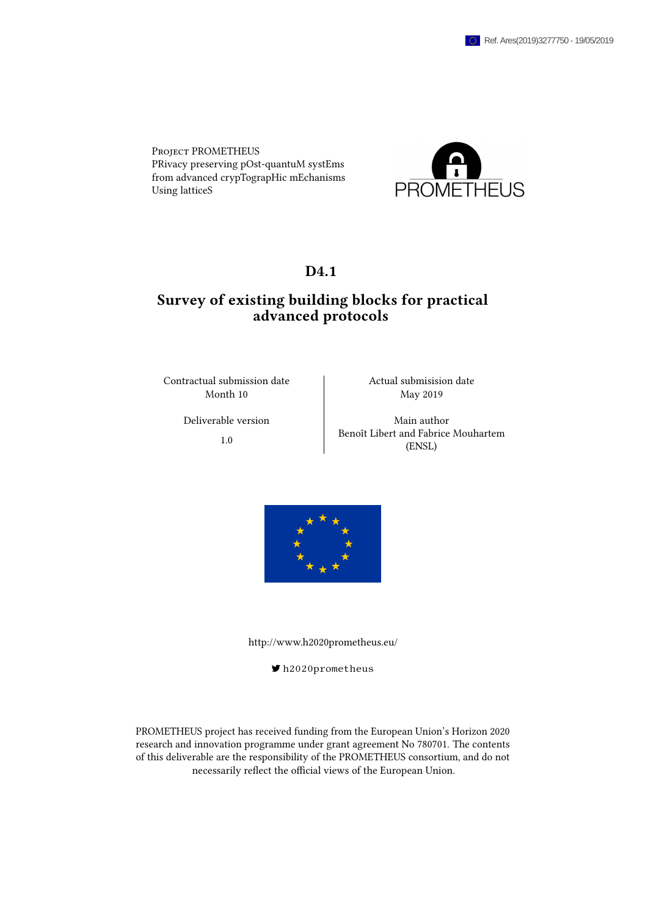Ref. Ares(2019)3277750 - 19/05/2019

Project PROMETHEUS
PRivacy preserving pOst-quantuM systEms
from advanced crypTograpHic mEchanisms
Using latticeS

PROMETHEUS

# D4.1

# Survey of existing building blocks for practical advanced protocols

| Contractual submission date | Actual submisision date |
|---|---|
| Month 10 | May 2019 |
| Deliverable version | Main author |
| 1.0 | Benoît Libert and Fabrice Mouhartem (ENSL) |

http://www.h2020prometheus.eu/

h2020prometheus

PROMETHEUS project has received funding from the European Union's Horizon 2020 research and innovation programme under grant agreement No 780701. The contents of this deliverable are the responsibility of the PROMETHEUS consortium, and do not necessarily reflect the official views of the European Union.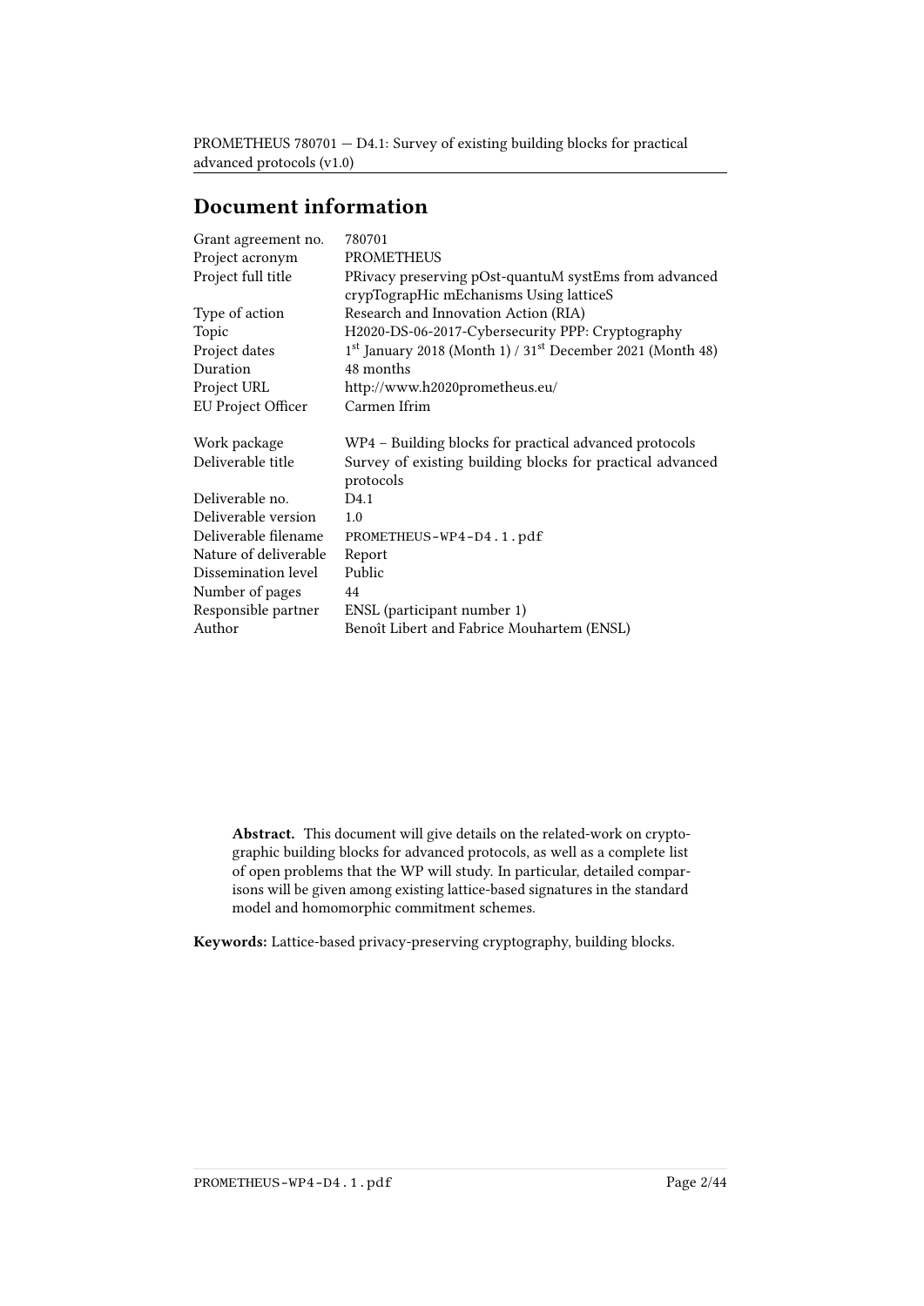# Document information

| | |
|---|---|
| Grant agreement no. | 780701 |
| Project acronym | PROMETHEUS |
| Project full title | PRivacy preserving pOst-quantuM systEms from advanced crypTograpHic mEchanisms Using latticeS |
| Type of action | Research and Innovation Action (RIA) |
| Topic | H2020-DS-06-2017-Cybersecurity PPP: Cryptography |
| Project dates | 1st January 2018 (Month 1) / 31st December 2021 (Month 48) |
| Duration | 48 months |
| Project URL | http://www.h2020prometheus.eu/ |
| EU Project Officer | Carmen Ifrim |
| | |
| Work package | WP4 – Building blocks for practical advanced protocols |
| Deliverable title | Survey of existing building blocks for practical advanced protocols |
| Deliverable no. | D4.1 |
| Deliverable version | 1.0 |
| Deliverable filename | PROMETHEUS-WP4-D4.1.pdf |
| Nature of deliverable | Report |
| Dissemination level | Public |
| Number of pages | 44 |
| Responsible partner | ENSL (participant number 1) |
| Author | Benoît Libert and Fabrice Mouhartem (ENSL) |

**Abstract.** This document will give details on the related-work on cryptographic building blocks for advanced protocols, as well as a complete list of open problems that the WP will study. In particular, detailed comparisons will be given among existing lattice-based signatures in the standard model and homomorphic commitment schemes.

**Keywords:** Lattice-based privacy-preserving cryptography, building blocks.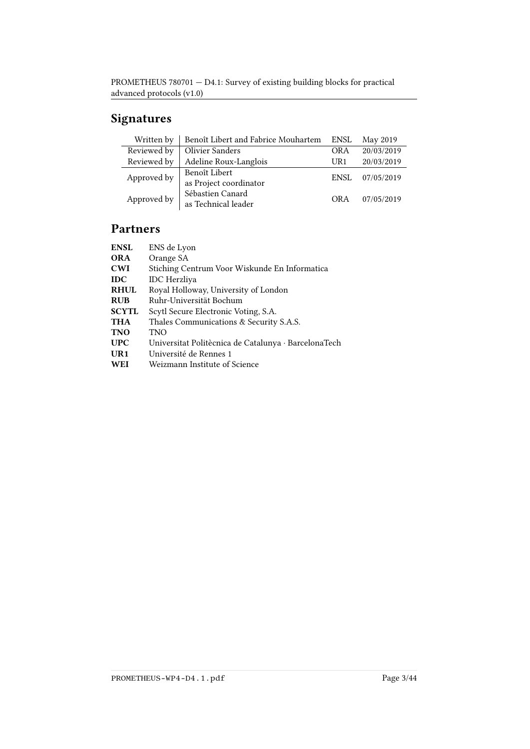## Signatures

| | | | |
|---|---|---|---|
| Written by | Benoît Libert and Fabrice Mouhartem | ENSL | May 2019 |
| Reviewed by | Olivier Sanders | ORA | 20/03/2019 |
| Reviewed by | Adeline Roux-Langlois | UR1 | 20/03/2019 |
| Approved by | Benoît Libert<br>as Project coordinator | ENSL | 07/05/2019 |
| Approved by | Sébastien Canard<br>as Technical leader | ORA | 07/05/2019 |

## Partners

| | |
|---|---|
| **ENSL** | ENS de Lyon |
| **ORA** | Orange SA |
| **CWI** | Stiching Centrum Voor Wiskunde En Informatica |
| **IDC** | IDC Herzliya |
| **RHUL** | Royal Holloway, University of London |
| **RUB** | Ruhr-Universität Bochum |
| **SCYTL** | Scytl Secure Electronic Voting, S.A. |
| **THA** | Thales Communications & Security S.A.S. |
| **TNO** | TNO |
| **UPC** | Universitat Politècnica de Catalunya · BarcelonaTech |
| **UR1** | Université de Rennes 1 |
| **WEI** | Weizmann Institute of Science |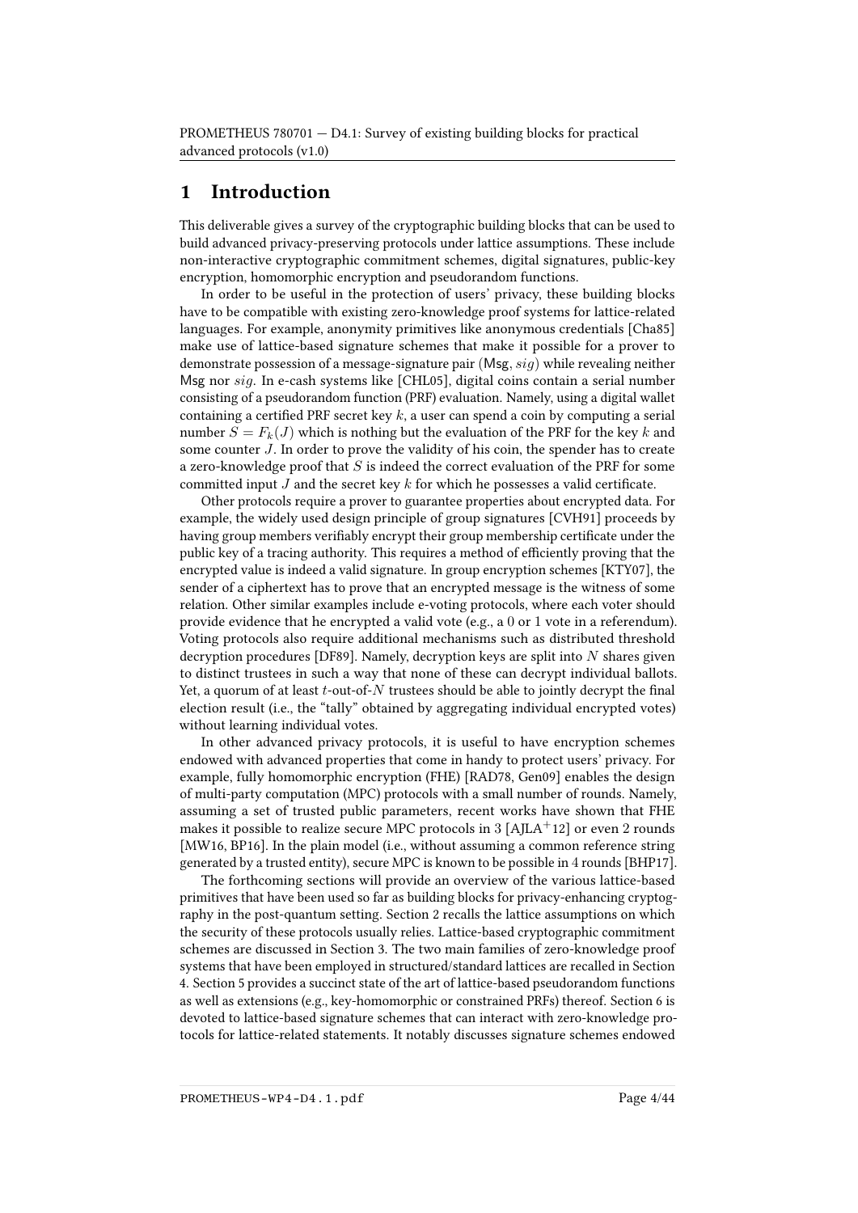# 1 Introduction

This deliverable gives a survey of the cryptographic building blocks that can be used to build advanced privacy-preserving protocols under lattice assumptions. These include non-interactive cryptographic commitment schemes, digital signatures, public-key encryption, homomorphic encryption and pseudorandom functions.

In order to be useful in the protection of users' privacy, these building blocks have to be compatible with existing zero-knowledge proof systems for lattice-related languages. For example, anonymity primitives like anonymous credentials [Cha85] make use of lattice-based signature schemes that make it possible for a prover to demonstrate possession of a message-signature pair $(\mathsf{Msg}, sig)$ while revealing neither $\mathsf{Msg}$ nor $sig$. In e-cash systems like [CHL05], digital coins contain a serial number consisting of a pseudorandom function (PRF) evaluation. Namely, using a digital wallet containing a certified PRF secret key $k$, a user can spend a coin by computing a serial number $S = F_k(J)$ which is nothing but the evaluation of the PRF for the key $k$ and some counter $J$. In order to prove the validity of his coin, the spender has to create a zero-knowledge proof that $S$ is indeed the correct evaluation of the PRF for some committed input $J$ and the secret key $k$ for which he possesses a valid certificate.

Other protocols require a prover to guarantee properties about encrypted data. For example, the widely used design principle of group signatures [CVH91] proceeds by having group members verifiably encrypt their group membership certificate under the public key of a tracing authority. This requires a method of efficiently proving that the encrypted value is indeed a valid signature. In group encryption schemes [KTY07], the sender of a ciphertext has to prove that an encrypted message is the witness of some relation. Other similar examples include e-voting protocols, where each voter should provide evidence that he encrypted a valid vote (e.g., a $0$ or $1$ vote in a referendum). Voting protocols also require additional mechanisms such as distributed threshold decryption procedures [DF89]. Namely, decryption keys are split into $N$ shares given to distinct trustees in such a way that none of these can decrypt individual ballots. Yet, a quorum of at least $t$-out-of-$N$ trustees should be able to jointly decrypt the final election result (i.e., the "tally" obtained by aggregating individual encrypted votes) without learning individual votes.

In other advanced privacy protocols, it is useful to have encryption schemes endowed with advanced properties that come in handy to protect users' privacy. For example, fully homomorphic encryption (FHE) [RAD78, Gen09] enables the design of multi-party computation (MPC) protocols with a small number of rounds. Namely, assuming a set of trusted public parameters, recent works have shown that FHE makes it possible to realize secure MPC protocols in $3$ [AJLA+12] or even $2$ rounds [MW16, BP16]. In the plain model (i.e., without assuming a common reference string generated by a trusted entity), secure MPC is known to be possible in 4 rounds [BHP17].

The forthcoming sections will provide an overview of the various lattice-based primitives that have been used so far as building blocks for privacy-enhancing cryptography in the post-quantum setting. Section 2 recalls the lattice assumptions on which the security of these protocols usually relies. Lattice-based cryptographic commitment schemes are discussed in Section 3. The two main families of zero-knowledge proof systems that have been employed in structured/standard lattices are recalled in Section 4. Section 5 provides a succinct state of the art of lattice-based pseudorandom functions as well as extensions (e.g., key-homomorphic or constrained PRFs) thereof. Section 6 is devoted to lattice-based signature schemes that can interact with zero-knowledge protocols for lattice-related statements. It notably discusses signature schemes endowed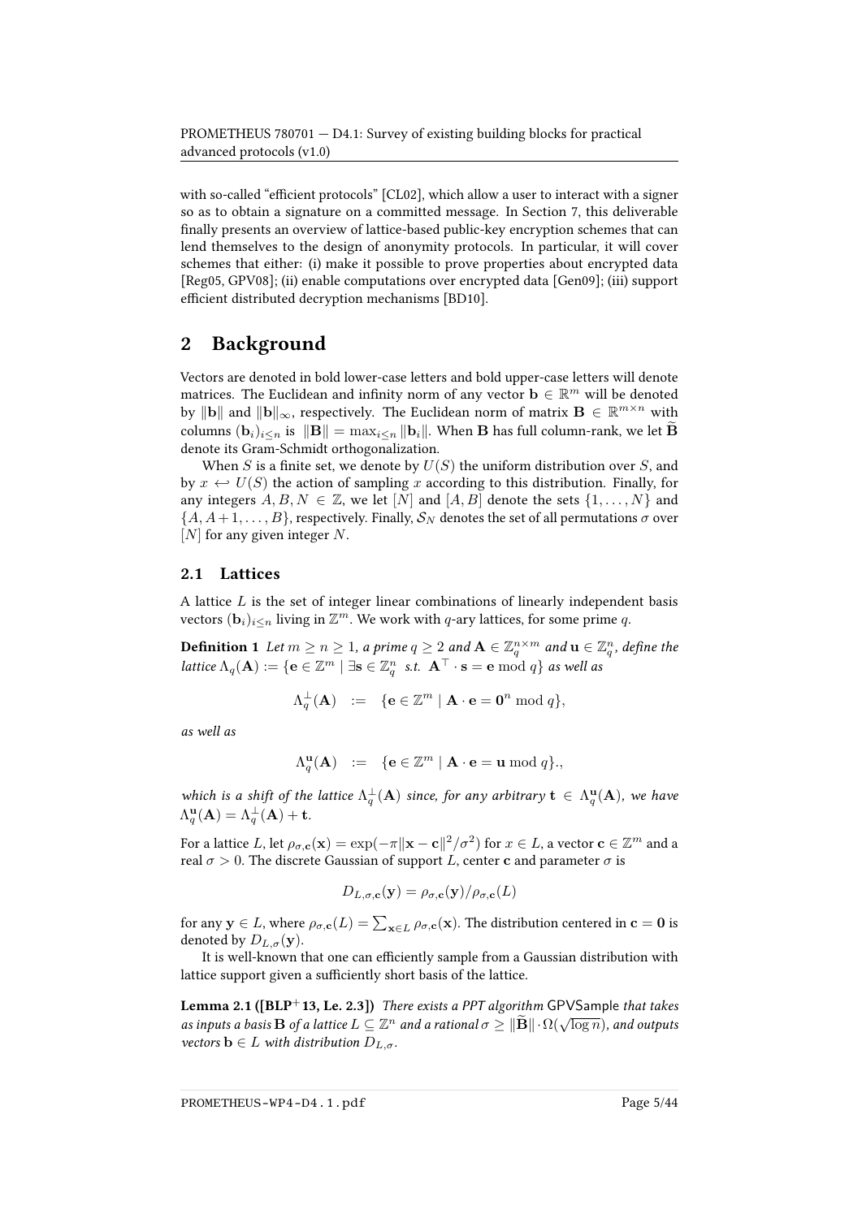with so-called "efficient protocols" [CL02], which allow a user to interact with a signer so as to obtain a signature on a committed message. In Section 7, this deliverable finally presents an overview of lattice-based public-key encryption schemes that can lend themselves to the design of anonymity protocols. In particular, it will cover schemes that either: (i) make it possible to prove properties about encrypted data [Reg05, GPV08]; (ii) enable computations over encrypted data [Gen09]; (iii) support efficient distributed decryption mechanisms [BD10].

## 2 Background

Vectors are denoted in bold lower-case letters and bold upper-case letters will denote matrices. The Euclidean and infinity norm of any vector $\mathbf{b} \in \mathbb{R}^m$ will be denoted by $\|\mathbf{b}\|$ and $\|\mathbf{b}\|_\infty$, respectively. The Euclidean norm of matrix $\mathbf{B} \in \mathbb{R}^{m \times n}$ with columns $(\mathbf{b}_i)_{i \le n}$ is $\|\mathbf{B}\| = \max_{i \le n} \|\mathbf{b}_i\|$. When $\mathbf{B}$ has full column-rank, we let $\widetilde{\mathbf{B}}$ denote its Gram-Schmidt orthogonalization.

When $S$ is a finite set, we denote by $U(S)$ the uniform distribution over $S$, and by $x \hookleftarrow U(S)$ the action of sampling $x$ according to this distribution. Finally, for any integers $A, B, N \in \mathbb{Z}$, we let $[N]$ and $[A, B]$ denote the sets $\{1, \ldots, N\}$ and $\{A, A+1, \ldots, B\}$, respectively. Finally, $\mathcal{S}_N$ denotes the set of all permutations $\sigma$ over $[N]$ for any given integer $N$.

### 2.1 Lattices

A lattice $L$ is the set of integer linear combinations of linearly independent basis vectors $(\mathbf{b}_i)_{i \le n}$ living in $\mathbb{Z}^m$. We work with $q$-ary lattices, for some prime $q$.

**Definition 1** *Let $m \ge n \ge 1$, a prime $q \ge 2$ and $\mathbf{A} \in \mathbb{Z}_q^{n \times m}$ and $\mathbf{u} \in \mathbb{Z}_q^n$, define the lattice $\Lambda_q(\mathbf{A}) := \{\mathbf{e} \in \mathbb{Z}^m \mid \exists \mathbf{s} \in \mathbb{Z}_q^n \text{ s.t. } \mathbf{A}^\top \cdot \mathbf{s} = \mathbf{e} \bmod q\}$ as well as*

$$\Lambda_q^\perp(\mathbf{A}) \quad := \quad \{\mathbf{e} \in \mathbb{Z}^m \mid \mathbf{A} \cdot \mathbf{e} = \mathbf{0}^n \bmod q\},$$

*as well as*

$$\Lambda_q^{\mathbf{u}}(\mathbf{A}) \quad := \quad \{\mathbf{e} \in \mathbb{Z}^m \mid \mathbf{A} \cdot \mathbf{e} = \mathbf{u} \bmod q\}.,$$

*which is a shift of the lattice $\Lambda_q^\perp(\mathbf{A})$ since, for any arbitrary $\mathbf{t} \in \Lambda_q^{\mathbf{u}}(\mathbf{A})$, we have $\Lambda_q^{\mathbf{u}}(\mathbf{A}) = \Lambda_q^\perp(\mathbf{A}) + \mathbf{t}$.*

For a lattice $L$, let $\rho_{\sigma,\mathbf{c}}(\mathbf{x}) = \exp(-\pi\|\mathbf{x} - \mathbf{c}\|^2/\sigma^2)$ for $x \in L$, a vector $\mathbf{c} \in \mathbb{Z}^m$ and a real $\sigma > 0$. The discrete Gaussian of support $L$, center $\mathbf{c}$ and parameter $\sigma$ is

$$D_{L,\sigma,\mathbf{c}}(\mathbf{y}) = \rho_{\sigma,\mathbf{c}}(\mathbf{y})/\rho_{\sigma,\mathbf{c}}(L)$$

for any $\mathbf{y} \in L$, where $\rho_{\sigma,\mathbf{c}}(L) = \sum_{\mathbf{x} \in L} \rho_{\sigma,\mathbf{c}}(\mathbf{x})$. The distribution centered in $\mathbf{c} = \mathbf{0}$ is denoted by $D_{L,\sigma}(\mathbf{y})$.

It is well-known that one can efficiently sample from a Gaussian distribution with lattice support given a sufficiently short basis of the lattice.

**Lemma 2.1 ([BLP+13, Le. 2.3])** *There exists a PPT algorithm* GPVSample *that takes as inputs a basis $\mathbf{B}$ of a lattice $L \subseteq \mathbb{Z}^n$ and a rational $\sigma \ge \|\widetilde{\mathbf{B}}\| \cdot \Omega(\sqrt{\log n})$, and outputs vectors $\mathbf{b} \in L$ with distribution $D_{L,\sigma}$.*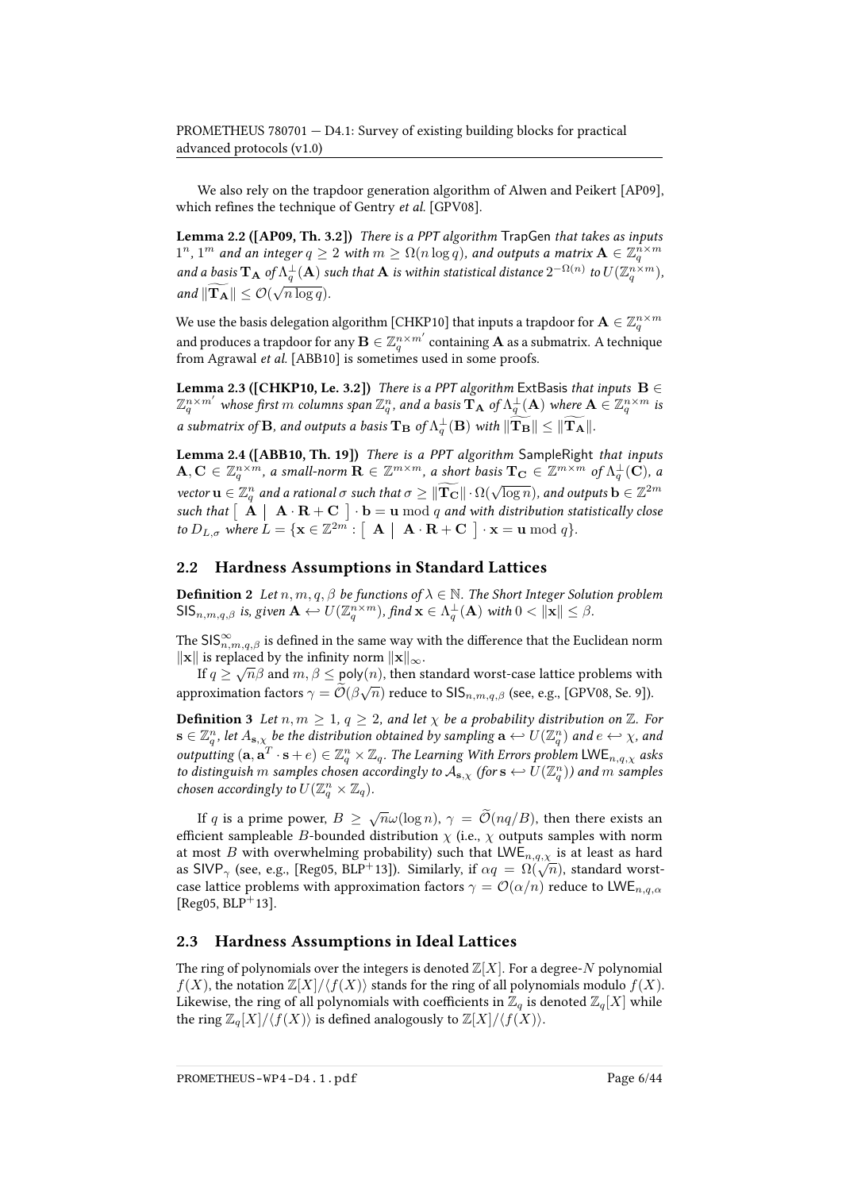We also rely on the trapdoor generation algorithm of Alwen and Peikert [AP09], which refines the technique of Gentry *et al.* [GPV08].

**Lemma 2.2 ([AP09, Th. 3.2])** *There is a PPT algorithm* TrapGen *that takes as inputs* $1^n$, $1^m$ *and an integer* $q \geq 2$ *with* $m \geq \Omega(n \log q)$*, and outputs a matrix* $\mathbf{A} \in \mathbb{Z}_q^{n \times m}$ *and a basis* $\mathbf{T_A}$ *of* $\Lambda_q^{\perp}(\mathbf{A})$ *such that* $\mathbf{A}$ *is within statistical distance* $2^{-\Omega(n)}$ *to* $U(\mathbb{Z}_q^{n \times m})$*, and* $\|\widetilde{\mathbf{T_A}}\| \leq \mathcal{O}(\sqrt{n \log q})$.

We use the basis delegation algorithm [CHKP10] that inputs a trapdoor for $\mathbf{A} \in \mathbb{Z}_q^{n \times m}$ and produces a trapdoor for any $\mathbf{B} \in \mathbb{Z}_q^{n \times m'}$ containing $\mathbf{A}$ as a submatrix. A technique from Agrawal *et al.* [ABB10] is sometimes used in some proofs.

**Lemma 2.3 ([CHKP10, Le. 3.2])** *There is a PPT algorithm* ExtBasis *that inputs* $\mathbf{B} \in \mathbb{Z}_q^{n \times m'}$ *whose first* $m$ *columns span* $\mathbb{Z}_q^n$*, and a basis* $\mathbf{T_A}$ *of* $\Lambda_q^{\perp}(\mathbf{A})$ *where* $\mathbf{A} \in \mathbb{Z}_q^{n \times m}$ *is a submatrix of* $\mathbf{B}$*, and outputs a basis* $\mathbf{T_B}$ *of* $\Lambda_q^{\perp}(\mathbf{B})$ *with* $\|\widetilde{\mathbf{T_B}}\| \leq \|\widetilde{\mathbf{T_A}}\|$.

**Lemma 2.4 ([ABB10, Th. 19])** *There is a PPT algorithm* SampleRight *that inputs* $\mathbf{A}, \mathbf{C} \in \mathbb{Z}_q^{n \times m}$*, a small-norm* $\mathbf{R} \in \mathbb{Z}^{m \times m}$*, a short basis* $\mathbf{T_C} \in \mathbb{Z}^{m \times m}$ *of* $\Lambda_q^{\perp}(\mathbf{C})$*, a vector* $\mathbf{u} \in \mathbb{Z}_q^n$ *and a rational* $\sigma$ *such that* $\sigma \geq \|\widetilde{\mathbf{T_C}}\| \cdot \Omega(\sqrt{\log n})$*, and outputs* $\mathbf{b} \in \mathbb{Z}^{2m}$ *such that* $\left[\ \mathbf{A} \ \middle|\ \mathbf{A} \cdot \mathbf{R} + \mathbf{C}\ \right] \cdot \mathbf{b} = \mathbf{u} \bmod q$ *and with distribution statistically close to* $D_{L,\sigma}$ *where* $L = \{\mathbf{x} \in \mathbb{Z}^{2m} : \left[\ \mathbf{A} \ \middle|\ \mathbf{A} \cdot \mathbf{R} + \mathbf{C}\ \right] \cdot \mathbf{x} = \mathbf{u} \bmod q\}$.

## 2.2 Hardness Assumptions in Standard Lattices

**Definition 2** *Let* $n, m, q, \beta$ *be functions of* $\lambda \in \mathbb{N}$*. The Short Integer Solution problem* $\mathsf{SIS}_{n,m,q,\beta}$ *is, given* $\mathbf{A} \hookleftarrow U(\mathbb{Z}_q^{n \times m})$*, find* $\mathbf{x} \in \Lambda_q^{\perp}(\mathbf{A})$ *with* $0 < \|\mathbf{x}\| \leq \beta$.

The $\mathsf{SIS}_{n,m,q,\beta}^{\infty}$ is defined in the same way with the difference that the Euclidean norm $\|\mathbf{x}\|$ is replaced by the infinity norm $\|\mathbf{x}\|_{\infty}$.

If $q \geq \sqrt{n}\beta$ and $m, \beta \leq \mathsf{poly}(n)$, then standard worst-case lattice problems with approximation factors $\gamma = \widetilde{\mathcal{O}}(\beta\sqrt{n})$ reduce to $\mathsf{SIS}_{n,m,q,\beta}$ (see, e.g., [GPV08, Se. 9]).

**Definition 3** *Let* $n, m \geq 1$, $q \geq 2$*, and let* $\chi$ *be a probability distribution on* $\mathbb{Z}$*. For* $\mathbf{s} \in \mathbb{Z}_q^n$*, let* $A_{\mathbf{s},\chi}$ *be the distribution obtained by sampling* $\mathbf{a} \hookleftarrow U(\mathbb{Z}_q^n)$ *and* $e \hookleftarrow \chi$*, and outputting* $(\mathbf{a}, \mathbf{a}^T \cdot \mathbf{s} + e) \in \mathbb{Z}_q^n \times \mathbb{Z}_q$*. The Learning With Errors problem* $\mathsf{LWE}_{n,q,\chi}$ *asks to distinguish* $m$ *samples chosen accordingly to* $\mathcal{A}_{\mathbf{s},\chi}$ *(for* $\mathbf{s} \hookleftarrow U(\mathbb{Z}_q^n)$*) and* $m$ *samples chosen accordingly to* $U(\mathbb{Z}_q^n \times \mathbb{Z}_q)$.

If $q$ is a prime power, $B \geq \sqrt{n}\omega(\log n)$, $\gamma = \widetilde{\mathcal{O}}(nq/B)$, then there exists an efficient sampleable $B$-bounded distribution $\chi$ (i.e., $\chi$ outputs samples with norm at most $B$ with overwhelming probability) such that $\mathsf{LWE}_{n,q,\chi}$ is at least as hard as $\mathsf{SIVP}_{\gamma}$ (see, e.g., [Reg05, BLP+13]). Similarly, if $\alpha q = \Omega(\sqrt{n})$, standard worst-case lattice problems with approximation factors $\gamma = \mathcal{O}(\alpha/n)$ reduce to $\mathsf{LWE}_{n,q,\alpha}$ [Reg05, BLP+13].

## 2.3 Hardness Assumptions in Ideal Lattices

The ring of polynomials over the integers is denoted $\mathbb{Z}[X]$. For a degree-$N$ polynomial $f(X)$, the notation $\mathbb{Z}[X]/\langle f(X)\rangle$ stands for the ring of all polynomials modulo $f(X)$. Likewise, the ring of all polynomials with coefficients in $\mathbb{Z}_q$ is denoted $\mathbb{Z}_q[X]$ while the ring $\mathbb{Z}_q[X]/\langle f(X)\rangle$ is defined analogously to $\mathbb{Z}[X]/\langle f(X)\rangle$.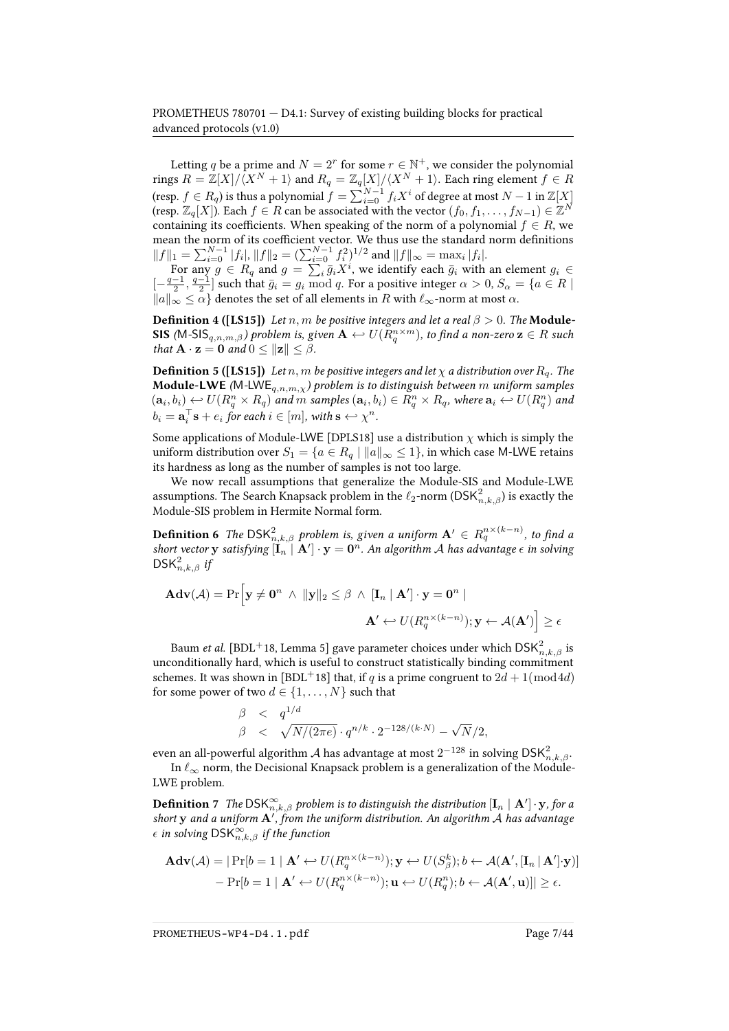Letting $q$ be a prime and $N = 2^r$ for some $r \in \mathbb{N}^+$, we consider the polynomial rings $R = \mathbb{Z}[X]/\langle X^N + 1\rangle$ and $R_q = \mathbb{Z}_q[X]/\langle X^N + 1\rangle$. Each ring element $f \in R$ (resp. $f \in R_q$) is thus a polynomial $f = \sum_{i=0}^{N-1} f_i X^i$ of degree at most $N-1$ in $\mathbb{Z}[X]$ (resp. $\mathbb{Z}_q[X]$). Each $f \in R$ can be associated with the vector $(f_0, f_1, \ldots, f_{N-1}) \in \mathbb{Z}^N$ containing its coefficients. When speaking of the norm of a polynomial $f \in R$, we mean the norm of its coefficient vector. We thus use the standard norm definitions $\|f\|_1 = \sum_{i=0}^{N-1} |f_i|$, $\|f\|_2 = (\sum_{i=0}^{N-1} f_i^2)^{1/2}$ and $\|f\|_\infty = \max_i |f_i|$.

For any $g \in R_q$ and $g = \sum_i \bar{g}_i X^i$, we identify each $\bar{g}_i$ with an element $g_i \in [-\frac{q-1}{2}, \frac{q-1}{2}]$ such that $\bar{g}_i = g_i \bmod q$. For a positive integer $\alpha > 0$, $S_\alpha = \{a \in R \mid \|a\|_\infty \leq \alpha\}$ denotes the set of all elements in $R$ with $\ell_\infty$-norm at most $\alpha$.

**Definition 4 ([LS15])** *Let $n, m$ be positive integers and let a real $\beta > 0$. The* **Module-SIS** *(M-SIS$_{q,n,m,\beta}$) problem is, given $\mathbf{A} \hookleftarrow U(R_q^{n\times m})$, to find a non-zero $\mathbf{z} \in R$ such that $\mathbf{A} \cdot \mathbf{z} = \mathbf{0}$ and $0 \leq \|\mathbf{z}\| \leq \beta$.*

**Definition 5 ([LS15])** *Let $n, m$ be positive integers and let $\chi$ a distribution over $R_q$. The* **Module-LWE** *(M-LWE$_{q,n,m,\chi}$) problem is to distinguish between $m$ uniform samples $(\mathbf{a}_i, b_i) \hookleftarrow U(R_q^n \times R_q)$ and $m$ samples $(\mathbf{a}_i, b_i) \in R_q^n \times R_q$, where $\mathbf{a}_i \hookleftarrow U(R_q^n)$ and $b_i = \mathbf{a}_i^\top \mathbf{s} + e_i$ for each $i \in [m]$, with $\mathbf{s} \hookleftarrow \chi^n$.*

Some applications of Module-LWE [DPLS18] use a distribution $\chi$ which is simply the uniform distribution over $S_1 = \{a \in R_q \mid \|a\|_\infty \leq 1\}$, in which case M-LWE retains its hardness as long as the number of samples is not too large.

We now recall assumptions that generalize the Module-SIS and Module-LWE assumptions. The Search Knapsack problem in the $\ell_2$-norm ($\mathsf{DSK}^2_{n,k,\beta}$) is exactly the Module-SIS problem in Hermite Normal form.

**Definition 6** *The $\mathsf{DSK}^2_{n,k,\beta}$ problem is, given a uniform $\mathbf{A}' \in R_q^{n\times(k-n)}$, to find a short vector $\mathbf{y}$ satisfying $[\mathbf{I}_n \mid \mathbf{A}'] \cdot \mathbf{y} = \mathbf{0}^n$. An algorithm $\mathcal{A}$ has advantage $\epsilon$ in solving $\mathsf{DSK}^2_{n,k,\beta}$ if*

$$\mathbf{Adv}(\mathcal{A}) = \Pr\Big[\mathbf{y} \neq \mathbf{0}^n \ \wedge\ \|\mathbf{y}\|_2 \leq \beta \ \wedge\ [\mathbf{I}_n \mid \mathbf{A}'] \cdot \mathbf{y} = \mathbf{0}^n \mid \mathbf{A}' \hookleftarrow U(R_q^{n\times(k-n)}); \mathbf{y} \leftarrow \mathcal{A}(\mathbf{A}')\Big] \geq \epsilon$$

Baum *et al.* [BDL+18, Lemma 5] gave parameter choices under which $\mathsf{DSK}^2_{n,k,\beta}$ is unconditionally hard, which is useful to construct statistically binding commitment schemes. It was shown in [BDL+18] that, if $q$ is a prime congruent to $2d+1 (\mathrm{mod}\, 4d)$ for some power of two $d \in \{1, \ldots, N\}$ such that

$$\begin{aligned} \beta &< q^{1/d} \\ \beta &< \sqrt{N/(2\pi e)} \cdot q^{n/k} \cdot 2^{-128/(k\cdot N)} - \sqrt{N}/2, \end{aligned}$$

even an all-powerful algorithm $\mathcal{A}$ has advantage at most $2^{-128}$ in solving $\mathsf{DSK}^2_{n,k,\beta}$.

In $\ell_\infty$ norm, the Decisional Knapsack problem is a generalization of the Module-LWE problem.

**Definition 7** *The $\mathsf{DSK}^\infty_{n,k,\beta}$ problem is to distinguish the distribution $[\mathbf{I}_n \mid \mathbf{A}'] \cdot \mathbf{y}$, for a short $\mathbf{y}$ and a uniform $\mathbf{A}'$, from the uniform distribution. An algorithm $\mathcal{A}$ has advantage $\epsilon$ in solving $\mathsf{DSK}^\infty_{n,k,\beta}$ if the function*

$$\begin{aligned} \mathbf{Adv}(\mathcal{A}) = |\Pr[b = 1 \mid \mathbf{A}' \hookleftarrow U(R_q^{n\times(k-n)}); \mathbf{y} \hookleftarrow U(S_\beta^k); b \leftarrow \mathcal{A}(\mathbf{A}', [\mathbf{I}_n \mid \mathbf{A}'] \cdot \mathbf{y})] \\ - \Pr[b = 1 \mid \mathbf{A}' \hookleftarrow U(R_q^{n\times(k-n)}); \mathbf{u} \hookleftarrow U(R_q^n); b \leftarrow \mathcal{A}(\mathbf{A}', \mathbf{u})]| \geq \epsilon. \end{aligned}$$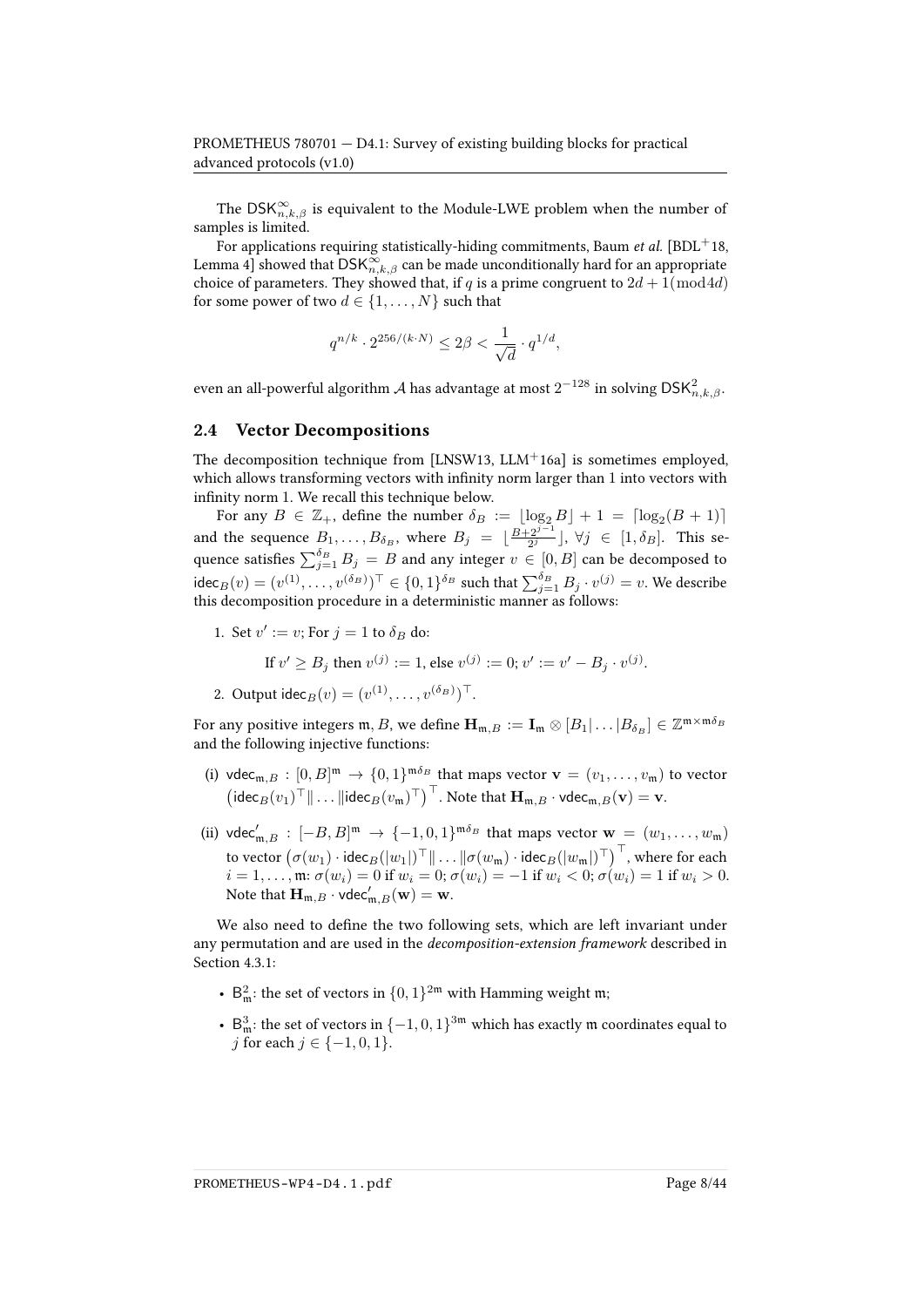The $\mathsf{DSK}^{\infty}_{n,k,\beta}$ is equivalent to the Module-LWE problem when the number of samples is limited.

For applications requiring statistically-hiding commitments, Baum *et al.* [BDL+18, Lemma 4] showed that $\mathsf{DSK}^{\infty}_{n,k,\beta}$ can be made unconditionally hard for an appropriate choice of parameters. They showed that, if $q$ is a prime congruent to $2d+1 \pmod{4d}$ for some power of two $d \in \{1, \ldots, N\}$ such that

$$q^{n/k} \cdot 2^{256/(k \cdot N)} \leq 2\beta < \frac{1}{\sqrt{d}} \cdot q^{1/d},$$

even an all-powerful algorithm $\mathcal{A}$ has advantage at most $2^{-128}$ in solving $\mathsf{DSK}^{2}_{n,k,\beta}$.

## 2.4 Vector Decompositions

The decomposition technique from [LNSW13, LLM+16a] is sometimes employed, which allows transforming vectors with infinity norm larger than 1 into vectors with infinity norm 1. We recall this technique below.

For any $B \in \mathbb{Z}_+$, define the number $\delta_B := \lfloor \log_2 B \rfloor + 1 = \lceil \log_2(B+1) \rceil$ and the sequence $B_1, \ldots, B_{\delta_B}$, where $B_j = \lfloor \frac{B + 2^{j-1}}{2^j} \rfloor$, $\forall j \in [1, \delta_B]$. This sequence satisfies $\sum_{j=1}^{\delta_B} B_j = B$ and any integer $v \in [0, B]$ can be decomposed to $\mathsf{idec}_B(v) = (v^{(1)}, \ldots, v^{(\delta_B)})^\top \in \{0,1\}^{\delta_B}$ such that $\sum_{j=1}^{\delta_B} B_j \cdot v^{(j)} = v$. We describe this decomposition procedure in a deterministic manner as follows:

1. Set $v' := v$; For $j = 1$ to $\delta_B$ do:

   If $v' \geq B_j$ then $v^{(j)} := 1$, else $v^{(j)} := 0$; $v' := v' - B_j \cdot v^{(j)}$.

2. Output $\mathsf{idec}_B(v) = (v^{(1)}, \ldots, v^{(\delta_B)})^\top$.

For any positive integers $\mathfrak{m}, B$, we define $\mathbf{H}_{\mathfrak{m},B} := \mathbf{I}_{\mathfrak{m}} \otimes [B_1 | \ldots | B_{\delta_B}] \in \mathbb{Z}^{\mathfrak{m} \times \mathfrak{m}\delta_B}$ and the following injective functions:

(i) $\mathsf{vdec}_{\mathfrak{m},B} : [0,B]^{\mathfrak{m}} \to \{0,1\}^{\mathfrak{m}\delta_B}$ that maps vector $\mathbf{v} = (v_1, \ldots, v_{\mathfrak{m}})$ to vector $\left(\mathsf{idec}_B(v_1)^\top \| \ldots \| \mathsf{idec}_B(v_{\mathfrak{m}})^\top\right)^\top$. Note that $\mathbf{H}_{\mathfrak{m},B} \cdot \mathsf{vdec}_{\mathfrak{m},B}(\mathbf{v}) = \mathbf{v}$.

(ii) $\mathsf{vdec}'_{\mathfrak{m},B} : [-B,B]^{\mathfrak{m}} \to \{-1,0,1\}^{\mathfrak{m}\delta_B}$ that maps vector $\mathbf{w} = (w_1, \ldots, w_{\mathfrak{m}})$ to vector $\left(\sigma(w_1) \cdot \mathsf{idec}_B(|w_1|)^\top \| \ldots \| \sigma(w_{\mathfrak{m}}) \cdot \mathsf{idec}_B(|w_{\mathfrak{m}}|)^\top\right)^\top$, where for each $i = 1, \ldots, \mathfrak{m}$: $\sigma(w_i) = 0$ if $w_i = 0$; $\sigma(w_i) = -1$ if $w_i < 0$; $\sigma(w_i) = 1$ if $w_i > 0$. Note that $\mathbf{H}_{\mathfrak{m},B} \cdot \mathsf{vdec}'_{\mathfrak{m},B}(\mathbf{w}) = \mathbf{w}$.

We also need to define the two following sets, which are left invariant under any permutation and are used in the *decomposition-extension framework* described in Section 4.3.1:

- $\mathsf{B}^2_{\mathfrak{m}}$: the set of vectors in $\{0,1\}^{2\mathfrak{m}}$ with Hamming weight $\mathfrak{m}$;
- $\mathsf{B}^3_{\mathfrak{m}}$: the set of vectors in $\{-1,0,1\}^{3\mathfrak{m}}$ which has exactly $\mathfrak{m}$ coordinates equal to $j$ for each $j \in \{-1,0,1\}$.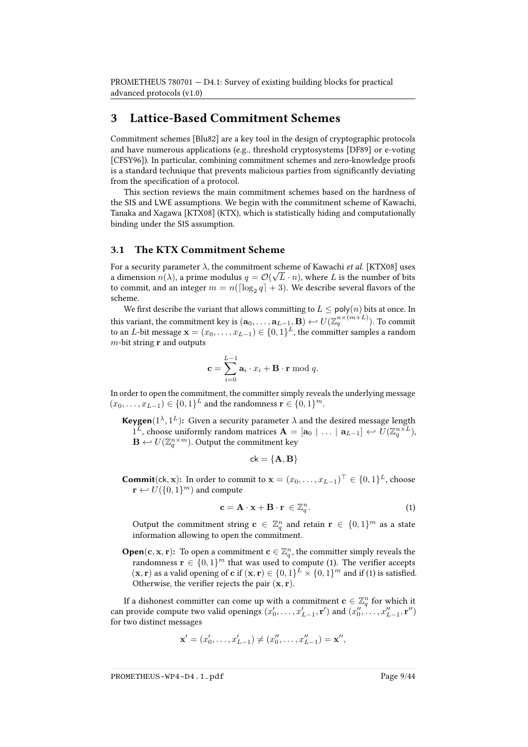# 3 Lattice-Based Commitment Schemes

Commitment schemes [Blu82] are a key tool in the design of cryptographic protocols and have numerous applications (e.g., threshold cryptosystems [DF89] or e-voting [CFSY96]). In particular, combining commitment schemes and zero-knowledge proofs is a standard technique that prevents malicious parties from significantly deviating from the specification of a protocol.

This section reviews the main commitment schemes based on the hardness of the SIS and LWE assumptions. We begin with the commitment scheme of Kawachi, Tanaka and Xagawa [KTX08] (KTX), which is statistically hiding and computationally binding under the SIS assumption.

## 3.1 The KTX Commitment Scheme

For a security parameter $\lambda$, the commitment scheme of Kawachi *et al.* [KTX08] uses a dimension $n(\lambda)$, a prime modulus $q = \mathcal{O}(\sqrt{L} \cdot n)$, where $L$ is the number of bits to commit, and an integer $m = n(\lceil \log_2 q \rceil + 3)$. We describe several flavors of the scheme.

We first describe the variant that allows committing to $L \leq \mathsf{poly}(n)$ bits at once. In this variant, the commitment key is $(\mathbf{a}_0, \ldots, \mathbf{a}_{L-1}, \mathbf{B}) \hookleftarrow U(\mathbb{Z}_q^{n \times (m+L)})$. To commit to an $L$-bit message $\mathbf{x} = (x_0, \ldots, x_{L-1}) \in \{0,1\}^L$, the committer samples a random $m$-bit string $\mathbf{r}$ and outputs

$$\mathbf{c} = \sum_{i=0}^{L-1} \mathbf{a}_i \cdot x_i + \mathbf{B} \cdot \mathbf{r} \bmod q.$$

In order to open the commitment, the committer simply reveals the underlying message $(x_0, \ldots, x_{L-1}) \in \{0,1\}^L$ and the randomness $\mathbf{r} \in \{0,1\}^m$.

**Keygen**$(1^\lambda, 1^L)$**:** Given a security parameter $\lambda$ and the desired message length $1^L$, choose uniformly random matrices $\mathbf{A} = [\mathbf{a}_0 \mid \ldots \mid \mathbf{a}_{L-1}] \hookleftarrow U(\mathbb{Z}_q^{n \times L})$, $\mathbf{B} \hookleftarrow U(\mathbb{Z}_q^{n \times m})$. Output the commitment key

$$\mathsf{ck} = \{\mathbf{A}, \mathbf{B}\}$$

**Commit**$(\mathsf{ck}, \mathbf{x})$**:** In order to commit to $\mathbf{x} = (x_0, \ldots, x_{L-1})^\top \in \{0,1\}^L$, choose $\mathbf{r} \hookleftarrow U(\{0,1\}^m)$ and compute

$$\mathbf{c} = \mathbf{A} \cdot \mathbf{x} + \mathbf{B} \cdot \mathbf{r} \ \in \mathbb{Z}_q^n. \tag{1}$$

Output the commitment string $\mathbf{c} \in \mathbb{Z}_q^n$ and retain $\mathbf{r} \in \{0,1\}^m$ as a state information allowing to open the commitment.

**Open**$(\mathbf{c}, \mathbf{x}, \mathbf{r})$**:** To open a commitment $\mathbf{c} \in \mathbb{Z}_q^n$, the committer simply reveals the randomness $\mathbf{r} \in \{0,1\}^m$ that was used to compute (1). The verifier accepts $(\mathbf{x}, \mathbf{r})$ as a valid opening of $\mathbf{c}$ if $(\mathbf{x}, \mathbf{r}) \in \{0,1\}^L \times \{0,1\}^m$ and if (1) is satisfied. Otherwise, the verifier rejects the pair $(\mathbf{x}, \mathbf{r})$.

If a dishonest committer can come up with a commitment $\mathbf{c} \in \mathbb{Z}_q^n$ for which it can provide compute two valid openings $(x'_0, \ldots, x'_{L-1}, \mathbf{r}')$ and $(x''_0, \ldots, x''_{L-1}, \mathbf{r}'')$ for two distinct messages

$$\mathbf{x}' = (x'_0, \ldots, x'_{L-1}) \neq (x''_0, \ldots, x''_{L-1}) = \mathbf{x}'',$$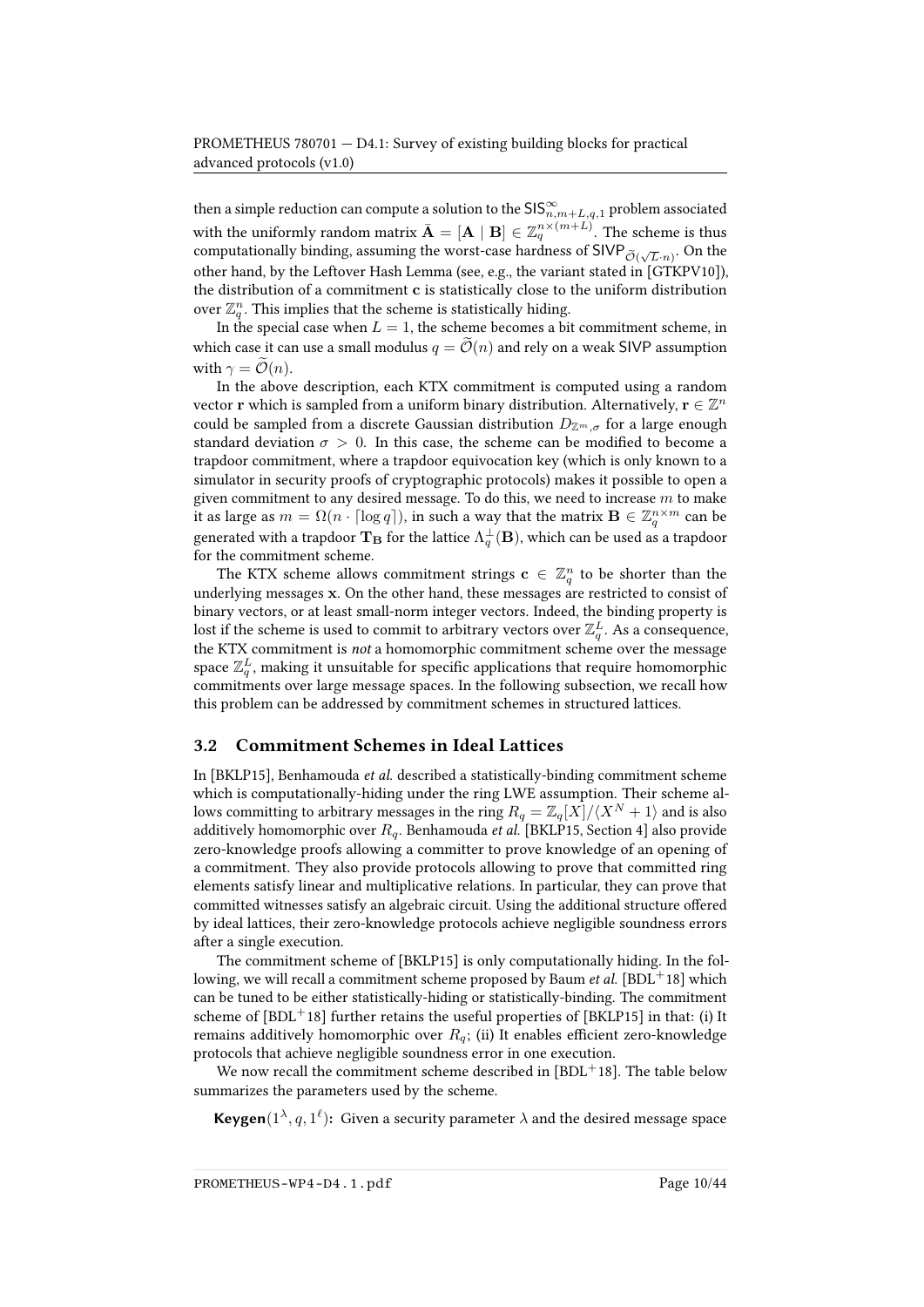then a simple reduction can compute a solution to the $\mathsf{SIS}^{\infty}_{n,m+L,q,1}$ problem associated with the uniformly random matrix $\bar{\mathbf{A}} = [\mathbf{A} \mid \mathbf{B}] \in \mathbb{Z}_q^{n \times (m+L)}$. The scheme is thus computationally binding, assuming the worst-case hardness of $\mathsf{SIVP}_{\widetilde{\mathcal{O}}(\sqrt{L} \cdot n)}$. On the other hand, by the Leftover Hash Lemma (see, e.g., the variant stated in [GTKPV10]), the distribution of a commitment $\mathbf{c}$ is statistically close to the uniform distribution over $\mathbb{Z}_q^n$. This implies that the scheme is statistically hiding.

In the special case when $L = 1$, the scheme becomes a bit commitment scheme, in which case it can use a small modulus $q = \widetilde{\mathcal{O}}(n)$ and rely on a weak SIVP assumption with $\gamma = \widetilde{\mathcal{O}}(n)$.

In the above description, each KTX commitment is computed using a random vector $\mathbf{r}$ which is sampled from a uniform binary distribution. Alternatively, $\mathbf{r} \in \mathbb{Z}^n$ could be sampled from a discrete Gaussian distribution $D_{\mathbb{Z}^m,\sigma}$ for a large enough standard deviation $\sigma > 0$. In this case, the scheme can be modified to become a trapdoor commitment, where a trapdoor equivocation key (which is only known to a simulator in security proofs of cryptographic protocols) makes it possible to open a given commitment to any desired message. To do this, we need to increase $m$ to make it as large as $m = \Omega(n \cdot \lceil \log q \rceil)$, in such a way that the matrix $\mathbf{B} \in \mathbb{Z}_q^{n \times m}$ can be generated with a trapdoor $\mathbf{T_B}$ for the lattice $\Lambda_q^{\perp}(\mathbf{B})$, which can be used as a trapdoor for the commitment scheme.

The KTX scheme allows commitment strings $\mathbf{c} \in \mathbb{Z}_q^n$ to be shorter than the underlying messages $\mathbf{x}$. On the other hand, these messages are restricted to consist of binary vectors, or at least small-norm integer vectors. Indeed, the binding property is lost if the scheme is used to commit to arbitrary vectors over $\mathbb{Z}_q^L$. As a consequence, the KTX commitment is *not* a homomorphic commitment scheme over the message space $\mathbb{Z}_q^L$, making it unsuitable for specific applications that require homomorphic commitments over large message spaces. In the following subsection, we recall how this problem can be addressed by commitment schemes in structured lattices.

## 3.2 Commitment Schemes in Ideal Lattices

In [BKLP15], Benhamouda *et al.* described a statistically-binding commitment scheme which is computationally-hiding under the ring LWE assumption. Their scheme allows committing to arbitrary messages in the ring $R_q = \mathbb{Z}_q[X]/\langle X^N + 1\rangle$ and is also additively homomorphic over $R_q$. Benhamouda *et al.* [BKLP15, Section 4] also provide zero-knowledge proofs allowing a committer to prove knowledge of an opening of a commitment. They also provide protocols allowing to prove that committed ring elements satisfy linear and multiplicative relations. In particular, they can prove that committed witnesses satisfy an algebraic circuit. Using the additional structure offered by ideal lattices, their zero-knowledge protocols achieve negligible soundness errors after a single execution.

The commitment scheme of [BKLP15] is only computationally hiding. In the following, we will recall a commitment scheme proposed by Baum *et al.* [BDL+18] which can be tuned to be either statistically-hiding or statistically-binding. The commitment scheme of [BDL+18] further retains the useful properties of [BKLP15] in that: (i) It remains additively homomorphic over $R_q$; (ii) It enables efficient zero-knowledge protocols that achieve negligible soundness error in one execution.

We now recall the commitment scheme described in [BDL+18]. The table below summarizes the parameters used by the scheme.

**Keygen**$(1^{\lambda}, q, 1^{\ell})$**:** Given a security parameter $\lambda$ and the desired message space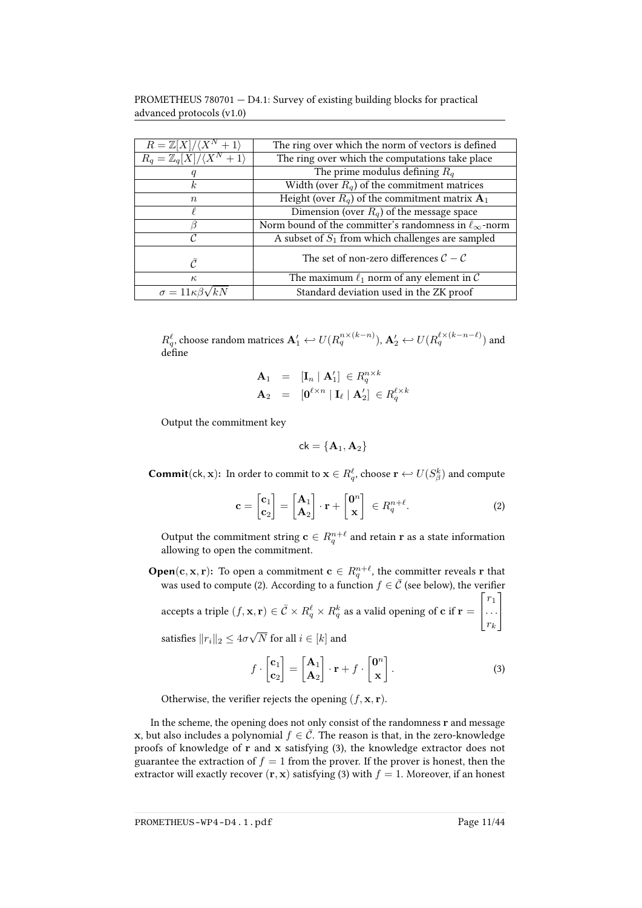| $R = \mathbb{Z}[X]/\langle X^N + 1\rangle$ | The ring over which the norm of vectors is defined |
| --- | --- |
| $R_q = \mathbb{Z}_q[X]/\langle X^N + 1\rangle$ | The ring over which the computations take place |
| $q$ | The prime modulus defining $R_q$ |
| $k$ | Width (over $R_q$) of the commitment matrices |
| $n$ | Height (over $R_q$) of the commitment matrix $\mathbf{A}_1$ |
| $\ell$ | Dimension (over $R_q$) of the message space |
| $\beta$ | Norm bound of the committer's randomness in $\ell_\infty$-norm |
| $\mathcal{C}$ | A subset of $S_1$ from which challenges are sampled |
| $\bar{\mathcal{C}}$ | The set of non-zero differences $\mathcal{C} - \mathcal{C}$ |
| $\kappa$ | The maximum $\ell_1$ norm of any element in $\mathcal{C}$ |
| $\sigma = 11\kappa\beta\sqrt{kN}$ | Standard deviation used in the ZK proof |

$R_q^\ell$, choose random matrices $\mathbf{A}'_1 \hookleftarrow U(R_q^{n\times(k-n)})$, $\mathbf{A}'_2 \hookleftarrow U(R_q^{\ell\times(k-n-\ell)})$ and define

$$\begin{aligned}\mathbf{A}_1 &= [\mathbf{I}_n \mid \mathbf{A}'_1] \in R_q^{n\times k}\\ \mathbf{A}_2 &= [\mathbf{0}^{\ell\times n} \mid \mathbf{I}_\ell \mid \mathbf{A}'_2] \in R_q^{\ell\times k}\end{aligned}$$

Output the commitment key

$$\mathsf{ck} = \{\mathbf{A}_1, \mathbf{A}_2\}$$

**Commit(ck, x):** In order to commit to $\mathbf{x} \in R_q^\ell$, choose $\mathbf{r} \hookleftarrow U(S_\beta^k)$ and compute

$$\mathbf{c} = \begin{bmatrix}\mathbf{c}_1\\ \mathbf{c}_2\end{bmatrix} = \begin{bmatrix}\mathbf{A}_1\\ \mathbf{A}_2\end{bmatrix} \cdot \mathbf{r} + \begin{bmatrix}\mathbf{0}^n\\ \mathbf{x}\end{bmatrix} \in R_q^{n+\ell}. \tag{2}$$

Output the commitment string $\mathbf{c} \in R_q^{n+\ell}$ and retain $\mathbf{r}$ as a state information allowing to open the commitment.

**Open(c, x, r):** To open a commitment $\mathbf{c} \in R_q^{n+\ell}$, the committer reveals $\mathbf{r}$ that was used to compute (2). According to a function $f \in \bar{\mathcal{C}}$ (see below), the verifier accepts a triple $(f, \mathbf{x}, \mathbf{r}) \in \bar{\mathcal{C}} \times R_q^\ell \times R_q^k$ as a valid opening of $\mathbf{c}$ if $\mathbf{r} = \begin{bmatrix}r_1\\ \dots\\ r_k\end{bmatrix}$ satisfies $\|r_i\|_2 \le 4\sigma\sqrt{N}$ for all $i \in [k]$ and

$$f \cdot \begin{bmatrix}\mathbf{c}_1\\ \mathbf{c}_2\end{bmatrix} = \begin{bmatrix}\mathbf{A}_1\\ \mathbf{A}_2\end{bmatrix} \cdot \mathbf{r} + f \cdot \begin{bmatrix}\mathbf{0}^n\\ \mathbf{x}\end{bmatrix}. \tag{3}$$

Otherwise, the verifier rejects the opening $(f, \mathbf{x}, \mathbf{r})$.

In the scheme, the opening does not only consist of the randomness $\mathbf{r}$ and message $\mathbf{x}$, but also includes a polynomial $f \in \bar{\mathcal{C}}$. The reason is that, in the zero-knowledge proofs of knowledge of $\mathbf{r}$ and $\mathbf{x}$ satisfying (3), the knowledge extractor does not guarantee the extraction of $f = 1$ from the prover. If the prover is honest, then the extractor will exactly recover $(\mathbf{r}, \mathbf{x})$ satisfying (3) with $f = 1$. Moreover, if an honest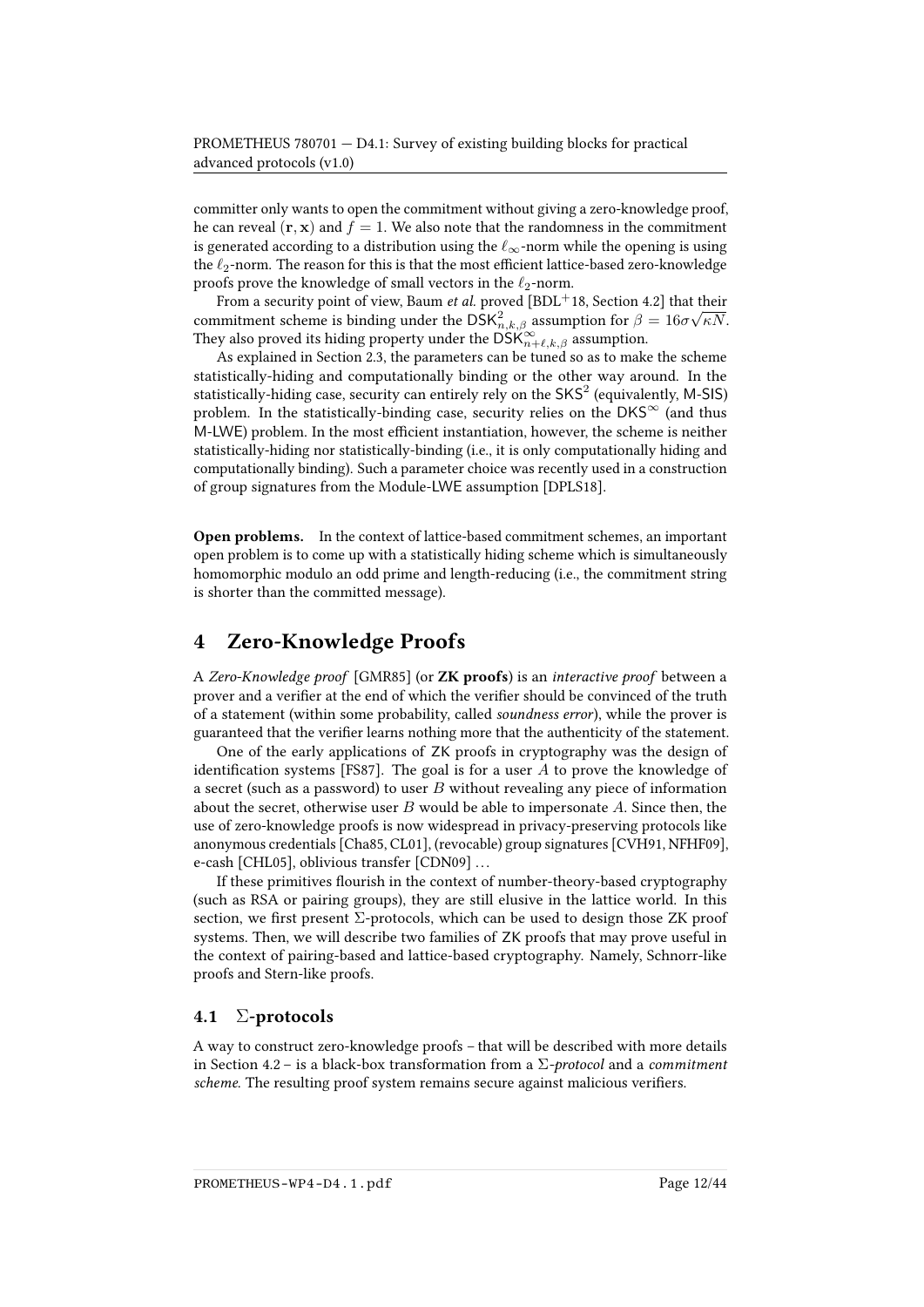committer only wants to open the commitment without giving a zero-knowledge proof, he can reveal $(\mathbf{r}, \mathbf{x})$ and $f = 1$. We also note that the randomness in the commitment is generated according to a distribution using the $\ell_\infty$-norm while the opening is using the $\ell_2$-norm. The reason for this is that the most efficient lattice-based zero-knowledge proofs prove the knowledge of small vectors in the $\ell_2$-norm.

From a security point of view, Baum *et al.* proved [BDL+18, Section 4.2] that their commitment scheme is binding under the $\mathsf{DSK}^2_{n,k,\beta}$ assumption for $\beta = 16\sigma\sqrt{\kappa N}$. They also proved its hiding property under the $\mathsf{DSK}^\infty_{n+\ell,k,\beta}$ assumption.

As explained in Section 2.3, the parameters can be tuned so as to make the scheme statistically-hiding and computationally binding or the other way around. In the statistically-hiding case, security can entirely rely on the $\mathsf{SKS}^2$ (equivalently, M-SIS) problem. In the statistically-binding case, security relies on the $\mathsf{DKS}^\infty$ (and thus M-LWE) problem. In the most efficient instantiation, however, the scheme is neither statistically-hiding nor statistically-binding (i.e., it is only computationally hiding and computationally binding). Such a parameter choice was recently used in a construction of group signatures from the Module-LWE assumption [DPLS18].

**Open problems.** In the context of lattice-based commitment schemes, an important open problem is to come up with a statistically hiding scheme which is simultaneously homomorphic modulo an odd prime and length-reducing (i.e., the commitment string is shorter than the committed message).

# 4 Zero-Knowledge Proofs

A *Zero-Knowledge proof* [GMR85] (or **ZK proofs**) is an *interactive proof* between a prover and a verifier at the end of which the verifier should be convinced of the truth of a statement (within some probability, called *soundness error*), while the prover is guaranteed that the verifier learns nothing more that the authenticity of the statement.

One of the early applications of ZK proofs in cryptography was the design of identification systems [FS87]. The goal is for a user $A$ to prove the knowledge of a secret (such as a password) to user $B$ without revealing any piece of information about the secret, otherwise user $B$ would be able to impersonate $A$. Since then, the use of zero-knowledge proofs is now widespread in privacy-preserving protocols like anonymous credentials [Cha85, CL01], (revocable) group signatures [CVH91, NFHF09], e-cash [CHL05], oblivious transfer [CDN09] ...

If these primitives flourish in the context of number-theory-based cryptography (such as RSA or pairing groups), they are still elusive in the lattice world. In this section, we first present $\Sigma$-protocols, which can be used to design those ZK proof systems. Then, we will describe two families of ZK proofs that may prove useful in the context of pairing-based and lattice-based cryptography. Namely, Schnorr-like proofs and Stern-like proofs.

## 4.1 $\Sigma$-protocols

A way to construct zero-knowledge proofs – that will be described with more details in Section 4.2 – is a black-box transformation from a $\Sigma$-*protocol* and a *commitment scheme*. The resulting proof system remains secure against malicious verifiers.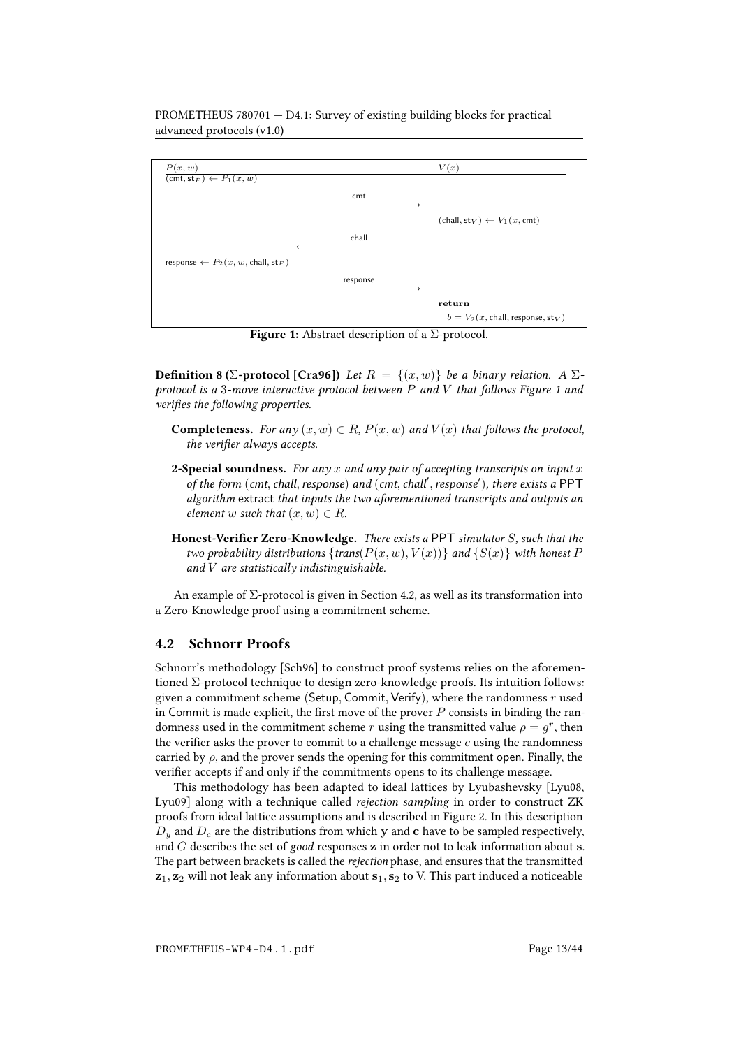| $P(x, w)$ | | $V(x)$ |
|---|---|---|
| $(\mathsf{cmt}, \mathsf{st}_P) \leftarrow P_1(x, w)$ | | |
| | $\xrightarrow{\mathsf{cmt}}$ | |
| | | $(\mathsf{chall}, \mathsf{st}_V) \leftarrow V_1(x, \mathsf{cmt})$ |
| | $\xleftarrow{\mathsf{chall}}$ | |
| $\mathsf{response} \leftarrow P_2(x, w, \mathsf{chall}, \mathsf{st}_P)$ | | |
| | $\xrightarrow{\mathsf{response}}$ | |
| | | **return** |
| | | $b = V_2(x, \mathsf{chall}, \mathsf{response}, \mathsf{st}_V)$ |

**Figure 1:** Abstract description of a $\Sigma$-protocol.

**Definition 8 ($\Sigma$-protocol [Cra96])** *Let $R = \{(x, w)\}$ be a binary relation. A $\Sigma$-protocol is a 3-move interactive protocol between $P$ and $V$ that follows Figure 1 and verifies the following properties.*

- **Completeness.** *For any $(x, w) \in R$, $P(x, w)$ and $V(x)$ that follows the protocol, the verifier always accepts.*
- **2-Special soundness.** *For any $x$ and any pair of accepting transcripts on input $x$ of the form (cmt, chall, response) and (cmt, chall′, response′), there exists a* PPT *algorithm* extract *that inputs the two aforementioned transcripts and outputs an element $w$ such that $(x, w) \in R$.*
- **Honest-Verifier Zero-Knowledge.** *There exists a* PPT *simulator $S$, such that the two probability distributions $\{trans(P(x, w), V(x))\}$ and $\{S(x)\}$ with honest $P$ and $V$ are statistically indistinguishable.*

An example of $\Sigma$-protocol is given in Section 4.2, as well as its transformation into a Zero-Knowledge proof using a commitment scheme.

## 4.2 Schnorr Proofs

Schnorr's methodology [Sch96] to construct proof systems relies on the aforementioned $\Sigma$-protocol technique to design zero-knowledge proofs. Its intuition follows: given a commitment scheme (Setup, Commit, Verify), where the randomness $r$ used in Commit is made explicit, the first move of the prover $P$ consists in binding the randomness used in the commitment scheme $r$ using the transmitted value $\rho = g^r$, then the verifier asks the prover to commit to a challenge message $c$ using the randomness carried by $\rho$, and the prover sends the opening for this commitment open. Finally, the verifier accepts if and only if the commitments opens to its challenge message.

This methodology has been adapted to ideal lattices by Lyubashevsky [Lyu08, Lyu09] along with a technique called *rejection sampling* in order to construct ZK proofs from ideal lattice assumptions and is described in Figure 2. In this description $D_y$ and $D_c$ are the distributions from which $\mathbf{y}$ and $\mathbf{c}$ have to be sampled respectively, and $G$ describes the set of *good* responses $\mathbf{z}$ in order not to leak information about $\mathbf{s}$. The part between brackets is called the *rejection* phase, and ensures that the transmitted $\mathbf{z}_1, \mathbf{z}_2$ will not leak any information about $\mathbf{s}_1, \mathbf{s}_2$ to V. This part induced a noticeable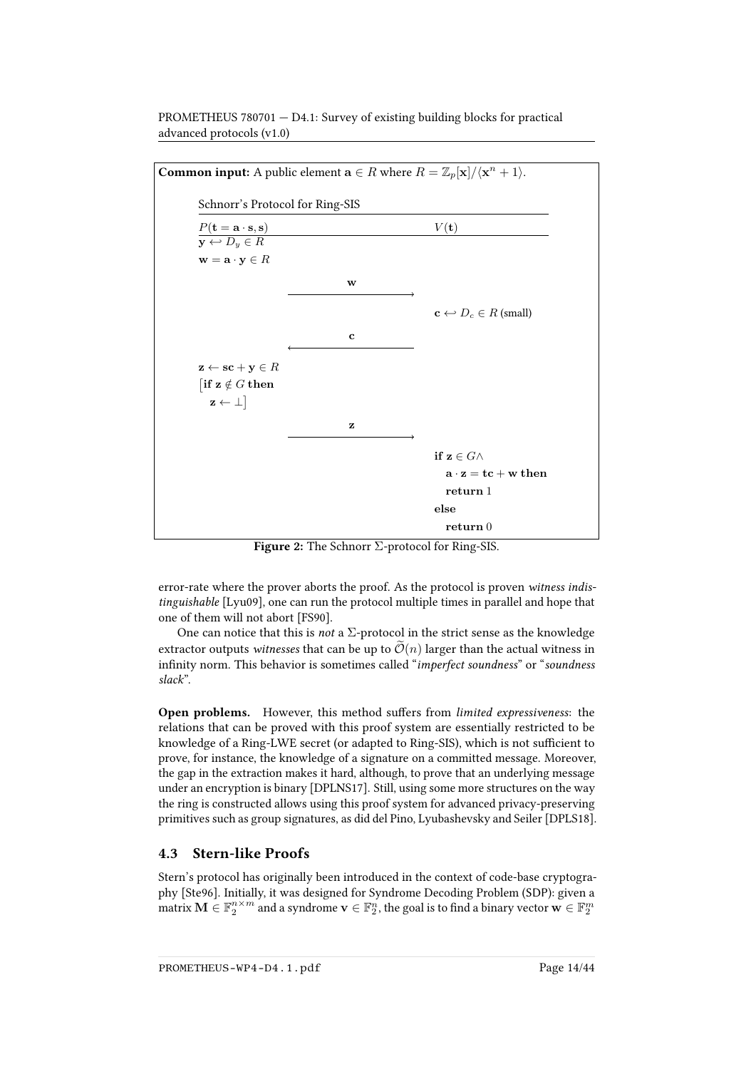**Common input:** A public element $\mathbf{a} \in R$ where $R = \mathbb{Z}_p[\mathbf{x}]/\langle \mathbf{x}^n + 1\rangle$.

Schnorr's Protocol for Ring-SIS

| $P(\mathbf{t} = \mathbf{a} \cdot \mathbf{s}, \mathbf{s})$ | | $V(\mathbf{t})$ |
|---|---|---|
| $\mathbf{y} \hookleftarrow D_y \in R$ | | |
| $\mathbf{w} = \mathbf{a} \cdot \mathbf{y} \in R$ | | |
| | $\xrightarrow{\quad \mathbf{w} \quad}$ | |
| | | $\mathbf{c} \hookleftarrow D_c \in R$ (small) |
| | $\xleftarrow{\quad \mathbf{c} \quad}$ | |
| $\mathbf{z} \leftarrow \mathbf{sc} + \mathbf{y} \in R$ | | |
| $\big[$**if** $\mathbf{z} \notin G$ **then** $\mathbf{z} \leftarrow \perp\big]$ | | |
| | $\xrightarrow{\quad \mathbf{z} \quad}$ | |
| | | **if** $\mathbf{z} \in G \wedge$ $\mathbf{a} \cdot \mathbf{z} = \mathbf{tc} + \mathbf{w}$ **then** **return** $1$ **else** **return** $0$ |

**Figure 2:** The Schnorr $\Sigma$-protocol for Ring-SIS.

error-rate where the prover aborts the proof. As the protocol is proven *witness indistinguishable* [Lyu09], one can run the protocol multiple times in parallel and hope that one of them will not abort [FS90].

One can notice that this is *not* a $\Sigma$-protocol in the strict sense as the knowledge extractor outputs *witnesses* that can be up to $\widetilde{\mathcal{O}}(n)$ larger than the actual witness in infinity norm. This behavior is sometimes called "*imperfect soundness*" or "*soundness slack*".

**Open problems.** However, this method suffers from *limited expressiveness*: the relations that can be proved with this proof system are essentially restricted to be knowledge of a Ring-LWE secret (or adapted to Ring-SIS), which is not sufficient to prove, for instance, the knowledge of a signature on a committed message. Moreover, the gap in the extraction makes it hard, although, to prove that an underlying message under an encryption is binary [DPLNS17]. Still, using some more structures on the way the ring is constructed allows using this proof system for advanced privacy-preserving primitives such as group signatures, as did del Pino, Lyubashevsky and Seiler [DPLS18].

## 4.3 Stern-like Proofs

Stern's protocol has originally been introduced in the context of code-base cryptography [Ste96]. Initially, it was designed for Syndrome Decoding Problem (SDP): given a matrix $\mathbf{M} \in \mathbb{F}_2^{n \times m}$ and a syndrome $\mathbf{v} \in \mathbb{F}_2^n$, the goal is to find a binary vector $\mathbf{w} \in \mathbb{F}_2^m$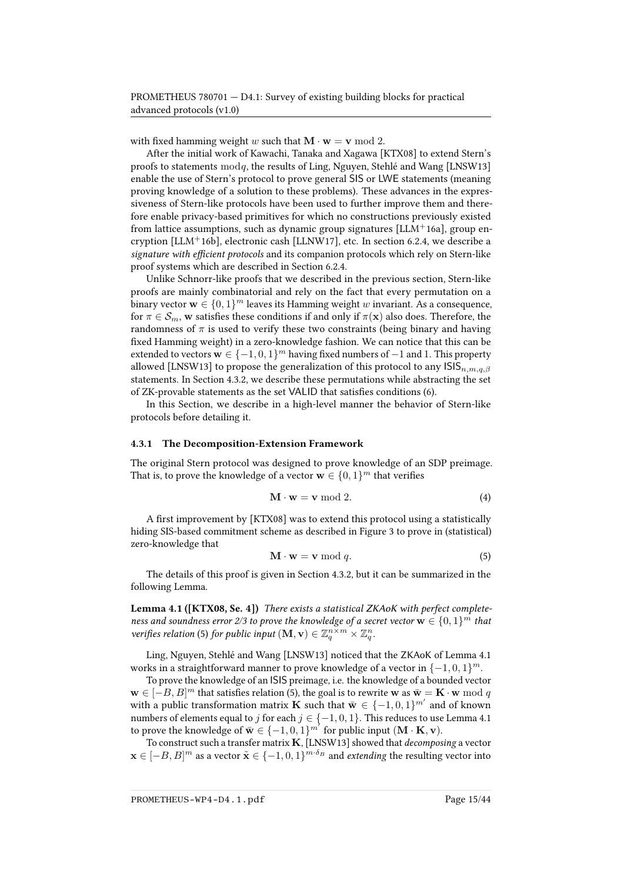with fixed hamming weight $w$ such that $\mathbf{M} \cdot \mathbf{w} = \mathbf{v} \bmod 2$.

After the initial work of Kawachi, Tanaka and Xagawa [KTX08] to extend Stern's proofs to statements $\bmod q$, the results of Ling, Nguyen, Stehlé and Wang [LNSW13] enable the use of Stern's protocol to prove general SIS or LWE statements (meaning proving knowledge of a solution to these problems). These advances in the expressiveness of Stern-like protocols have been used to further improve them and therefore enable privacy-based primitives for which no constructions previously existed from lattice assumptions, such as dynamic group signatures [LLM+16a], group encryption [LLM+16b], electronic cash [LLNW17], etc. In section 6.2.4, we describe a *signature with efficient protocols* and its companion protocols which rely on Stern-like proof systems which are described in Section 6.2.4.

Unlike Schnorr-like proofs that we described in the previous section, Stern-like proofs are mainly combinatorial and rely on the fact that every permutation on a binary vector $\mathbf{w} \in \{0,1\}^m$ leaves its Hamming weight $w$ invariant. As a consequence, for $\pi \in \mathcal{S}_m$, $\mathbf{w}$ satisfies these conditions if and only if $\pi(\mathbf{x})$ also does. Therefore, the randomness of $\pi$ is used to verify these two constraints (being binary and having fixed Hamming weight) in a zero-knowledge fashion. We can notice that this can be extended to vectors $\mathbf{w} \in \{-1,0,1\}^m$ having fixed numbers of $-1$ and $1$. This property allowed [LNSW13] to propose the generalization of this protocol to any $\mathsf{ISIS}_{n,m,q,\beta}$ statements. In Section 4.3.2, we describe these permutations while abstracting the set of ZK-provable statements as the set VALID that satisfies conditions (6).

In this Section, we describe in a high-level manner the behavior of Stern-like protocols before detailing it.

### 4.3.1 The Decomposition-Extension Framework

The original Stern protocol was designed to prove knowledge of an SDP preimage. That is, to prove the knowledge of a vector $\mathbf{w} \in \{0,1\}^m$ that verifies

$$\mathbf{M} \cdot \mathbf{w} = \mathbf{v} \bmod 2. \tag{4}$$

A first improvement by [KTX08] was to extend this protocol using a statistically hiding SIS-based commitment scheme as described in Figure 3 to prove in (statistical) zero-knowledge that

$$\mathbf{M} \cdot \mathbf{w} = \mathbf{v} \bmod q. \tag{5}$$

The details of this proof is given in Section 4.3.2, but it can be summarized in the following Lemma.

**Lemma 4.1 ([KTX08, Se. 4])** *There exists a statistical ZKAoK with perfect completeness and soundness error 2/3 to prove the knowledge of a secret vector $\mathbf{w} \in \{0,1\}^m$ that verifies relation* (5) *for public input $(\mathbf{M}, \mathbf{v}) \in \mathbb{Z}_q^{n \times m} \times \mathbb{Z}_q^n$.*

Ling, Nguyen, Stehlé and Wang [LNSW13] noticed that the ZKAoK of Lemma 4.1 works in a straightforward manner to prove knowledge of a vector in $\{-1,0,1\}^m$.

To prove the knowledge of an ISIS preimage, i.e. the knowledge of a bounded vector $\mathbf{w} \in [-B,B]^m$ that satisfies relation (5), the goal is to rewrite $\mathbf{w}$ as $\bar{\mathbf{w}} = \mathbf{K} \cdot \mathbf{w} \bmod q$ with a public transformation matrix $\mathbf{K}$ such that $\bar{\mathbf{w}} \in \{-1,0,1\}^{m'}$ and of known numbers of elements equal to $j$ for each $j \in \{-1,0,1\}$. This reduces to use Lemma 4.1 to prove the knowledge of $\bar{\mathbf{w}} \in \{-1,0,1\}^{m'}$ for public input $(\mathbf{M} \cdot \mathbf{K}, \mathbf{v})$.

To construct such a transfer matrix $\mathbf{K}$, [LNSW13] showed that *decomposing* a vector $\mathbf{x} \in [-B,B]^m$ as a vector $\tilde{\mathbf{x}} \in \{-1,0,1\}^{m \cdot \delta_B}$ and *extending* the resulting vector into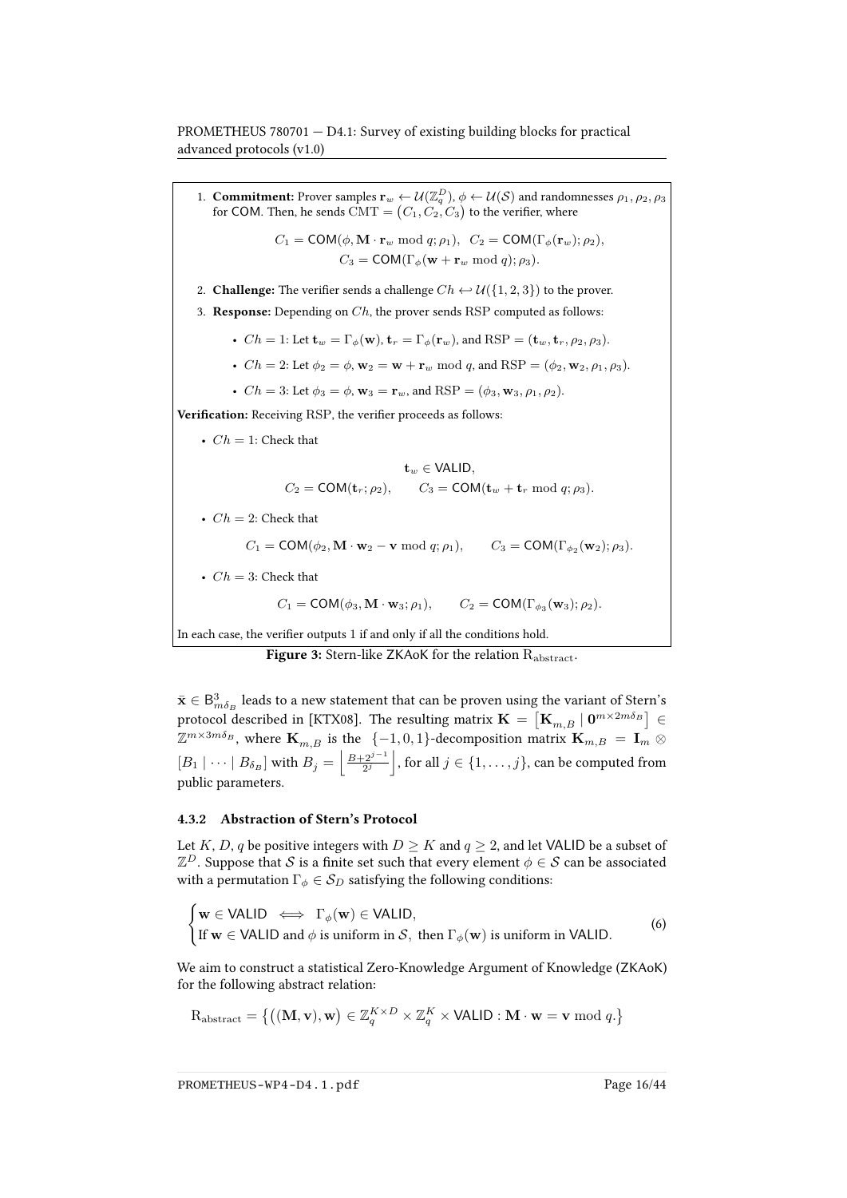1. **Commitment:** Prover samples $\mathbf{r}_w \leftarrow \mathcal{U}(\mathbb{Z}_q^D)$, $\phi \leftarrow \mathcal{U}(\mathcal{S})$ and randomnesses $\rho_1, \rho_2, \rho_3$ for $\mathsf{COM}$. Then, he sends $\mathrm{CMT} = (C_1, C_2, C_3)$ to the verifier, where

$$C_1 = \mathsf{COM}(\phi, \mathbf{M} \cdot \mathbf{r}_w \bmod q; \rho_1), \quad C_2 = \mathsf{COM}(\Gamma_\phi(\mathbf{r}_w); \rho_2),$$
$$C_3 = \mathsf{COM}(\Gamma_\phi(\mathbf{w} + \mathbf{r}_w \bmod q); \rho_3).$$

2. **Challenge:** The verifier sends a challenge $Ch \hookleftarrow \mathcal{U}(\{1, 2, 3\})$ to the prover.
3. **Response:** Depending on $Ch$, the prover sends RSP computed as follows:
   - $Ch = 1$: Let $\mathbf{t}_w = \Gamma_\phi(\mathbf{w})$, $\mathbf{t}_r = \Gamma_\phi(\mathbf{r}_w)$, and $\mathrm{RSP} = (\mathbf{t}_w, \mathbf{t}_r, \rho_2, \rho_3)$.
   - $Ch = 2$: Let $\phi_2 = \phi$, $\mathbf{w}_2 = \mathbf{w} + \mathbf{r}_w \bmod q$, and $\mathrm{RSP} = (\phi_2, \mathbf{w}_2, \rho_1, \rho_3)$.
   - $Ch = 3$: Let $\phi_3 = \phi$, $\mathbf{w}_3 = \mathbf{r}_w$, and $\mathrm{RSP} = (\phi_3, \mathbf{w}_3, \rho_1, \rho_2)$.

**Verification:** Receiving RSP, the verifier proceeds as follows:

- $Ch = 1$: Check that

$$\mathbf{t}_w \in \mathsf{VALID},$$
$$C_2 = \mathsf{COM}(\mathbf{t}_r; \rho_2), \qquad C_3 = \mathsf{COM}(\mathbf{t}_w + \mathbf{t}_r \bmod q; \rho_3).$$

- $Ch = 2$: Check that

$$C_1 = \mathsf{COM}(\phi_2, \mathbf{M} \cdot \mathbf{w}_2 - \mathbf{v} \bmod q; \rho_1), \qquad C_3 = \mathsf{COM}(\Gamma_{\phi_2}(\mathbf{w}_2); \rho_3).$$

- $Ch = 3$: Check that

$$C_1 = \mathsf{COM}(\phi_3, \mathbf{M} \cdot \mathbf{w}_3; \rho_1), \qquad C_2 = \mathsf{COM}(\Gamma_{\phi_3}(\mathbf{w}_3); \rho_2).$$

In each case, the verifier outputs 1 if and only if all the conditions hold.

**Figure 3:** Stern-like ZKAoK for the relation $\mathrm{R}_{\mathrm{abstract}}$.

$\bar{\mathbf{x}} \in \mathsf{B}^3_{m\delta_B}$ leads to a new statement that can be proven using the variant of Stern's protocol described in [KTX08]. The resulting matrix $\mathbf{K} = \left[\mathbf{K}_{m,B} \mid \mathbf{0}^{m \times 2m\delta_B}\right] \in \mathbb{Z}^{m \times 3m\delta_B}$, where $\mathbf{K}_{m,B}$ is the $\{-1, 0, 1\}$-decomposition matrix $\mathbf{K}_{m,B} = \mathbf{I}_m \otimes [B_1 \mid \cdots \mid B_{\delta_B}]$ with $B_j = \left\lfloor \frac{B + 2^{j-1}}{2^j} \right\rfloor$, for all $j \in \{1, \ldots, j\}$, can be computed from public parameters.

### 4.3.2 Abstraction of Stern's Protocol

Let $K$, $D$, $q$ be positive integers with $D \geq K$ and $q \geq 2$, and let $\mathsf{VALID}$ be a subset of $\mathbb{Z}^D$. Suppose that $\mathcal{S}$ is a finite set such that every element $\phi \in \mathcal{S}$ can be associated with a permutation $\Gamma_\phi \in \mathcal{S}_D$ satisfying the following conditions:

$$\begin{cases} \mathbf{w} \in \mathsf{VALID} \iff \Gamma_\phi(\mathbf{w}) \in \mathsf{VALID}, \\ \text{If } \mathbf{w} \in \mathsf{VALID} \text{ and } \phi \text{ is uniform in } \mathcal{S}, \text{ then } \Gamma_\phi(\mathbf{w}) \text{ is uniform in } \mathsf{VALID}. \end{cases} \tag{6}$$

We aim to construct a statistical Zero-Knowledge Argument of Knowledge (ZKAoK) for the following abstract relation:

$$\mathrm{R}_{\mathrm{abstract}} = \left\{ \left( (\mathbf{M}, \mathbf{v}), \mathbf{w} \right) \in \mathbb{Z}_q^{K \times D} \times \mathbb{Z}_q^K \times \mathsf{VALID} : \mathbf{M} \cdot \mathbf{w} = \mathbf{v} \bmod q. \right\}$$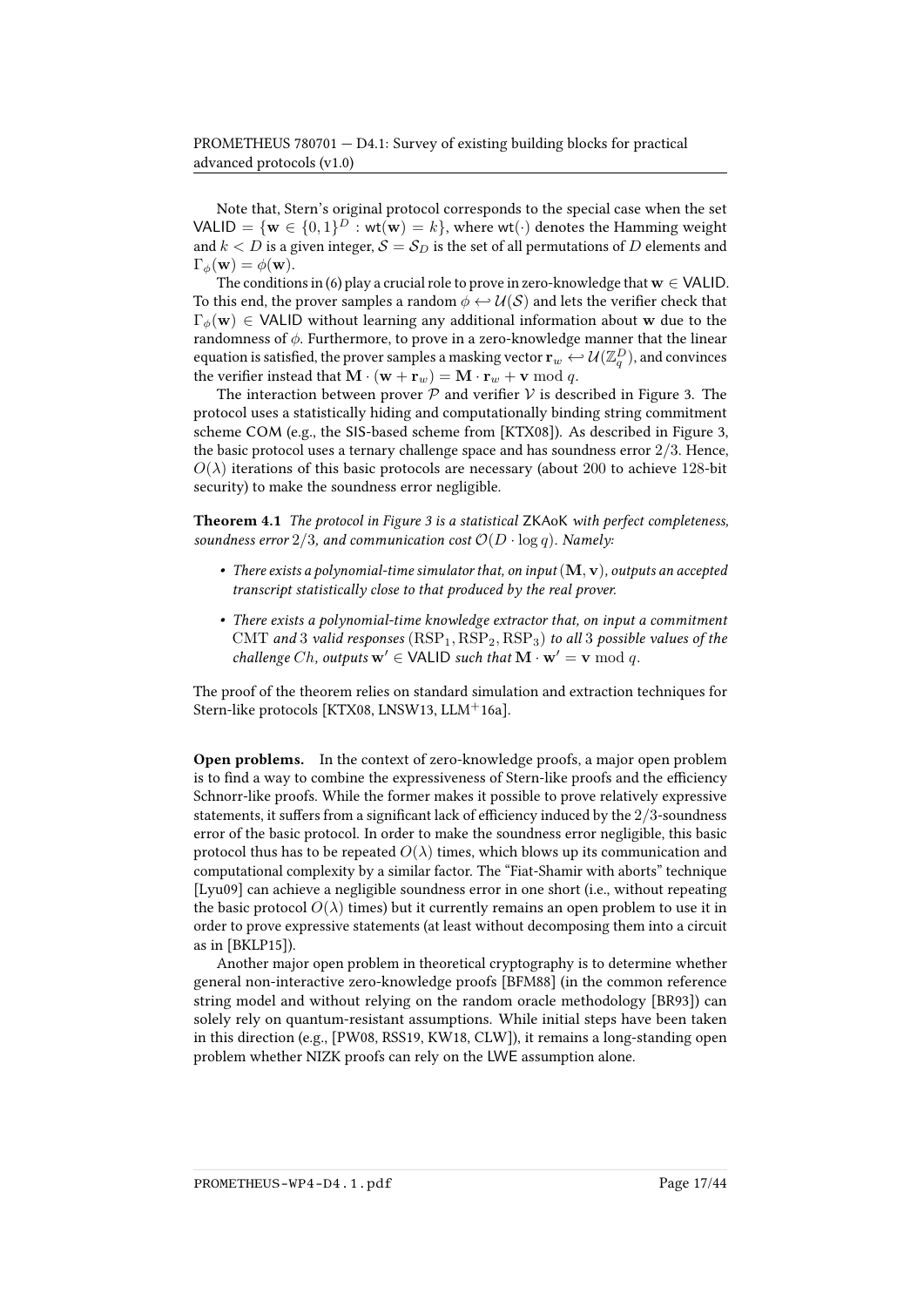Note that, Stern's original protocol corresponds to the special case when the set $\mathsf{VALID} = \{\mathbf{w} \in \{0,1\}^D : \mathsf{wt}(\mathbf{w}) = k\}$, where $\mathsf{wt}(\cdot)$ denotes the Hamming weight and $k < D$ is a given integer, $\mathcal{S} = \mathcal{S}_D$ is the set of all permutations of $D$ elements and $\Gamma_\phi(\mathbf{w}) = \phi(\mathbf{w})$.

The conditions in (6) play a crucial role to prove in zero-knowledge that $\mathbf{w} \in \mathsf{VALID}$. To this end, the prover samples a random $\phi \hookleftarrow \mathcal{U}(\mathcal{S})$ and lets the verifier check that $\Gamma_\phi(\mathbf{w}) \in \mathsf{VALID}$ without learning any additional information about $\mathbf{w}$ due to the randomness of $\phi$. Furthermore, to prove in a zero-knowledge manner that the linear equation is satisfied, the prover samples a masking vector $\mathbf{r}_w \hookleftarrow \mathcal{U}(\mathbb{Z}_q^D)$, and convinces the verifier instead that $\mathbf{M} \cdot (\mathbf{w} + \mathbf{r}_w) = \mathbf{M} \cdot \mathbf{r}_w + \mathbf{v} \bmod q$.

The interaction between prover $\mathcal{P}$ and verifier $\mathcal{V}$ is described in Figure 3. The protocol uses a statistically hiding and computationally binding string commitment scheme COM (e.g., the SIS-based scheme from [KTX08]). As described in Figure 3, the basic protocol uses a ternary challenge space and has soundness error $2/3$. Hence, $O(\lambda)$ iterations of this basic protocols are necessary (about 200 to achieve 128-bit security) to make the soundness error negligible.

**Theorem 4.1** *The protocol in Figure 3 is a statistical* ZKAoK *with perfect completeness, soundness error $2/3$, and communication cost $\mathcal{O}(D \cdot \log q)$. Namely:*

- *There exists a polynomial-time simulator that, on input $(\mathbf{M}, \mathbf{v})$, outputs an accepted transcript statistically close to that produced by the real prover.*
- *There exists a polynomial-time knowledge extractor that, on input a commitment $\mathrm{CMT}$ and 3 valid responses $(\mathrm{RSP}_1, \mathrm{RSP}_2, \mathrm{RSP}_3)$ to all 3 possible values of the challenge $Ch$, outputs $\mathbf{w}' \in \mathsf{VALID}$ such that $\mathbf{M} \cdot \mathbf{w}' = \mathbf{v} \bmod q$.*

The proof of the theorem relies on standard simulation and extraction techniques for Stern-like protocols [KTX08, LNSW13, LLM+16a].

**Open problems.** In the context of zero-knowledge proofs, a major open problem is to find a way to combine the expressiveness of Stern-like proofs and the efficiency Schnorr-like proofs. While the former makes it possible to prove relatively expressive statements, it suffers from a significant lack of efficiency induced by the $2/3$-soundness error of the basic protocol. In order to make the soundness error negligible, this basic protocol thus has to be repeated $O(\lambda)$ times, which blows up its communication and computational complexity by a similar factor. The "Fiat-Shamir with aborts" technique [Lyu09] can achieve a negligible soundness error in one short (i.e., without repeating the basic protocol $O(\lambda)$ times) but it currently remains an open problem to use it in order to prove expressive statements (at least without decomposing them into a circuit as in [BKLP15]).

Another major open problem in theoretical cryptography is to determine whether general non-interactive zero-knowledge proofs [BFM88] (in the common reference string model and without relying on the random oracle methodology [BR93]) can solely rely on quantum-resistant assumptions. While initial steps have been taken in this direction (e.g., [PW08, RSS19, KW18, CLW]), it remains a long-standing open problem whether NIZK proofs can rely on the LWE assumption alone.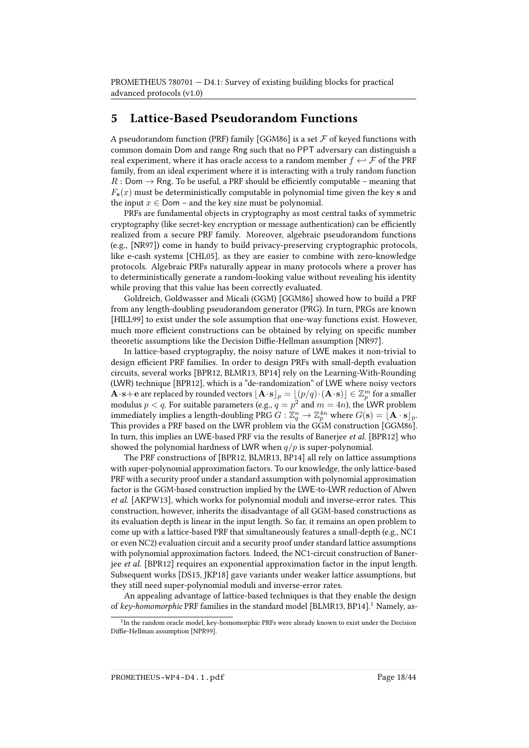# 5 Lattice-Based Pseudorandom Functions

A pseudorandom function (PRF) family [GGM86] is a set $\mathcal{F}$ of keyed functions with common domain $\mathsf{Dom}$ and range $\mathsf{Rng}$ such that no PPT adversary can distinguish a real experiment, where it has oracle access to a random member $f \hookleftarrow \mathcal{F}$ of the PRF family, from an ideal experiment where it is interacting with a truly random function $R : \mathsf{Dom} \to \mathsf{Rng}$. To be useful, a PRF should be efficiently computable – meaning that $F_{\mathbf{s}}(x)$ must be deterministically computable in polynomial time given the key $\mathbf{s}$ and the input $x \in \mathsf{Dom}$ – and the key size must be polynomial.

PRFs are fundamental objects in cryptography as most central tasks of symmetric cryptography (like secret-key encryption or message authentication) can be efficiently realized from a secure PRF family. Moreover, algebraic pseudorandom functions (e.g., [NR97]) come in handy to build privacy-preserving cryptographic protocols, like e-cash systems [CHL05], as they are easier to combine with zero-knowledge protocols. Algebraic PRFs naturally appear in many protocols where a prover has to deterministically generate a random-looking value without revealing his identity while proving that this value has been correctly evaluated.

Goldreich, Goldwasser and Micali (GGM) [GGM86] showed how to build a PRF from any length-doubling pseudorandom generator (PRG). In turn, PRGs are known [HILL99] to exist under the sole assumption that one-way functions exist. However, much more efficient constructions can be obtained by relying on specific number theoretic assumptions like the Decision Diffie-Hellman assumption [NR97].

In lattice-based cryptography, the noisy nature of LWE makes it non-trivial to design efficient PRF families. In order to design PRFs with small-depth evaluation circuits, several works [BPR12, BLMR13, BP14] rely on the Learning-With-Rounding (LWR) technique [BPR12], which is a "de-randomization" of LWE where noisy vectors $\mathbf{A} \cdot \mathbf{s} + \mathbf{e}$ are replaced by rounded vectors $\lfloor \mathbf{A} \cdot \mathbf{s} \rfloor_p = \lfloor (p/q) \cdot (\mathbf{A} \cdot \mathbf{s}) \rfloor \in \mathbb{Z}_p^m$ for a smaller modulus $p < q$. For suitable parameters (e.g., $q = p^2$ and $m = 4n$), the LWR problem immediately implies a length-doubling PRG $G : \mathbb{Z}_q^n \to \mathbb{Z}_p^{4n}$ where $G(\mathbf{s}) = \lfloor \mathbf{A} \cdot \mathbf{s} \rfloor_p$. This provides a PRF based on the LWR problem via the GGM construction [GGM86]. In turn, this implies an LWE-based PRF via the results of Banerjee *et al.* [BPR12] who showed the polynomial hardness of LWR when $q/p$ is super-polynomial.

The PRF constructions of [BPR12, BLMR13, BP14] all rely on lattice assumptions with super-polynomial approximation factors. To our knowledge, the only lattice-based PRF with a security proof under a standard assumption with polynomial approximation factor is the GGM-based construction implied by the LWE-to-LWR reduction of Alwen *et al.* [AKPW13], which works for polynomial moduli and inverse-error rates. This construction, however, inherits the disadvantage of all GGM-based constructions as its evaluation depth is linear in the input length. So far, it remains an open problem to come up with a lattice-based PRF that simultaneously features a small-depth (e.g., NC1 or even NC2) evaluation circuit and a security proof under standard lattice assumptions with polynomial approximation factors. Indeed, the NC1-circuit construction of Banerjee *et al.* [BPR12] requires an exponential approximation factor in the input length. Subsequent works [DS15, JKP18] gave variants under weaker lattice assumptions, but they still need super-polynomial moduli and inverse-error rates.

An appealing advantage of lattice-based techniques is that they enable the design of *key-homomorphic* PRF families in the standard model [BLMR13, BP14].[1] Namely, as-

[1] In the random oracle model, key-homomorphic PRFs were already known to exist under the Decision Diffie-Hellman assumption [NPR99].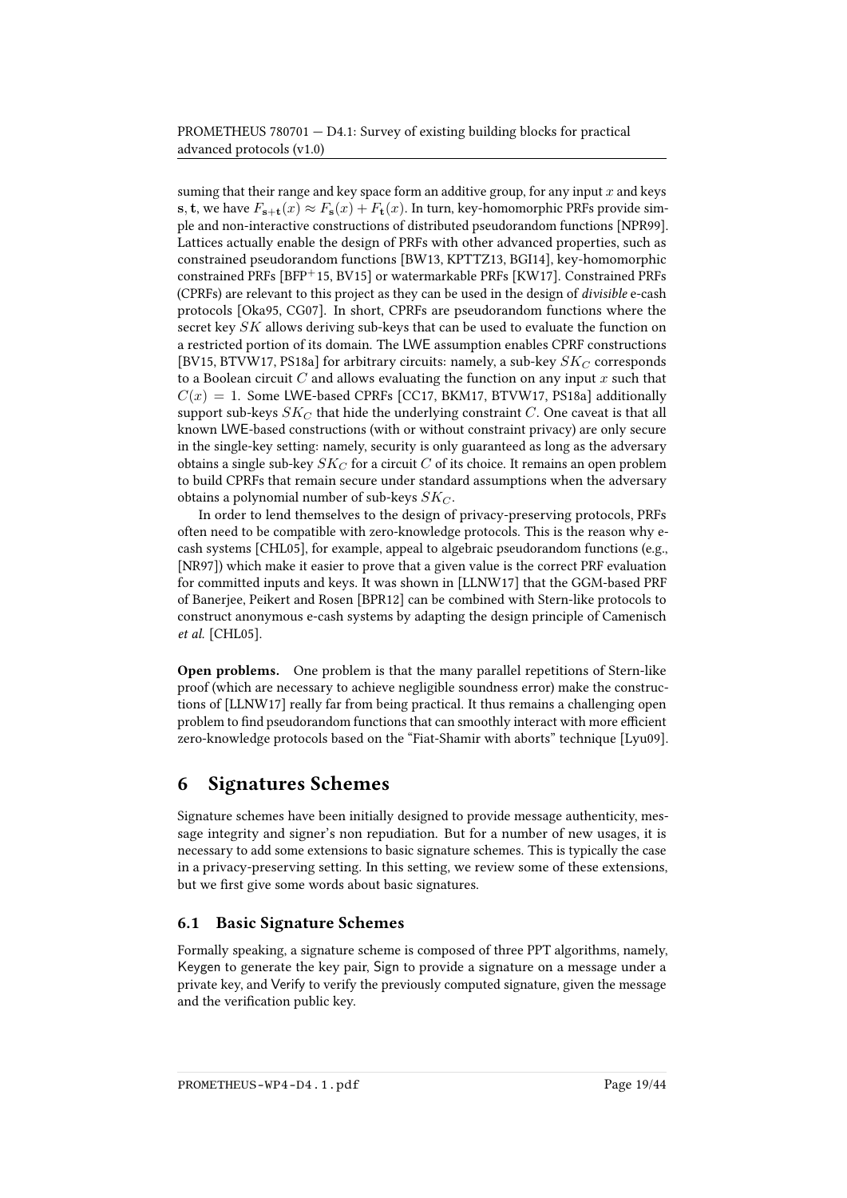suming that their range and key space form an additive group, for any input $x$ and keys $\mathbf{s}, \mathbf{t}$, we have $F_{\mathbf{s}+\mathbf{t}}(x) \approx F_{\mathbf{s}}(x) + F_{\mathbf{t}}(x)$. In turn, key-homomorphic PRFs provide simple and non-interactive constructions of distributed pseudorandom functions [NPR99]. Lattices actually enable the design of PRFs with other advanced properties, such as constrained pseudorandom functions [BW13, KPTTZ13, BGI14], key-homomorphic constrained PRFs [BFP+15, BV15] or watermarkable PRFs [KW17]. Constrained PRFs (CPRFs) are relevant to this project as they can be used in the design of *divisible* e-cash protocols [Oka95, CG07]. In short, CPRFs are pseudorandom functions where the secret key $SK$ allows deriving sub-keys that can be used to evaluate the function on a restricted portion of its domain. The LWE assumption enables CPRF constructions [BV15, BTVW17, PS18a] for arbitrary circuits: namely, a sub-key $SK_C$ corresponds to a Boolean circuit $C$ and allows evaluating the function on any input $x$ such that $C(x) = 1$. Some LWE-based CPRFs [CC17, BKM17, BTVW17, PS18a] additionally support sub-keys $SK_C$ that hide the underlying constraint $C$. One caveat is that all known LWE-based constructions (with or without constraint privacy) are only secure in the single-key setting: namely, security is only guaranteed as long as the adversary obtains a single sub-key $SK_C$ for a circuit $C$ of its choice. It remains an open problem to build CPRFs that remain secure under standard assumptions when the adversary obtains a polynomial number of sub-keys $SK_C$.

In order to lend themselves to the design of privacy-preserving protocols, PRFs often need to be compatible with zero-knowledge protocols. This is the reason why e-cash systems [CHL05], for example, appeal to algebraic pseudorandom functions (e.g., [NR97]) which make it easier to prove that a given value is the correct PRF evaluation for committed inputs and keys. It was shown in [LLNW17] that the GGM-based PRF of Banerjee, Peikert and Rosen [BPR12] can be combined with Stern-like protocols to construct anonymous e-cash systems by adapting the design principle of Camenisch *et al.* [CHL05].

**Open problems.** One problem is that the many parallel repetitions of Stern-like proof (which are necessary to achieve negligible soundness error) make the constructions of [LLNW17] really far from being practical. It thus remains a challenging open problem to find pseudorandom functions that can smoothly interact with more efficient zero-knowledge protocols based on the "Fiat-Shamir with aborts" technique [Lyu09].

# 6 Signatures Schemes

Signature schemes have been initially designed to provide message authenticity, message integrity and signer's non repudiation. But for a number of new usages, it is necessary to add some extensions to basic signature schemes. This is typically the case in a privacy-preserving setting. In this setting, we review some of these extensions, but we first give some words about basic signatures.

## 6.1 Basic Signature Schemes

Formally speaking, a signature scheme is composed of three PPT algorithms, namely, Keygen to generate the key pair, Sign to provide a signature on a message under a private key, and Verify to verify the previously computed signature, given the message and the verification public key.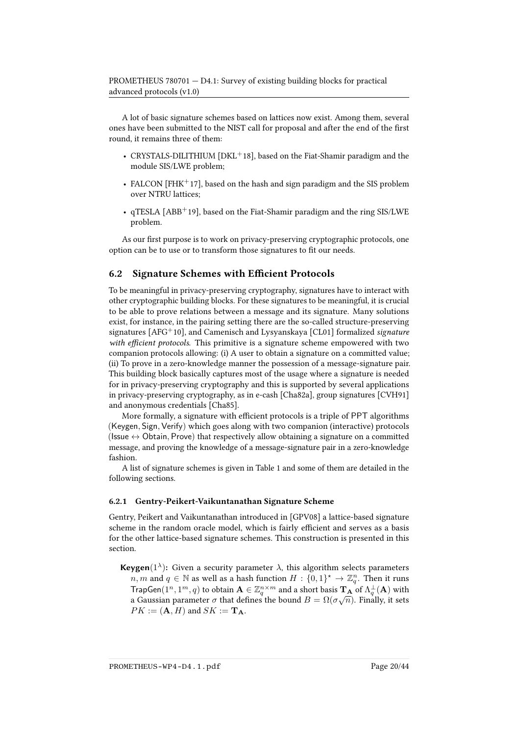A lot of basic signature schemes based on lattices now exist. Among them, several ones have been submitted to the NIST call for proposal and after the end of the first round, it remains three of them:

- CRYSTALS-DILITHIUM [DKL+18], based on the Fiat-Shamir paradigm and the module SIS/LWE problem;
- FALCON [FHK+17], based on the hash and sign paradigm and the SIS problem over NTRU lattices;
- qTESLA [ABB+19], based on the Fiat-Shamir paradigm and the ring SIS/LWE problem.

As our first purpose is to work on privacy-preserving cryptographic protocols, one option can be to use or to transform those signatures to fit our needs.

## 6.2 Signature Schemes with Efficient Protocols

To be meaningful in privacy-preserving cryptography, signatures have to interact with other cryptographic building blocks. For these signatures to be meaningful, it is crucial to be able to prove relations between a message and its signature. Many solutions exist, for instance, in the pairing setting there are the so-called structure-preserving signatures [AFG+10], and Camenisch and Lysyanskaya [CL01] formalized *signature with efficient protocols*. This primitive is a signature scheme empowered with two companion protocols allowing: (i) A user to obtain a signature on a committed value; (ii) To prove in a zero-knowledge manner the possession of a message-signature pair. This building block basically captures most of the usage where a signature is needed for in privacy-preserving cryptography and this is supported by several applications in privacy-preserving cryptography, as in e-cash [Cha82a], group signatures [CVH91] and anonymous credentials [Cha85].

More formally, a signature with efficient protocols is a triple of PPT algorithms $(\mathsf{Keygen}, \mathsf{Sign}, \mathsf{Verify})$ which goes along with two companion (interactive) protocols $(\mathsf{Issue} \leftrightarrow \mathsf{Obtain}, \mathsf{Prove})$ that respectively allow obtaining a signature on a committed message, and proving the knowledge of a message-signature pair in a zero-knowledge fashion.

A list of signature schemes is given in Table 1 and some of them are detailed in the following sections.

### 6.2.1 Gentry-Peikert-Vaikuntanathan Signature Scheme

Gentry, Peikert and Vaikuntanathan introduced in [GPV08] a lattice-based signature scheme in the random oracle model, which is fairly efficient and serves as a basis for the other lattice-based signature schemes. This construction is presented in this section.

**Keygen**$(1^\lambda)$**:** Given a security parameter $\lambda$, this algorithm selects parameters $n, m$ and $q \in \mathbb{N}$ as well as a hash function $H : \{0,1\}^\star \to \mathbb{Z}_q^n$. Then it runs $\mathsf{TrapGen}(1^n, 1^m, q)$ to obtain $\mathbf{A} \in \mathbb{Z}_q^{n \times m}$ and a short basis $\mathbf{T_A}$ of $\Lambda_q^\perp(\mathbf{A})$ with a Gaussian parameter $\sigma$ that defines the bound $B = \Omega(\sigma\sqrt{n})$. Finally, it sets $PK := (\mathbf{A}, H)$ and $SK := \mathbf{T_A}$.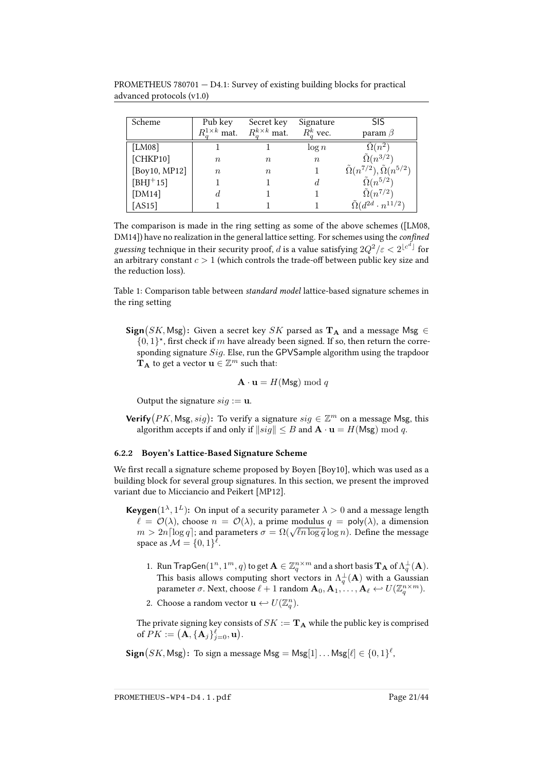| Scheme | Pub key $R_q^{1\times k}$ mat. | Secret key $R_q^{k\times k}$ mat. | Signature $R_q^k$ vec. | SIS param $\beta$ |
|---|---|---|---|---|
| [LM08] | 1 | 1 | $\log n$ | $\tilde{\Omega}(n^2)$ |
| [CHKP10] | $n$ | $n$ | $n$ | $\tilde{\Omega}(n^{3/2})$ |
| [Boy10, MP12] | $n$ | $n$ | 1 | $\tilde{\Omega}(n^{7/2}), \tilde{\Omega}(n^{5/2})$ |
| [BHJ+15] | 1 | 1 | $d$ | $\tilde{\Omega}(n^{5/2})$ |
| [DM14] | $d$ | 1 | 1 | $\tilde{\Omega}(n^{7/2})$ |
| [AS15] | 1 | 1 | 1 | $\tilde{\Omega}(d^{2d} \cdot n^{11/2})$ |

The comparison is made in the ring setting as some of the above schemes ([LM08, DM14]) have no realization in the general lattice setting. For schemes using the *confined guessing* technique in their security proof, $d$ is a value satisfying $2Q^2/\varepsilon < 2^{\lfloor c^d \rfloor}$ for an arbitrary constant $c > 1$ (which controls the trade-off between public key size and the reduction loss).

Table 1: Comparison table between *standard model* lattice-based signature schemes in the ring setting

**Sign**$(SK, \mathsf{Msg})$**:** Given a secret key $SK$ parsed as $\mathbf{T_A}$ and a message $\mathsf{Msg} \in \{0,1\}^\star$, first check if $m$ have already been signed. If so, then return the corresponding signature $Sig$. Else, run the GPVSample algorithm using the trapdoor $\mathbf{T_A}$ to get a vector $\mathbf{u} \in \mathbb{Z}^m$ such that:

$$\mathbf{A} \cdot \mathbf{u} = H(\mathsf{Msg}) \bmod q$$

Output the signature $sig := \mathbf{u}$.

**Verify**$(PK, \mathsf{Msg}, sig)$**:** To verify a signature $sig \in \mathbb{Z}^m$ on a message Msg, this algorithm accepts if and only if $\|sig\| \le B$ and $\mathbf{A} \cdot \mathbf{u} = H(\mathsf{Msg}) \bmod q$.

#### 6.2.2 Boyen's Lattice-Based Signature Scheme

We first recall a signature scheme proposed by Boyen [Boy10], which was used as a building block for several group signatures. In this section, we present the improved variant due to Micciancio and Peikert [MP12].

**Keygen**$(1^\lambda, 1^L)$**:** On input of a security parameter $\lambda > 0$ and a message length $\ell = \mathcal{O}(\lambda)$, choose $n = \mathcal{O}(\lambda)$, a prime modulus $q = \mathsf{poly}(\lambda)$, a dimension $m > 2n\lceil \log q \rceil$; and parameters $\sigma = \Omega(\sqrt{\ell n \log q} \log n)$. Define the message space as $\mathcal{M} = \{0,1\}^\ell$.

1. Run $\mathsf{TrapGen}(1^n, 1^m, q)$ to get $\mathbf{A} \in \mathbb{Z}_q^{n\times m}$ and a short basis $\mathbf{T_A}$ of $\Lambda_q^\perp(\mathbf{A})$. This basis allows computing short vectors in $\Lambda_q^\perp(\mathbf{A})$ with a Gaussian parameter $\sigma$. Next, choose $\ell + 1$ random $\mathbf{A}_0, \mathbf{A}_1, \ldots, \mathbf{A}_\ell \hookleftarrow U(\mathbb{Z}_q^{n\times m})$.
2. Choose a random vector $\mathbf{u} \hookleftarrow U(\mathbb{Z}_q^n)$.

The private signing key consists of $SK := \mathbf{T_A}$ while the public key is comprised of $PK := \big(\mathbf{A}, \{\mathbf{A}_j\}_{j=0}^{\ell}, \mathbf{u}\big)$.

**Sign**$(SK, \mathsf{Msg})$**:** To sign a message $\mathsf{Msg} = \mathsf{Msg}[1] \ldots \mathsf{Msg}[\ell] \in \{0,1\}^\ell$,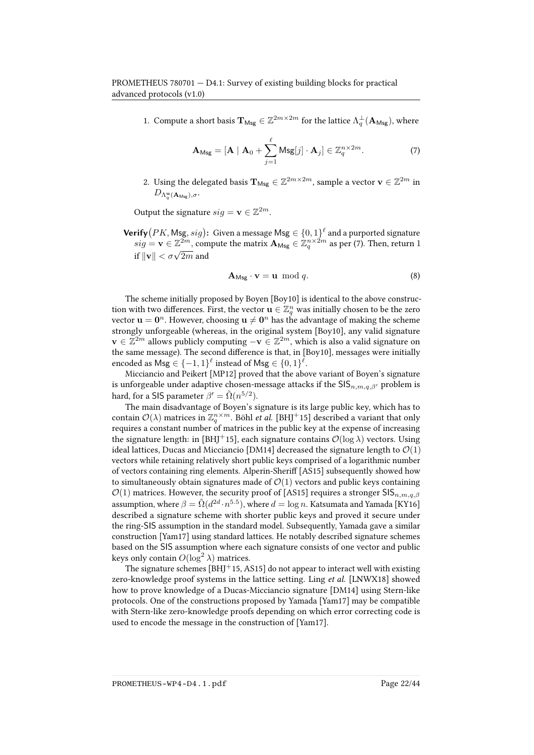1. Compute a short basis $\mathbf{T}_{\mathsf{Msg}} \in \mathbb{Z}^{2m \times 2m}$ for the lattice $\Lambda_q^{\perp}(\mathbf{A}_{\mathsf{Msg}})$, where

$$\mathbf{A}_{\mathsf{Msg}} = [\mathbf{A} \mid \mathbf{A}_0 + \sum_{j=1}^{\ell} \mathsf{Msg}[j] \cdot \mathbf{A}_j] \in \mathbb{Z}_q^{n \times 2m}. \tag{7}$$

2. Using the delegated basis $\mathbf{T}_{\mathsf{Msg}} \in \mathbb{Z}^{2m \times 2m}$, sample a vector $\mathbf{v} \in \mathbb{Z}^{2m}$ in $D_{\Lambda_q^{\mathbf{u}}(\mathbf{A}_{\mathsf{Msg}}),\sigma}$.

Output the signature $sig = \mathbf{v} \in \mathbb{Z}^{2m}$.

**Verify**$(PK, \mathsf{Msg}, sig)$**:** Given a message $\mathsf{Msg} \in \{0,1\}^{\ell}$ and a purported signature $sig = \mathbf{v} \in \mathbb{Z}^{2m}$, compute the matrix $\mathbf{A}_{\mathsf{Msg}} \in \mathbb{Z}_q^{n \times 2m}$ as per (7). Then, return 1 if $\|\mathbf{v}\| < \sigma\sqrt{2m}$ and

$$\mathbf{A}_{\mathsf{Msg}} \cdot \mathbf{v} = \mathbf{u} \mod q. \tag{8}$$

The scheme initially proposed by Boyen [Boy10] is identical to the above construction with two differences. First, the vector $\mathbf{u} \in \mathbb{Z}_q^n$ was initially chosen to be the zero vector $\mathbf{u} = \mathbf{0}^n$. However, choosing $\mathbf{u} \neq \mathbf{0}^n$ has the advantage of making the scheme strongly unforgeable (whereas, in the original system [Boy10], any valid signature $\mathbf{v} \in \mathbb{Z}^{2m}$ allows publicly computing $-\mathbf{v} \in \mathbb{Z}^{2m}$, which is also a valid signature on the same message). The second difference is that, in [Boy10], messages were initially encoded as $\mathsf{Msg} \in \{-1,1\}^{\ell}$ instead of $\mathsf{Msg} \in \{0,1\}^{\ell}$.

Micciancio and Peikert [MP12] proved that the above variant of Boyen's signature is unforgeable under adaptive chosen-message attacks if the $\mathsf{SIS}_{n,m,q,\beta'}$ problem is hard, for a SIS parameter $\beta' = \tilde{\Omega}(n^{5/2})$.

The main disadvantage of Boyen's signature is its large public key, which has to contain $\mathcal{O}(\lambda)$ matrices in $\mathbb{Z}_q^{n \times m}$. Böhl *et al.* [BHJ+15] described a variant that only requires a constant number of matrices in the public key at the expense of increasing the signature length: in [BHJ+15], each signature contains $\mathcal{O}(\log \lambda)$ vectors. Using ideal lattices, Ducas and Micciancio [DM14] decreased the signature length to $\mathcal{O}(1)$ vectors while retaining relatively short public keys comprised of a logarithmic number of vectors containing ring elements. Alperin-Sheriff [AS15] subsequently showed how to simultaneously obtain signatures made of $\mathcal{O}(1)$ vectors and public keys containing $\mathcal{O}(1)$ matrices. However, the security proof of [AS15] requires a stronger $\mathsf{SIS}_{n,m,q,\beta}$ assumption, where $\beta = \tilde{\Omega}(d^{2d} \cdot n^{5.5})$, where $d = \log n$. Katsumata and Yamada [KY16] described a signature scheme with shorter public keys and proved it secure under the ring-SIS assumption in the standard model. Subsequently, Yamada gave a similar construction [Yam17] using standard lattices. He notably described signature schemes based on the SIS assumption where each signature consists of one vector and public keys only contain $O(\log^2 \lambda)$ matrices.

The signature schemes [BHJ+15, AS15] do not appear to interact well with existing zero-knowledge proof systems in the lattice setting. Ling *et al.* [LNWX18] showed how to prove knowledge of a Ducas-Micciancio signature [DM14] using Stern-like protocols. One of the constructions proposed by Yamada [Yam17] may be compatible with Stern-like zero-knowledge proofs depending on which error correcting code is used to encode the message in the construction of [Yam17].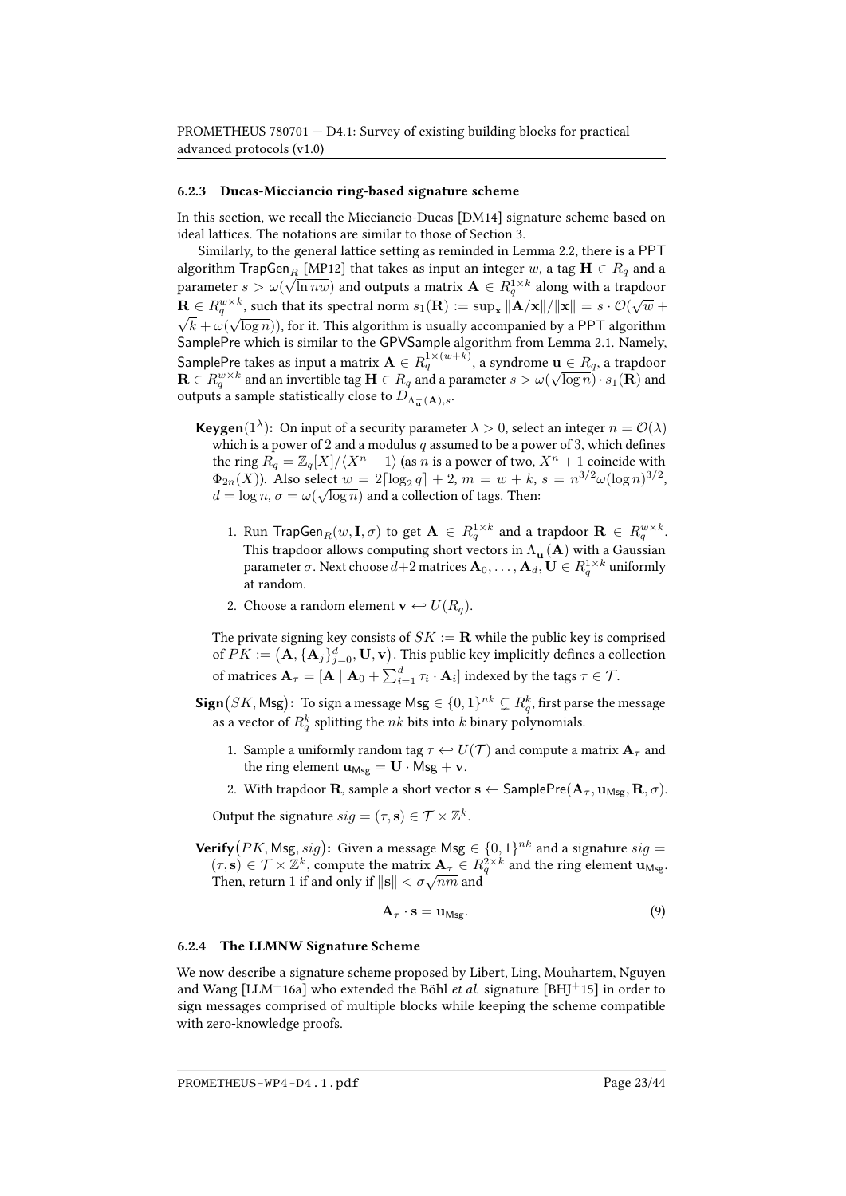### 6.2.3 Ducas-Micciancio ring-based signature scheme

In this section, we recall the Micciancio-Ducas [DM14] signature scheme based on ideal lattices. The notations are similar to those of Section 3.

Similarly, to the general lattice setting as reminded in Lemma 2.2, there is a PPT algorithm $\mathsf{TrapGen}_R$ [MP12] that takes as input an integer $w$, a tag $\mathbf{H} \in R_q$ and a parameter $s > \omega(\sqrt{\ln nw})$ and outputs a matrix $\mathbf{A} \in R_q^{1\times k}$ along with a trapdoor $\mathbf{R} \in R_q^{w\times k}$, such that its spectral norm $s_1(\mathbf{R}) := \sup_{\mathbf{x}} \|\mathbf{A}/\mathbf{x}\|/\|\mathbf{x}\| = s \cdot \mathcal{O}(\sqrt{w} + \sqrt{k} + \omega(\sqrt{\log n}))$, for it. This algorithm is usually accompanied by a PPT algorithm SamplePre which is similar to the GPVSample algorithm from Lemma 2.1. Namely, SamplePre takes as input a matrix $\mathbf{A} \in R_q^{1\times(w+k)}$, a syndrome $\mathbf{u} \in R_q$, a trapdoor $\mathbf{R} \in R_q^{w\times k}$ and an invertible tag $\mathbf{H} \in R_q$ and a parameter $s > \omega(\sqrt{\log n}) \cdot s_1(\mathbf{R})$ and outputs a sample statistically close to $D_{\Lambda_{\mathbf{u}}^{\perp}(\mathbf{A}),s}$.

**Keygen**$(1^\lambda)$**:** On input of a security parameter $\lambda > 0$, select an integer $n = \mathcal{O}(\lambda)$ which is a power of 2 and a modulus $q$ assumed to be a power of 3, which defines the ring $R_q = \mathbb{Z}_q[X]/\langle X^n + 1\rangle$ (as $n$ is a power of two, $X^n + 1$ coincide with $\Phi_{2n}(X)$). Also select $w = 2\lceil \log_2 q\rceil + 2$, $m = w + k$, $s = n^{3/2}\omega(\log n)^{3/2}$, $d = \log n$, $\sigma = \omega(\sqrt{\log n})$ and a collection of tags. Then:

1. Run $\mathsf{TrapGen}_R(w, \mathbf{I}, \sigma)$ to get $\mathbf{A} \in R_q^{1\times k}$ and a trapdoor $\mathbf{R} \in R_q^{w\times k}$. This trapdoor allows computing short vectors in $\Lambda_{\mathbf{u}}^{\perp}(\mathbf{A})$ with a Gaussian parameter $\sigma$. Next choose $d+2$ matrices $\mathbf{A}_0, \ldots, \mathbf{A}_d, \mathbf{U} \in R_q^{1\times k}$ uniformly at random.
2. Choose a random element $\mathbf{v} \hookleftarrow U(R_q)$.

The private signing key consists of $SK := \mathbf{R}$ while the public key is comprised of $PK := \big(\mathbf{A}, \{\mathbf{A}_j\}_{j=0}^d, \mathbf{U}, \mathbf{v}\big)$. This public key implicitly defines a collection of matrices $\mathbf{A}_\tau = [\mathbf{A} \mid \mathbf{A}_0 + \sum_{i=1}^d \tau_i \cdot \mathbf{A}_i]$ indexed by the tags $\tau \in \mathcal{T}$.

**Sign**$\big(SK, \mathsf{Msg}\big)$**:** To sign a message $\mathsf{Msg} \in \{0,1\}^{nk} \subsetneq R_q^k$, first parse the message as a vector of $R_q^k$ splitting the $nk$ bits into $k$ binary polynomials.

1. Sample a uniformly random tag $\tau \hookleftarrow U(\mathcal{T})$ and compute a matrix $\mathbf{A}_\tau$ and the ring element $\mathbf{u}_{\mathsf{Msg}} = \mathbf{U} \cdot \mathsf{Msg} + \mathbf{v}$.
2. With trapdoor $\mathbf{R}$, sample a short vector $\mathbf{s} \leftarrow \mathsf{SamplePre}(\mathbf{A}_\tau, \mathbf{u}_{\mathsf{Msg}}, \mathbf{R}, \sigma)$.

Output the signature $sig = (\tau, \mathbf{s}) \in \mathcal{T} \times \mathbb{Z}^k$.

**Verify**$\big(PK, \mathsf{Msg}, sig\big)$**:** Given a message $\mathsf{Msg} \in \{0,1\}^{nk}$ and a signature $sig = (\tau, \mathbf{s}) \in \mathcal{T} \times \mathbb{Z}^k$, compute the matrix $\mathbf{A}_\tau \in R_q^{2\times k}$ and the ring element $\mathbf{u}_{\mathsf{Msg}}$. Then, return 1 if and only if $\|\mathbf{s}\| < \sigma\sqrt{nm}$ and

$$\mathbf{A}_\tau \cdot \mathbf{s} = \mathbf{u}_{\mathsf{Msg}}. \tag{9}$$

### 6.2.4 The LLMNW Signature Scheme

We now describe a signature scheme proposed by Libert, Ling, Mouhartem, Nguyen and Wang [LLM+16a] who extended the Böhl *et al.* signature [BHJ+15] in order to sign messages comprised of multiple blocks while keeping the scheme compatible with zero-knowledge proofs.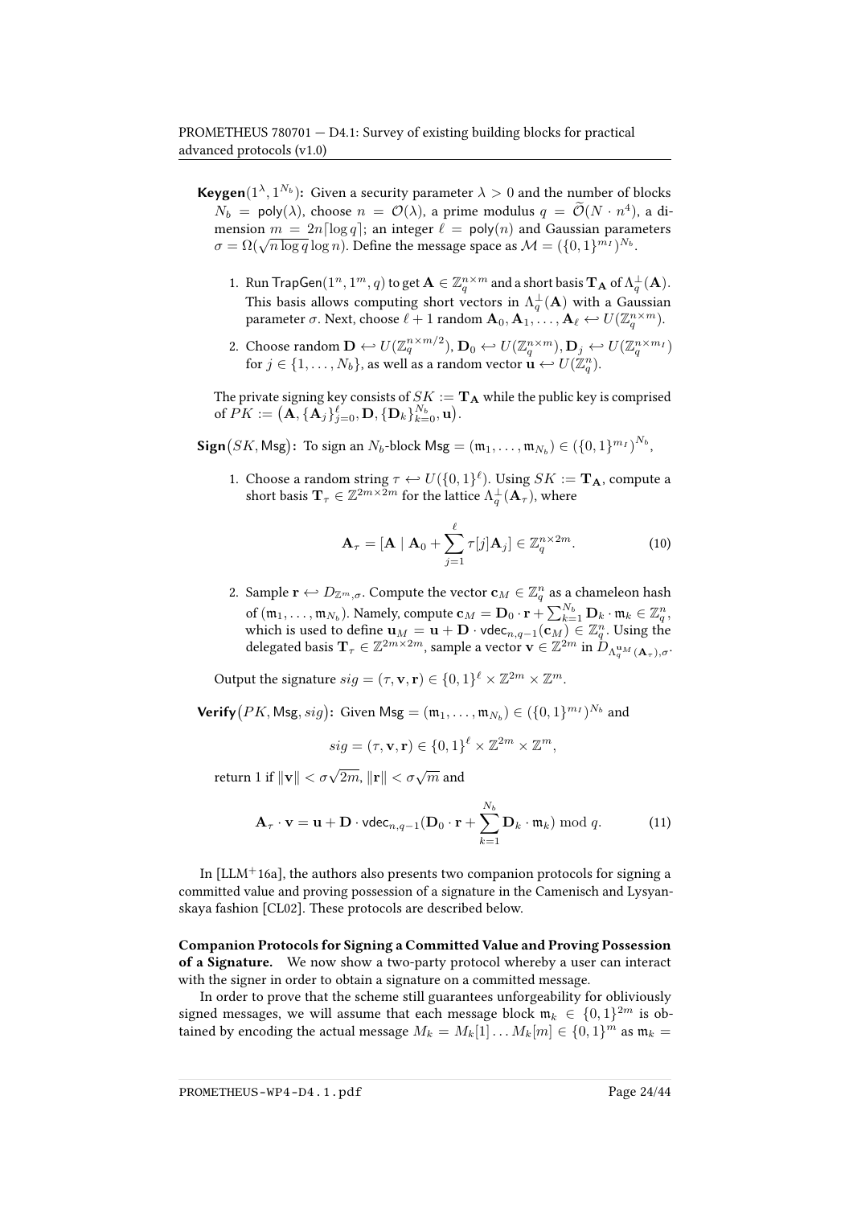**Keygen**$(1^\lambda, 1^{N_b})$**:** Given a security parameter $\lambda > 0$ and the number of blocks $N_b = \mathsf{poly}(\lambda)$, choose $n = \mathcal{O}(\lambda)$, a prime modulus $q = \widetilde{\mathcal{O}}(N \cdot n^4)$, a dimension $m = 2n\lceil \log q \rceil$; an integer $\ell = \mathsf{poly}(n)$ and Gaussian parameters $\sigma = \Omega(\sqrt{n \log q} \log n)$. Define the message space as $\mathcal{M} = (\{0,1\}^{m_I})^{N_b}$.

1. Run $\mathsf{TrapGen}(1^n, 1^m, q)$ to get $\mathbf{A} \in \mathbb{Z}_q^{n \times m}$ and a short basis $\mathbf{T_A}$ of $\Lambda_q^\perp(\mathbf{A})$. This basis allows computing short vectors in $\Lambda_q^\perp(\mathbf{A})$ with a Gaussian parameter $\sigma$. Next, choose $\ell + 1$ random $\mathbf{A}_0, \mathbf{A}_1, \ldots, \mathbf{A}_\ell \hookleftarrow U(\mathbb{Z}_q^{n \times m})$.
2. Choose random $\mathbf{D} \hookleftarrow U(\mathbb{Z}_q^{n \times m/2})$, $\mathbf{D}_0 \hookleftarrow U(\mathbb{Z}_q^{n \times m})$, $\mathbf{D}_j \hookleftarrow U(\mathbb{Z}_q^{n \times m_I})$ for $j \in \{1, \ldots, N_b\}$, as well as a random vector $\mathbf{u} \hookleftarrow U(\mathbb{Z}_q^n)$.

The private signing key consists of $SK := \mathbf{T_A}$ while the public key is comprised of $PK := \big(\mathbf{A}, \{\mathbf{A}_j\}_{j=0}^{\ell}, \mathbf{D}, \{\mathbf{D}_k\}_{k=0}^{N_b}, \mathbf{u}\big)$.

**Sign**$\big(SK, \mathsf{Msg}\big)$**:** To sign an $N_b$-block $\mathsf{Msg} = (\mathfrak{m}_1, \ldots, \mathfrak{m}_{N_b}) \in \left(\{0,1\}^{m_I}\right)^{N_b}$,

1. Choose a random string $\tau \hookleftarrow U(\{0,1\}^\ell)$. Using $SK := \mathbf{T_A}$, compute a short basis $\mathbf{T}_\tau \in \mathbb{Z}^{2m \times 2m}$ for the lattice $\Lambda_q^\perp(\mathbf{A}_\tau)$, where

$$\mathbf{A}_\tau = [\mathbf{A} \mid \mathbf{A}_0 + \sum_{j=1}^{\ell} \tau[j]\mathbf{A}_j] \in \mathbb{Z}_q^{n \times 2m}. \tag{10}$$

2. Sample $\mathbf{r} \hookleftarrow D_{\mathbb{Z}^m, \sigma}$. Compute the vector $\mathbf{c}_M \in \mathbb{Z}_q^n$ as a chameleon hash of $(\mathfrak{m}_1, \ldots, \mathfrak{m}_{N_b})$. Namely, compute $\mathbf{c}_M = \mathbf{D}_0 \cdot \mathbf{r} + \sum_{k=1}^{N_b} \mathbf{D}_k \cdot \mathfrak{m}_k \in \mathbb{Z}_q^n$, which is used to define $\mathbf{u}_M = \mathbf{u} + \mathbf{D} \cdot \mathsf{vdec}_{n,q-1}(\mathbf{c}_M) \in \mathbb{Z}_q^n$. Using the delegated basis $\mathbf{T}_\tau \in \mathbb{Z}^{2m \times 2m}$, sample a vector $\mathbf{v} \in \mathbb{Z}^{2m}$ in $D_{\Lambda_q^{\mathbf{u}_M}(\mathbf{A}_\tau), \sigma}$.

Output the signature $sig = (\tau, \mathbf{v}, \mathbf{r}) \in \{0,1\}^\ell \times \mathbb{Z}^{2m} \times \mathbb{Z}^m$.

**Verify**$\big(PK, \mathsf{Msg}, sig\big)$**:** Given $\mathsf{Msg} = (\mathfrak{m}_1, \ldots, \mathfrak{m}_{N_b}) \in (\{0,1\}^{m_I})^{N_b}$ and

$$sig = (\tau, \mathbf{v}, \mathbf{r}) \in \{0,1\}^\ell \times \mathbb{Z}^{2m} \times \mathbb{Z}^m,$$

return 1 if $\|\mathbf{v}\| < \sigma\sqrt{2m}$, $\|\mathbf{r}\| < \sigma\sqrt{m}$ and

$$\mathbf{A}_\tau \cdot \mathbf{v} = \mathbf{u} + \mathbf{D} \cdot \mathsf{vdec}_{n,q-1}(\mathbf{D}_0 \cdot \mathbf{r} + \sum_{k=1}^{N_b} \mathbf{D}_k \cdot \mathfrak{m}_k) \bmod q. \tag{11}$$

In [LLM[+]16a], the authors also presents two companion protocols for signing a committed value and proving possession of a signature in the Camenisch and Lysyanskaya fashion [CL02]. These protocols are described below.

**Companion Protocols for Signing a Committed Value and Proving Possession of a Signature.** We now show a two-party protocol whereby a user can interact with the signer in order to obtain a signature on a committed message.

In order to prove that the scheme still guarantees unforgeability for obliviously signed messages, we will assume that each message block $\mathfrak{m}_k \in \{0,1\}^{2m}$ is obtained by encoding the actual message $M_k = M_k[1] \ldots M_k[m] \in \{0,1\}^m$ as $\mathfrak{m}_k =$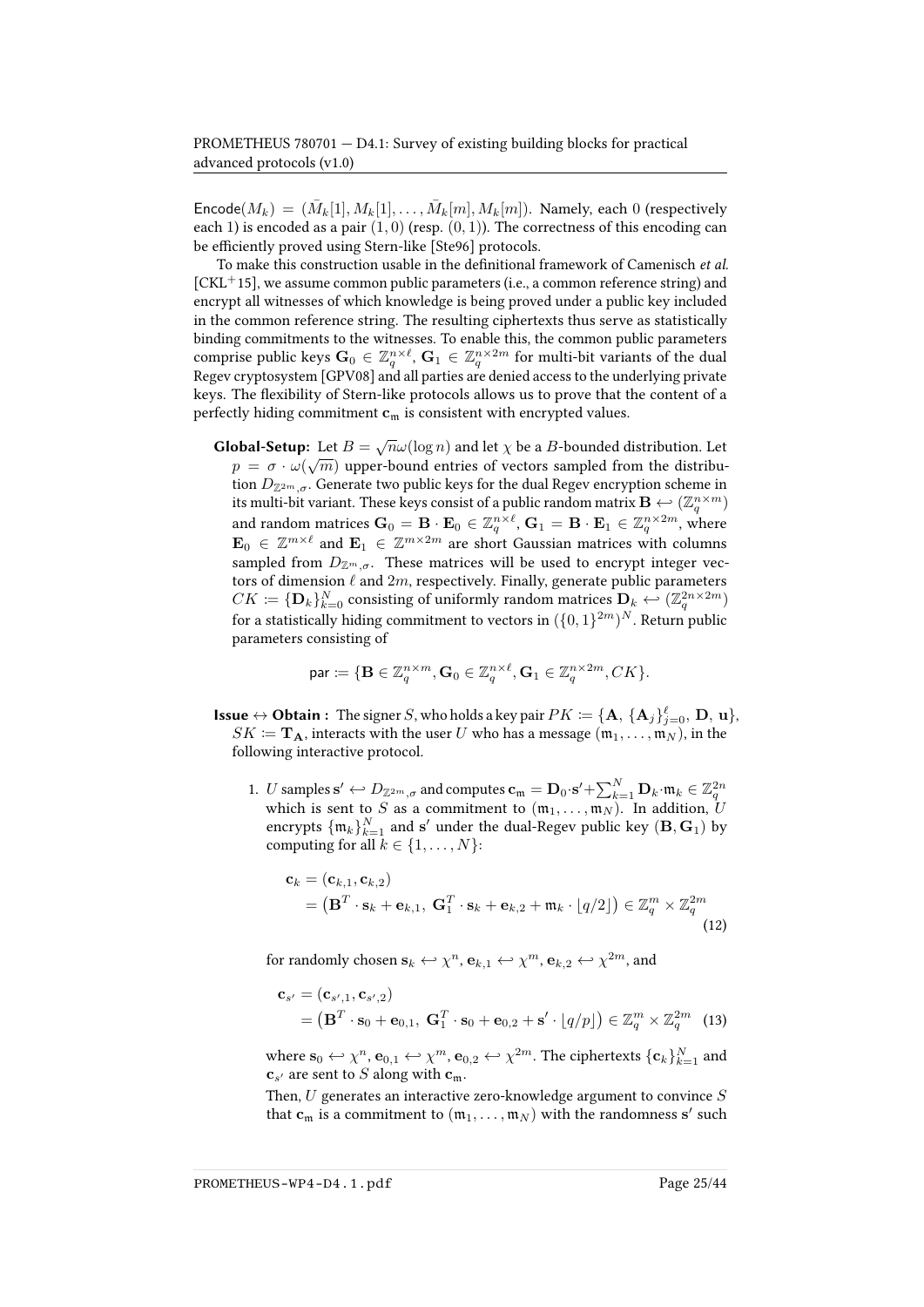$\mathsf{Encode}(M_k) = (\bar{M}_k[1], M_k[1], \ldots, \bar{M}_k[m], M_k[m])$. Namely, each 0 (respectively each 1) is encoded as a pair $(1, 0)$ (resp. $(0, 1)$). The correctness of this encoding can be efficiently proved using Stern-like [Ste96] protocols.

To make this construction usable in the definitional framework of Camenisch *et al.* [CKL+15], we assume common public parameters (i.e., a common reference string) and encrypt all witnesses of which knowledge is being proved under a public key included in the common reference string. The resulting ciphertexts thus serve as statistically binding commitments to the witnesses. To enable this, the common public parameters comprise public keys $\mathbf{G}_0 \in \mathbb{Z}_q^{n\times \ell}$, $\mathbf{G}_1 \in \mathbb{Z}_q^{n\times 2m}$ for multi-bit variants of the dual Regev cryptosystem [GPV08] and all parties are denied access to the underlying private keys. The flexibility of Stern-like protocols allows us to prove that the content of a perfectly hiding commitment $\mathbf{c}_{\mathfrak{m}}$ is consistent with encrypted values.

**Global-Setup:** Let $B = \sqrt{n}\omega(\log n)$ and let $\chi$ be a $B$-bounded distribution. Let $p = \sigma \cdot \omega(\sqrt{m})$ upper-bound entries of vectors sampled from the distribution $D_{\mathbb{Z}^{2m},\sigma}$. Generate two public keys for the dual Regev encryption scheme in its multi-bit variant. These keys consist of a public random matrix $\mathbf{B} \hookleftarrow (\mathbb{Z}_q^{n\times m})$ and random matrices $\mathbf{G}_0 = \mathbf{B}\cdot\mathbf{E}_0 \in \mathbb{Z}_q^{n\times\ell}$, $\mathbf{G}_1 = \mathbf{B}\cdot\mathbf{E}_1 \in \mathbb{Z}_q^{n\times 2m}$, where $\mathbf{E}_0 \in \mathbb{Z}^{m\times\ell}$ and $\mathbf{E}_1 \in \mathbb{Z}^{m\times 2m}$ are short Gaussian matrices with columns sampled from $D_{\mathbb{Z}^m,\sigma}$. These matrices will be used to encrypt integer vectors of dimension $\ell$ and $2m$, respectively. Finally, generate public parameters $CK := \{\mathbf{D}_k\}_{k=0}^N$ consisting of uniformly random matrices $\mathbf{D}_k \hookleftarrow (\mathbb{Z}_q^{2n\times 2m})$ for a statistically hiding commitment to vectors in $(\{0,1\}^{2m})^N$. Return public parameters consisting of

$$\mathsf{par} := \{\mathbf{B} \in \mathbb{Z}_q^{n\times m}, \mathbf{G}_0 \in \mathbb{Z}_q^{n\times\ell}, \mathbf{G}_1 \in \mathbb{Z}_q^{n\times 2m}, CK\}.$$

**Issue $\leftrightarrow$ Obtain :** The signer $S$, who holds a key pair $PK := \{\mathbf{A}, \{\mathbf{A}_j\}_{j=0}^{\ell}, \mathbf{D}, \mathbf{u}\}$, $SK := \mathbf{T}_{\mathbf{A}}$, interacts with the user $U$ who has a message $(\mathfrak{m}_1, \ldots, \mathfrak{m}_N)$, in the following interactive protocol.

1. $U$ samples $\mathbf{s}' \hookleftarrow D_{\mathbb{Z}^{2m},\sigma}$ and computes $\mathbf{c}_{\mathfrak{m}} = \mathbf{D}_0\cdot\mathbf{s}' + \sum_{k=1}^N \mathbf{D}_k\cdot\mathfrak{m}_k \in \mathbb{Z}_q^{2n}$ which is sent to $S$ as a commitment to $(\mathfrak{m}_1, \ldots, \mathfrak{m}_N)$. In addition, $U$ encrypts $\{\mathfrak{m}_k\}_{k=1}^N$ and $\mathbf{s}'$ under the dual-Regev public key $(\mathbf{B}, \mathbf{G}_1)$ by computing for all $k \in \{1, \ldots, N\}$:

$$\begin{aligned}
\mathbf{c}_k &= (\mathbf{c}_{k,1}, \mathbf{c}_{k,2}) \\
&= \left(\mathbf{B}^T\cdot\mathbf{s}_k + \mathbf{e}_{k,1},\ \mathbf{G}_1^T\cdot\mathbf{s}_k + \mathbf{e}_{k,2} + \mathfrak{m}_k\cdot\lfloor q/2\rfloor\right) \in \mathbb{Z}_q^m \times \mathbb{Z}_q^{2m}
\end{aligned} \tag{12}$$

   for randomly chosen $\mathbf{s}_k \hookleftarrow \chi^n$, $\mathbf{e}_{k,1} \hookleftarrow \chi^m$, $\mathbf{e}_{k,2} \hookleftarrow \chi^{2m}$, and

$$\begin{aligned}
\mathbf{c}_{s'} &= (\mathbf{c}_{s',1}, \mathbf{c}_{s',2}) \\
&= \left(\mathbf{B}^T\cdot\mathbf{s}_0 + \mathbf{e}_{0,1},\ \mathbf{G}_1^T\cdot\mathbf{s}_0 + \mathbf{e}_{0,2} + \mathbf{s}'\cdot\lfloor q/p\rfloor\right) \in \mathbb{Z}_q^m \times \mathbb{Z}_q^{2m}
\end{aligned} \tag{13}$$

   where $\mathbf{s}_0 \hookleftarrow \chi^n$, $\mathbf{e}_{0,1} \hookleftarrow \chi^m$, $\mathbf{e}_{0,2} \hookleftarrow \chi^{2m}$. The ciphertexts $\{\mathbf{c}_k\}_{k=1}^N$ and $\mathbf{c}_{s'}$ are sent to $S$ along with $\mathbf{c}_{\mathfrak{m}}$.

   Then, $U$ generates an interactive zero-knowledge argument to convince $S$ that $\mathbf{c}_{\mathfrak{m}}$ is a commitment to $(\mathfrak{m}_1, \ldots, \mathfrak{m}_N)$ with the randomness $\mathbf{s}'$ such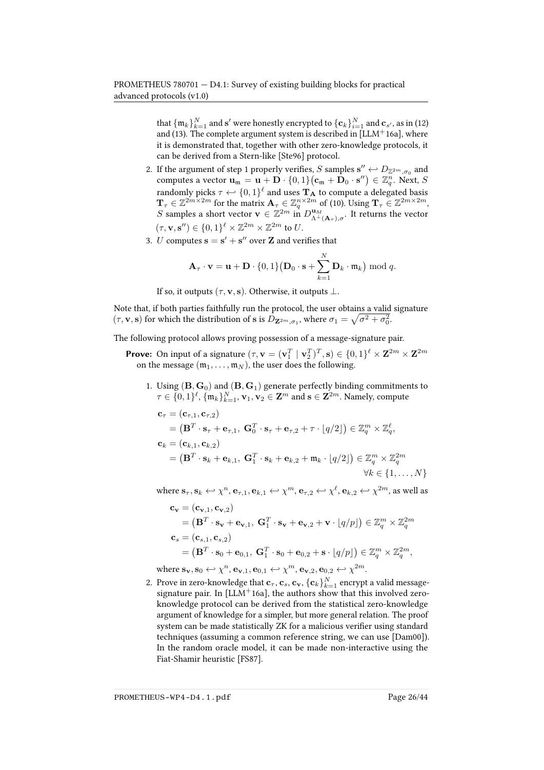that $\{\mathfrak{m}_k\}_{k=1}^N$ and $\mathbf{s}'$ were honestly encrypted to $\{\mathbf{c}_k\}_{i=1}^N$ and $\mathbf{c}_{s'}$, as in (12) and (13). The complete argument system is described in [LLM+16a], where it is demonstrated that, together with other zero-knowledge protocols, it can be derived from a Stern-like [Ste96] protocol.

2. If the argument of step 1 properly verifies, $S$ samples $\mathbf{s}'' \hookleftarrow D_{\mathbb{Z}^{2m},\sigma_0}$ and computes a vector $\mathbf{u}_{\mathfrak{m}} = \mathbf{u} + \mathbf{D} \cdot \{0,1\}\big(\mathbf{c}_{\mathfrak{m}} + \mathbf{D}_0 \cdot \mathbf{s}''\big) \in \mathbb{Z}_q^n$. Next, $S$ randomly picks $\tau \hookleftarrow \{0,1\}^\ell$ and uses $\mathbf{T}_{\mathbf{A}}$ to compute a delegated basis $\mathbf{T}_\tau \in \mathbb{Z}^{2m \times 2m}$ for the matrix $\mathbf{A}_\tau \in \mathbb{Z}_q^{n \times 2m}$ of (10). Using $\mathbf{T}_\tau \in \mathbb{Z}^{2m \times 2m}$, $S$ samples a short vector $\mathbf{v} \in \mathbb{Z}^{2m}$ in $D^{\mathbf{u}_M}_{\Lambda^\perp(\mathbf{A}_\tau),\sigma}$. It returns the vector $(\tau, \mathbf{v}, \mathbf{s}'') \in \{0,1\}^\ell \times \mathbb{Z}^{2m} \times \mathbb{Z}^{2m}$ to $U$.

3. $U$ computes $\mathbf{s} = \mathbf{s}' + \mathbf{s}''$ over $\mathbf{Z}$ and verifies that

$$\mathbf{A}_\tau \cdot \mathbf{v} = \mathbf{u} + \mathbf{D} \cdot \{0,1\}\big(\mathbf{D}_0 \cdot \mathbf{s} + \sum_{k=1}^{N} \mathbf{D}_k \cdot \mathfrak{m}_k\big) \bmod q.$$

If so, it outputs $(\tau, \mathbf{v}, \mathbf{s})$. Otherwise, it outputs $\perp$.

Note that, if both parties faithfully run the protocol, the user obtains a valid signature $(\tau, \mathbf{v}, \mathbf{s})$ for which the distribution of $\mathbf{s}$ is $D_{\mathbf{Z}^{2m},\sigma_1}$, where $\sigma_1 = \sqrt{\sigma^2 + \sigma_0^2}$.

The following protocol allows proving possession of a message-signature pair.

**Prove:** On input of a signature $(\tau, \mathbf{v} = (\mathbf{v}_1^T \mid \mathbf{v}_2^T)^T, \mathbf{s}) \in \{0,1\}^\ell \times \mathbf{Z}^{2m} \times \mathbf{Z}^{2m}$ on the message $(\mathfrak{m}_1, \ldots, \mathfrak{m}_N)$, the user does the following.

1. Using $(\mathbf{B}, \mathbf{G}_0)$ and $(\mathbf{B}, \mathbf{G}_1)$ generate perfectly binding commitments to $\tau \in \{0,1\}^\ell$, $\{\mathfrak{m}_k\}_{k=1}^N$, $\mathbf{v}_1, \mathbf{v}_2 \in \mathbf{Z}^m$ and $\mathbf{s} \in \mathbf{Z}^{2m}$. Namely, compute

$$\begin{aligned}
\mathbf{c}_\tau &= (\mathbf{c}_{\tau,1}, \mathbf{c}_{\tau,2}) \\
&= \big(\mathbf{B}^T \cdot \mathbf{s}_\tau + \mathbf{e}_{\tau,1},\ \mathbf{G}_0^T \cdot \mathbf{s}_\tau + \mathbf{e}_{\tau,2} + \tau \cdot \lfloor q/2 \rfloor\big) \in \mathbb{Z}_q^m \times \mathbb{Z}_q^\ell, \\
\mathbf{c}_k &= (\mathbf{c}_{k,1}, \mathbf{c}_{k,2}) \\
&= \big(\mathbf{B}^T \cdot \mathbf{s}_k + \mathbf{e}_{k,1},\ \mathbf{G}_1^T \cdot \mathbf{s}_k + \mathbf{e}_{k,2} + \mathfrak{m}_k \cdot \lfloor q/2 \rfloor\big) \in \mathbb{Z}_q^m \times \mathbb{Z}_q^{2m} \\
&\qquad\qquad \forall k \in \{1, \ldots, N\}
\end{aligned}$$

where $\mathbf{s}_\tau, \mathbf{s}_k \hookleftarrow \chi^n$, $\mathbf{e}_{\tau,1}, \mathbf{e}_{k,1} \hookleftarrow \chi^m$, $\mathbf{e}_{\tau,2} \hookleftarrow \chi^\ell$, $\mathbf{e}_{k,2} \hookleftarrow \chi^{2m}$, as well as

$$\begin{aligned}
\mathbf{c}_\mathbf{v} &= (\mathbf{c}_{\mathbf{v},1}, \mathbf{c}_{\mathbf{v},2}) \\
&= \big(\mathbf{B}^T \cdot \mathbf{s}_\mathbf{v} + \mathbf{e}_{\mathbf{v},1},\ \mathbf{G}_1^T \cdot \mathbf{s}_\mathbf{v} + \mathbf{e}_{\mathbf{v},2} + \mathbf{v} \cdot \lfloor q/p \rfloor\big) \in \mathbb{Z}_q^m \times \mathbb{Z}_q^{2m} \\
\mathbf{c}_s &= (\mathbf{c}_{s,1}, \mathbf{c}_{s,2}) \\
&= \big(\mathbf{B}^T \cdot \mathbf{s}_0 + \mathbf{e}_{0,1},\ \mathbf{G}_1^T \cdot \mathbf{s}_0 + \mathbf{e}_{0,2} + \mathbf{s} \cdot \lfloor q/p \rfloor\big) \in \mathbb{Z}_q^m \times \mathbb{Z}_q^{2m},
\end{aligned}$$

where $\mathbf{s}_\mathbf{v}, \mathbf{s}_0 \hookleftarrow \chi^n$, $\mathbf{e}_{\mathbf{v},1}, \mathbf{e}_{0,1} \hookleftarrow \chi^m$, $\mathbf{e}_{\mathbf{v},2}, \mathbf{e}_{0,2} \hookleftarrow \chi^{2m}$.

2. Prove in zero-knowledge that $\mathbf{c}_\tau$, $\mathbf{c}_s$, $\mathbf{c}_\mathbf{v}$, $\{\mathbf{c}_k\}_{k=1}^N$ encrypt a valid message-signature pair. In [LLM+16a], the authors show that this involved zero-knowledge protocol can be derived from the statistical zero-knowledge argument of knowledge for a simpler, but more general relation. The proof system can be made statistically ZK for a malicious verifier using standard techniques (assuming a common reference string, we can use [Dam00]). In the random oracle model, it can be made non-interactive using the Fiat-Shamir heuristic [FS87].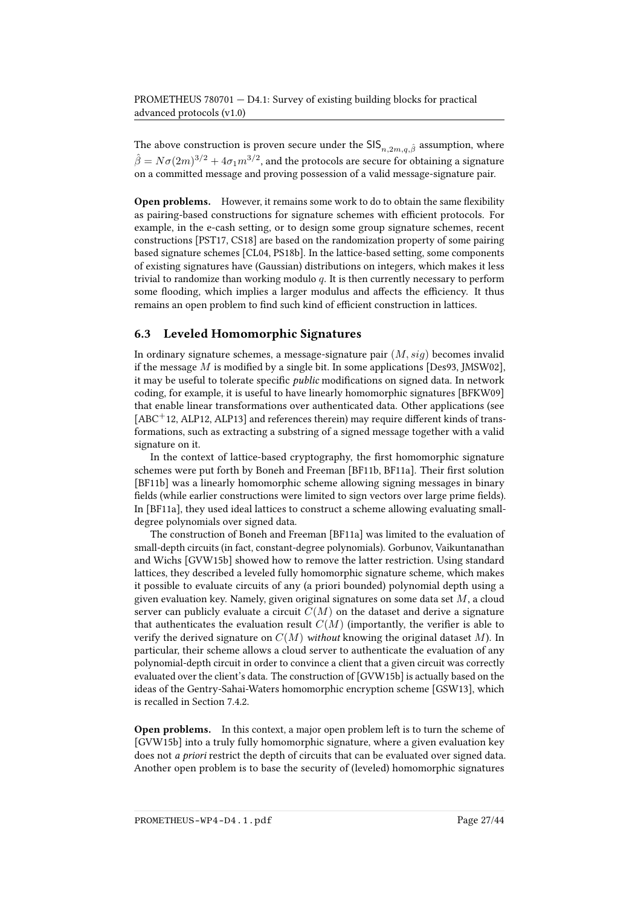The above construction is proven secure under the $\mathsf{SIS}_{n,2m,q,\hat{\beta}}$ assumption, where $\hat{\beta} = N\sigma(2m)^{3/2} + 4\sigma_1 m^{3/2}$, and the protocols are secure for obtaining a signature on a committed message and proving possession of a valid message-signature pair.

**Open problems.** However, it remains some work to do to obtain the same flexibility as pairing-based constructions for signature schemes with efficient protocols. For example, in the e-cash setting, or to design some group signature schemes, recent constructions [PST17, CS18] are based on the randomization property of some pairing based signature schemes [CL04, PS18b]. In the lattice-based setting, some components of existing signatures have (Gaussian) distributions on integers, which makes it less trivial to randomize than working modulo $q$. It is then currently necessary to perform some flooding, which implies a larger modulus and affects the efficiency. It thus remains an open problem to find such kind of efficient construction in lattices.

## 6.3 Leveled Homomorphic Signatures

In ordinary signature schemes, a message-signature pair $(M, sig)$ becomes invalid if the message $M$ is modified by a single bit. In some applications [Des93, JMSW02], it may be useful to tolerate specific *public* modifications on signed data. In network coding, for example, it is useful to have linearly homomorphic signatures [BFKW09] that enable linear transformations over authenticated data. Other applications (see [ABC+12, ALP12, ALP13] and references therein) may require different kinds of transformations, such as extracting a substring of a signed message together with a valid signature on it.

In the context of lattice-based cryptography, the first homomorphic signature schemes were put forth by Boneh and Freeman [BF11b, BF11a]. Their first solution [BF11b] was a linearly homomorphic scheme allowing signing messages in binary fields (while earlier constructions were limited to sign vectors over large prime fields). In [BF11a], they used ideal lattices to construct a scheme allowing evaluating small-degree polynomials over signed data.

The construction of Boneh and Freeman [BF11a] was limited to the evaluation of small-depth circuits (in fact, constant-degree polynomials). Gorbunov, Vaikuntanathan and Wichs [GVW15b] showed how to remove the latter restriction. Using standard lattices, they described a leveled fully homomorphic signature scheme, which makes it possible to evaluate circuits of any (a priori bounded) polynomial depth using a given evaluation key. Namely, given original signatures on some data set $M$, a cloud server can publicly evaluate a circuit $C(M)$ on the dataset and derive a signature that authenticates the evaluation result $C(M)$ (importantly, the verifier is able to verify the derived signature on $C(M)$ *without* knowing the original dataset $M$). In particular, their scheme allows a cloud server to authenticate the evaluation of any polynomial-depth circuit in order to convince a client that a given circuit was correctly evaluated over the client's data. The construction of [GVW15b] is actually based on the ideas of the Gentry-Sahai-Waters homomorphic encryption scheme [GSW13], which is recalled in Section 7.4.2.

**Open problems.** In this context, a major open problem left is to turn the scheme of [GVW15b] into a truly fully homomorphic signature, where a given evaluation key does not *a priori* restrict the depth of circuits that can be evaluated over signed data. Another open problem is to base the security of (leveled) homomorphic signatures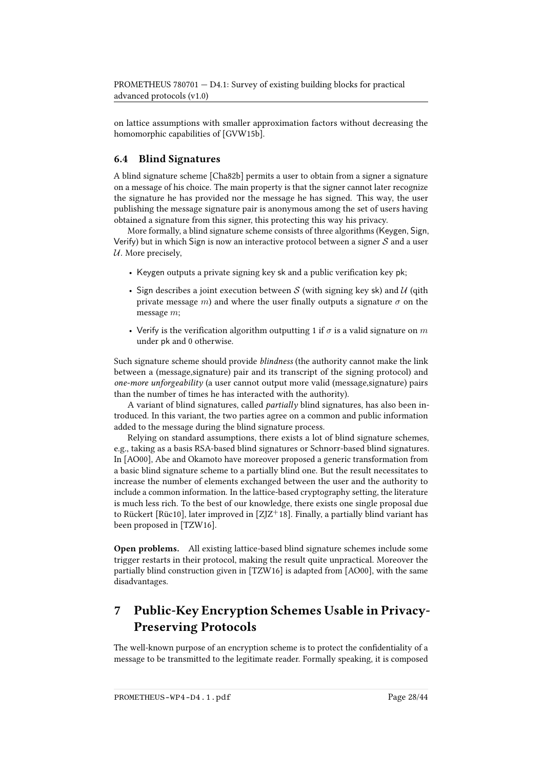on lattice assumptions with smaller approximation factors without decreasing the homomorphic capabilities of [GVW15b].

### 6.4 Blind Signatures

A blind signature scheme [Cha82b] permits a user to obtain from a signer a signature on a message of his choice. The main property is that the signer cannot later recognize the signature he has provided nor the message he has signed. This way, the user publishing the message signature pair is anonymous among the set of users having obtained a signature from this signer, this protecting this way his privacy.

More formally, a blind signature scheme consists of three algorithms (Keygen, Sign, Verify) but in which Sign is now an interactive protocol between a signer $\mathcal{S}$ and a user $\mathcal{U}$. More precisely,

- Keygen outputs a private signing key sk and a public verification key pk;
- Sign describes a joint execution between $\mathcal{S}$ (with signing key sk) and $\mathcal{U}$ (qith private message $m$) and where the user finally outputs a signature $\sigma$ on the message $m$;
- Verify is the verification algorithm outputting 1 if $\sigma$ is a valid signature on $m$ under pk and 0 otherwise.

Such signature scheme should provide *blindness* (the authority cannot make the link between a (message,signature) pair and its transcript of the signing protocol) and *one-more unforgeability* (a user cannot output more valid (message,signature) pairs than the number of times he has interacted with the authority).

A variant of blind signatures, called *partially* blind signatures, has also been introduced. In this variant, the two parties agree on a common and public information added to the message during the blind signature process.

Relying on standard assumptions, there exists a lot of blind signature schemes, e.g., taking as a basis RSA-based blind signatures or Schnorr-based blind signatures. In [AO00], Abe and Okamoto have moreover proposed a generic transformation from a basic blind signature scheme to a partially blind one. But the result necessitates to increase the number of elements exchanged between the user and the authority to include a common information. In the lattice-based cryptography setting, the literature is much less rich. To the best of our knowledge, there exists one single proposal due to Rückert [Rüc10], later improved in [ZJZ+18]. Finally, a partially blind variant has been proposed in [TZW16].

**Open problems.** All existing lattice-based blind signature schemes include some trigger restarts in their protocol, making the result quite unpractical. Moreover the partially blind construction given in [TZW16] is adapted from [AO00], with the same disadvantages.

## 7 Public-Key Encryption Schemes Usable in Privacy-Preserving Protocols

The well-known purpose of an encryption scheme is to protect the confidentiality of a message to be transmitted to the legitimate reader. Formally speaking, it is composed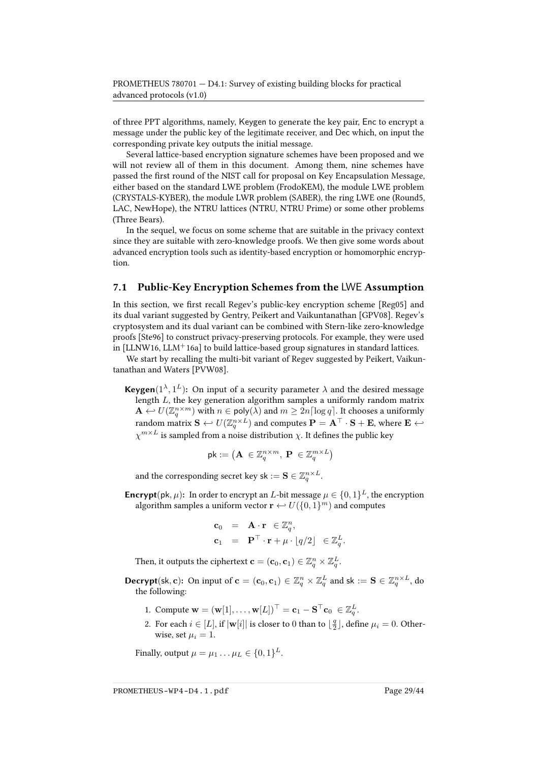of three PPT algorithms, namely, Keygen to generate the key pair, Enc to encrypt a message under the public key of the legitimate receiver, and Dec which, on input the corresponding private key outputs the initial message.

Several lattice-based encryption signature schemes have been proposed and we will not review all of them in this document. Among them, nine schemes have passed the first round of the NIST call for proposal on Key Encapsulation Message, either based on the standard LWE problem (FrodoKEM), the module LWE problem (CRYSTALS-KYBER), the module LWR problem (SABER), the ring LWE one (Round5, LAC, NewHope), the NTRU lattices (NTRU, NTRU Prime) or some other problems (Three Bears).

In the sequel, we focus on some scheme that are suitable in the privacy context since they are suitable with zero-knowledge proofs. We then give some words about advanced encryption tools such as identity-based encryption or homomorphic encryption.

## 7.1 Public-Key Encryption Schemes from the LWE Assumption

In this section, we first recall Regev's public-key encryption scheme [Reg05] and its dual variant suggested by Gentry, Peikert and Vaikuntanathan [GPV08]. Regev's cryptosystem and its dual variant can be combined with Stern-like zero-knowledge proofs [Ste96] to construct privacy-preserving protocols. For example, they were used in [LLNW16, LLM$^+$16a] to build lattice-based group signatures in standard lattices.

We start by recalling the multi-bit variant of Regev suggested by Peikert, Vaikuntanathan and Waters [PVW08].

**Keygen**$(1^\lambda, 1^L)$**:** On input of a security parameter $\lambda$ and the desired message length $L$, the key generation algorithm samples a uniformly random matrix $\mathbf{A} \hookleftarrow U(\mathbb{Z}_q^{n\times m})$ with $n \in \mathsf{poly}(\lambda)$ and $m \geq 2n\lceil \log q\rceil$. It chooses a uniformly random matrix $\mathbf{S} \hookleftarrow U(\mathbb{Z}_q^{n\times L})$ and computes $\mathbf{P} = \mathbf{A}^\top \cdot \mathbf{S} + \mathbf{E}$, where $\mathbf{E} \hookleftarrow \chi^{m\times L}$ is sampled from a noise distribution $\chi$. It defines the public key

$$\mathsf{pk} := \left(\mathbf{A} \ \in \mathbb{Z}_q^{n\times m},\ \mathbf{P} \ \in \mathbb{Z}_q^{m\times L}\right)$$

and the corresponding secret key $\mathsf{sk} := \mathbf{S} \in \mathbb{Z}_q^{n\times L}$.

**Encrypt**$(\mathsf{pk}, \mu)$**:** In order to encrypt an $L$-bit message $\mu \in \{0,1\}^L$, the encryption algorithm samples a uniform vector $\mathbf{r} \hookleftarrow U(\{0,1\}^m)$ and computes

$$\begin{aligned}
\mathbf{c}_0 &= \mathbf{A}\cdot \mathbf{r} \ \in \mathbb{Z}_q^n, \\
\mathbf{c}_1 &= \mathbf{P}^\top \cdot \mathbf{r} + \mu \cdot \lfloor q/2 \rfloor \ \in \mathbb{Z}_q^L.
\end{aligned}$$

Then, it outputs the ciphertext $\mathbf{c} = (\mathbf{c}_0, \mathbf{c}_1) \in \mathbb{Z}_q^n \times \mathbb{Z}_q^L$.

**Decrypt**$(\mathsf{sk}, \mathbf{c})$**:** On input of $\mathbf{c} = (\mathbf{c}_0, \mathbf{c}_1) \in \mathbb{Z}_q^n \times \mathbb{Z}_q^L$ and $\mathsf{sk} := \mathbf{S} \in \mathbb{Z}_q^{n\times L}$, do the following:

1. Compute $\mathbf{w} = (\mathbf{w}[1], \ldots, \mathbf{w}[L])^\top = \mathbf{c}_1 - \mathbf{S}^\top \mathbf{c}_0 \ \in \mathbb{Z}_q^L$.
2. For each $i \in [L]$, if $|\mathbf{w}[i]|$ is closer to 0 than to $\lfloor \frac{q}{2} \rfloor$, define $\mu_i = 0$. Otherwise, set $\mu_i = 1$.

Finally, output $\mu = \mu_1 \ldots \mu_L \in \{0,1\}^L$.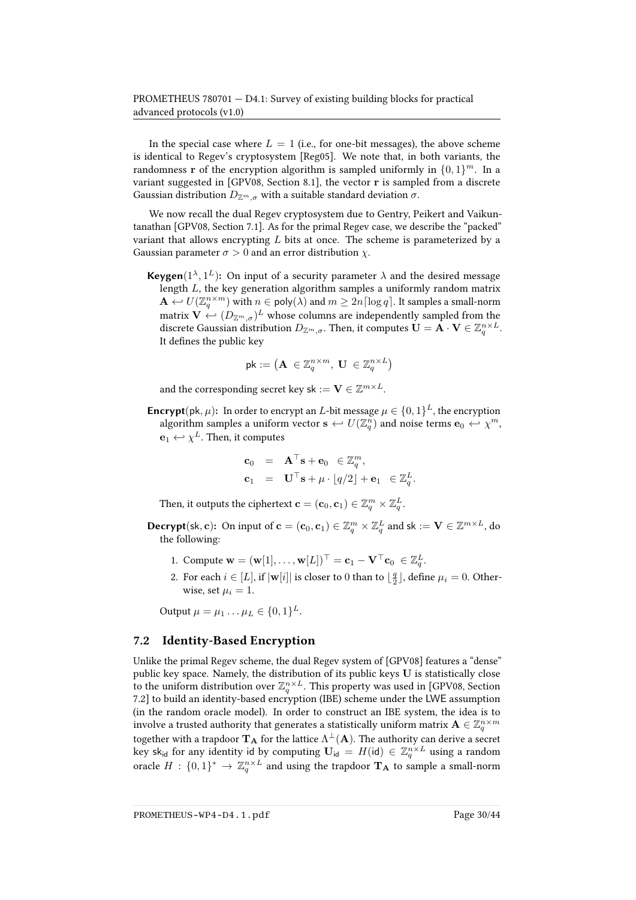In the special case where $L = 1$ (i.e., for one-bit messages), the above scheme is identical to Regev's cryptosystem [Reg05]. We note that, in both variants, the randomness $\mathbf{r}$ of the encryption algorithm is sampled uniformly in $\{0,1\}^m$. In a variant suggested in [GPV08, Section 8.1], the vector $\mathbf{r}$ is sampled from a discrete Gaussian distribution $D_{\mathbb{Z}^m,\sigma}$ with a suitable standard deviation $\sigma$.

We now recall the dual Regev cryptosystem due to Gentry, Peikert and Vaikuntanathan [GPV08, Section 7.1]. As for the primal Regev case, we describe the "packed" variant that allows encrypting $L$ bits at once. The scheme is parameterized by a Gaussian parameter $\sigma > 0$ and an error distribution $\chi$.

**Keygen**$(1^\lambda, 1^L)$**:** On input of a security parameter $\lambda$ and the desired message length $L$, the key generation algorithm samples a uniformly random matrix $\mathbf{A} \hookleftarrow U(\mathbb{Z}_q^{n\times m})$ with $n \in \mathsf{poly}(\lambda)$ and $m \geq 2n\lceil \log q \rceil$. It samples a small-norm matrix $\mathbf{V} \hookleftarrow (D_{\mathbb{Z}^m,\sigma})^L$ whose columns are independently sampled from the discrete Gaussian distribution $D_{\mathbb{Z}^m,\sigma}$. Then, it computes $\mathbf{U} = \mathbf{A} \cdot \mathbf{V} \in \mathbb{Z}_q^{n \times L}$. It defines the public key

$$\mathsf{pk} := \left( \mathbf{A} \in \mathbb{Z}_q^{n\times m},\ \mathbf{U} \in \mathbb{Z}_q^{n\times L} \right)$$

and the corresponding secret key $\mathsf{sk} := \mathbf{V} \in \mathbb{Z}^{m \times L}$.

**Encrypt**$(\mathsf{pk}, \mu)$**:** In order to encrypt an $L$-bit message $\mu \in \{0,1\}^L$, the encryption algorithm samples a uniform vector $\mathbf{s} \hookleftarrow U(\mathbb{Z}_q^n)$ and noise terms $\mathbf{e}_0 \hookleftarrow \chi^m$, $\mathbf{e}_1 \hookleftarrow \chi^L$. Then, it computes

$$\begin{aligned}
\mathbf{c}_0 &= \mathbf{A}^\top \mathbf{s} + \mathbf{e}_0 \ \in \mathbb{Z}_q^m, \\
\mathbf{c}_1 &= \mathbf{U}^\top \mathbf{s} + \mu \cdot \lfloor q/2 \rfloor + \mathbf{e}_1 \ \in \mathbb{Z}_q^L.
\end{aligned}$$

Then, it outputs the ciphertext $\mathbf{c} = (\mathbf{c}_0, \mathbf{c}_1) \in \mathbb{Z}_q^m \times \mathbb{Z}_q^L$.

**Decrypt**$(\mathsf{sk}, \mathbf{c})$**:** On input of $\mathbf{c} = (\mathbf{c}_0, \mathbf{c}_1) \in \mathbb{Z}_q^m \times \mathbb{Z}_q^L$ and $\mathsf{sk} := \mathbf{V} \in \mathbb{Z}^{m \times L}$, do the following:

1. Compute $\mathbf{w} = (\mathbf{w}[1], \ldots, \mathbf{w}[L])^\top = \mathbf{c}_1 - \mathbf{V}^\top \mathbf{c}_0 \ \in \mathbb{Z}_q^L$.
2. For each $i \in [L]$, if $|\mathbf{w}[i]|$ is closer to $0$ than to $\lfloor \frac{q}{2} \rfloor$, define $\mu_i = 0$. Otherwise, set $\mu_i = 1$.

Output $\mu = \mu_1 \ldots \mu_L \in \{0,1\}^L$.

## 7.2 Identity-Based Encryption

Unlike the primal Regev scheme, the dual Regev system of [GPV08] features a "dense" public key space. Namely, the distribution of its public keys $\mathbf{U}$ is statistically close to the uniform distribution over $\mathbb{Z}_q^{n\times L}$. This property was used in [GPV08, Section 7.2] to build an identity-based encryption (IBE) scheme under the LWE assumption (in the random oracle model). In order to construct an IBE system, the idea is to involve a trusted authority that generates a statistically uniform matrix $\mathbf{A} \in \mathbb{Z}_q^{n\times m}$ together with a trapdoor $\mathbf{T_A}$ for the lattice $\Lambda^\perp(\mathbf{A})$. The authority can derive a secret key $\mathsf{sk}_{\mathsf{id}}$ for any identity id by computing $\mathbf{U}_{\mathsf{id}} = H(\mathsf{id}) \in \mathbb{Z}_q^{n\times L}$ using a random oracle $H : \{0,1\}^* \to \mathbb{Z}_q^{n\times L}$ and using the trapdoor $\mathbf{T_A}$ to sample a small-norm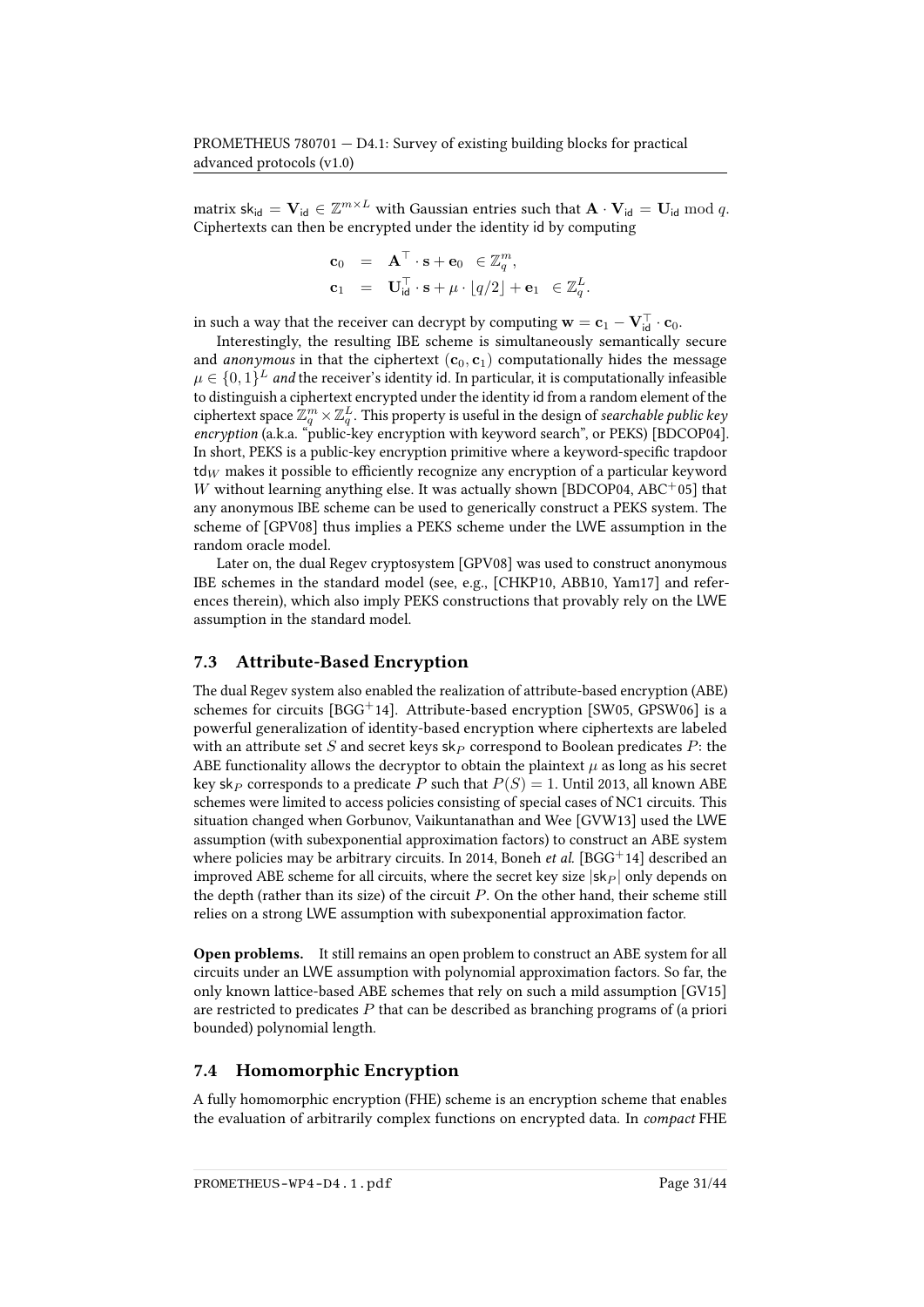matrix $\mathsf{sk}_{\mathsf{id}} = \mathbf{V}_{\mathsf{id}} \in \mathbb{Z}^{m \times L}$ with Gaussian entries such that $\mathbf{A} \cdot \mathbf{V}_{\mathsf{id}} = \mathbf{U}_{\mathsf{id}} \bmod q$. Ciphertexts can then be encrypted under the identity id by computing

$$
\begin{aligned}
\mathbf{c}_0 &= \mathbf{A}^\top \cdot \mathbf{s} + \mathbf{e}_0 \in \mathbb{Z}_q^m, \\
\mathbf{c}_1 &= \mathbf{U}_{\mathsf{id}}^\top \cdot \mathbf{s} + \mu \cdot \lfloor q/2 \rfloor + \mathbf{e}_1 \in \mathbb{Z}_q^L.
\end{aligned}
$$

in such a way that the receiver can decrypt by computing $\mathbf{w} = \mathbf{c}_1 - \mathbf{V}_{\mathsf{id}}^\top \cdot \mathbf{c}_0$.

Interestingly, the resulting IBE scheme is simultaneously semantically secure and *anonymous* in that the ciphertext $(\mathbf{c}_0, \mathbf{c}_1)$ computationally hides the message $\mu \in \{0,1\}^L$ *and* the receiver's identity id. In particular, it is computationally infeasible to distinguish a ciphertext encrypted under the identity id from a random element of the ciphertext space $\mathbb{Z}_q^m \times \mathbb{Z}_q^L$. This property is useful in the design of *searchable public key encryption* (a.k.a. "public-key encryption with keyword search", or PEKS) [BDCOP04]. In short, PEKS is a public-key encryption primitive where a keyword-specific trapdoor $\mathsf{td}_W$ makes it possible to efficiently recognize any encryption of a particular keyword $W$ without learning anything else. It was actually shown [BDCOP04, ABC+05] that any anonymous IBE scheme can be used to generically construct a PEKS system. The scheme of [GPV08] thus implies a PEKS scheme under the LWE assumption in the random oracle model.

Later on, the dual Regev cryptosystem [GPV08] was used to construct anonymous IBE schemes in the standard model (see, e.g., [CHKP10, ABB10, Yam17] and references therein), which also imply PEKS constructions that provably rely on the LWE assumption in the standard model.

### 7.3 Attribute-Based Encryption

The dual Regev system also enabled the realization of attribute-based encryption (ABE) schemes for circuits [BGG+14]. Attribute-based encryption [SW05, GPSW06] is a powerful generalization of identity-based encryption where ciphertexts are labeled with an attribute set $S$ and secret keys $\mathsf{sk}_P$ correspond to Boolean predicates $P$: the ABE functionality allows the decryptor to obtain the plaintext $\mu$ as long as his secret key $\mathsf{sk}_P$ corresponds to a predicate $P$ such that $P(S) = 1$. Until 2013, all known ABE schemes were limited to access policies consisting of special cases of NC1 circuits. This situation changed when Gorbunov, Vaikuntanathan and Wee [GVW13] used the LWE assumption (with subexponential approximation factors) to construct an ABE system where policies may be arbitrary circuits. In 2014, Boneh *et al.* [BGG+14] described an improved ABE scheme for all circuits, where the secret key size $|\mathsf{sk}_P|$ only depends on the depth (rather than its size) of the circuit $P$. On the other hand, their scheme still relies on a strong LWE assumption with subexponential approximation factor.

**Open problems.** It still remains an open problem to construct an ABE system for all circuits under an LWE assumption with polynomial approximation factors. So far, the only known lattice-based ABE schemes that rely on such a mild assumption [GV15] are restricted to predicates $P$ that can be described as branching programs of (a priori bounded) polynomial length.

### 7.4 Homomorphic Encryption

A fully homomorphic encryption (FHE) scheme is an encryption scheme that enables the evaluation of arbitrarily complex functions on encrypted data. In *compact* FHE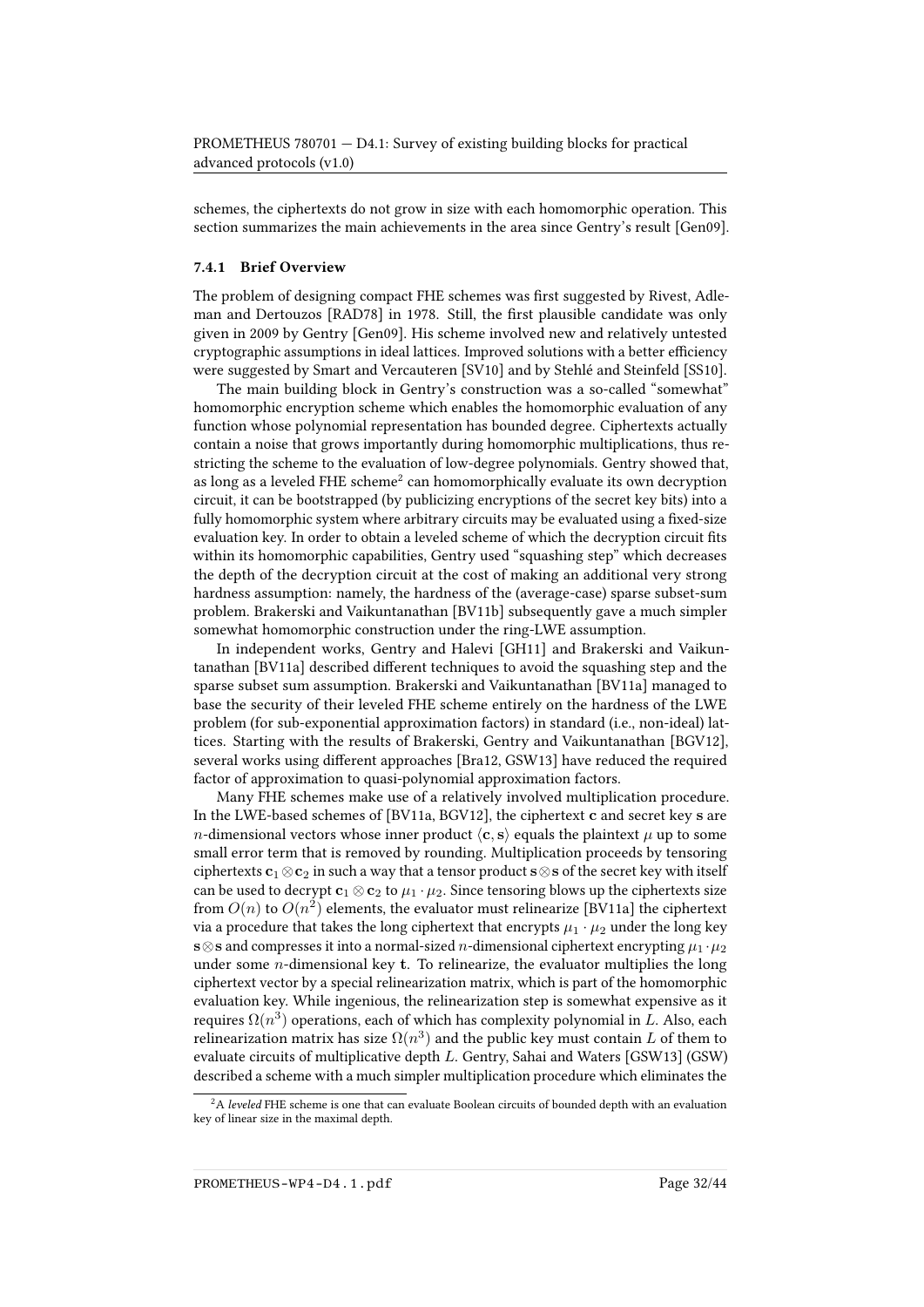schemes, the ciphertexts do not grow in size with each homomorphic operation. This section summarizes the main achievements in the area since Gentry's result [Gen09].

### 7.4.1 Brief Overview

The problem of designing compact FHE schemes was first suggested by Rivest, Adleman and Dertouzos [RAD78] in 1978. Still, the first plausible candidate was only given in 2009 by Gentry [Gen09]. His scheme involved new and relatively untested cryptographic assumptions in ideal lattices. Improved solutions with a better efficiency were suggested by Smart and Vercauteren [SV10] and by Stehlé and Steinfeld [SS10].

The main building block in Gentry's construction was a so-called "somewhat" homomorphic encryption scheme which enables the homomorphic evaluation of any function whose polynomial representation has bounded degree. Ciphertexts actually contain a noise that grows importantly during homomorphic multiplications, thus restricting the scheme to the evaluation of low-degree polynomials. Gentry showed that, as long as a leveled FHE scheme[2] can homomorphically evaluate its own decryption circuit, it can be bootstrapped (by publicizing encryptions of the secret key bits) into a fully homomorphic system where arbitrary circuits may be evaluated using a fixed-size evaluation key. In order to obtain a leveled scheme of which the decryption circuit fits within its homomorphic capabilities, Gentry used "squashing step" which decreases the depth of the decryption circuit at the cost of making an additional very strong hardness assumption: namely, the hardness of the (average-case) sparse subset-sum problem. Brakerski and Vaikuntanathan [BV11b] subsequently gave a much simpler somewhat homomorphic construction under the ring-LWE assumption.

In independent works, Gentry and Halevi [GH11] and Brakerski and Vaikuntanathan [BV11a] described different techniques to avoid the squashing step and the sparse subset sum assumption. Brakerski and Vaikuntanathan [BV11a] managed to base the security of their leveled FHE scheme entirely on the hardness of the LWE problem (for sub-exponential approximation factors) in standard (i.e., non-ideal) lattices. Starting with the results of Brakerski, Gentry and Vaikuntanathan [BGV12], several works using different approaches [Bra12, GSW13] have reduced the required factor of approximation to quasi-polynomial approximation factors.

Many FHE schemes make use of a relatively involved multiplication procedure. In the LWE-based schemes of [BV11a, BGV12], the ciphertext $\mathbf{c}$ and secret key $\mathbf{s}$ are $n$-dimensional vectors whose inner product $\langle \mathbf{c}, \mathbf{s} \rangle$ equals the plaintext $\mu$ up to some small error term that is removed by rounding. Multiplication proceeds by tensoring ciphertexts $\mathbf{c}_1 \otimes \mathbf{c}_2$ in such a way that a tensor product $\mathbf{s} \otimes \mathbf{s}$ of the secret key with itself can be used to decrypt $\mathbf{c}_1 \otimes \mathbf{c}_2$ to $\mu_1 \cdot \mu_2$. Since tensoring blows up the ciphertexts size from $O(n)$ to $O(n^2)$ elements, the evaluator must relinearize [BV11a] the ciphertext via a procedure that takes the long ciphertext that encrypts $\mu_1 \cdot \mu_2$ under the long key $\mathbf{s} \otimes \mathbf{s}$ and compresses it into a normal-sized $n$-dimensional ciphertext encrypting $\mu_1 \cdot \mu_2$ under some $n$-dimensional key $\mathbf{t}$. To relinearize, the evaluator multiplies the long ciphertext vector by a special relinearization matrix, which is part of the homomorphic evaluation key. While ingenious, the relinearization step is somewhat expensive as it requires $\Omega(n^3)$ operations, each of which has complexity polynomial in $L$. Also, each relinearization matrix has size $\Omega(n^3)$ and the public key must contain $L$ of them to evaluate circuits of multiplicative depth $L$. Gentry, Sahai and Waters [GSW13] (GSW) described a scheme with a much simpler multiplication procedure which eliminates the

[2] A *leveled* FHE scheme is one that can evaluate Boolean circuits of bounded depth with an evaluation key of linear size in the maximal depth.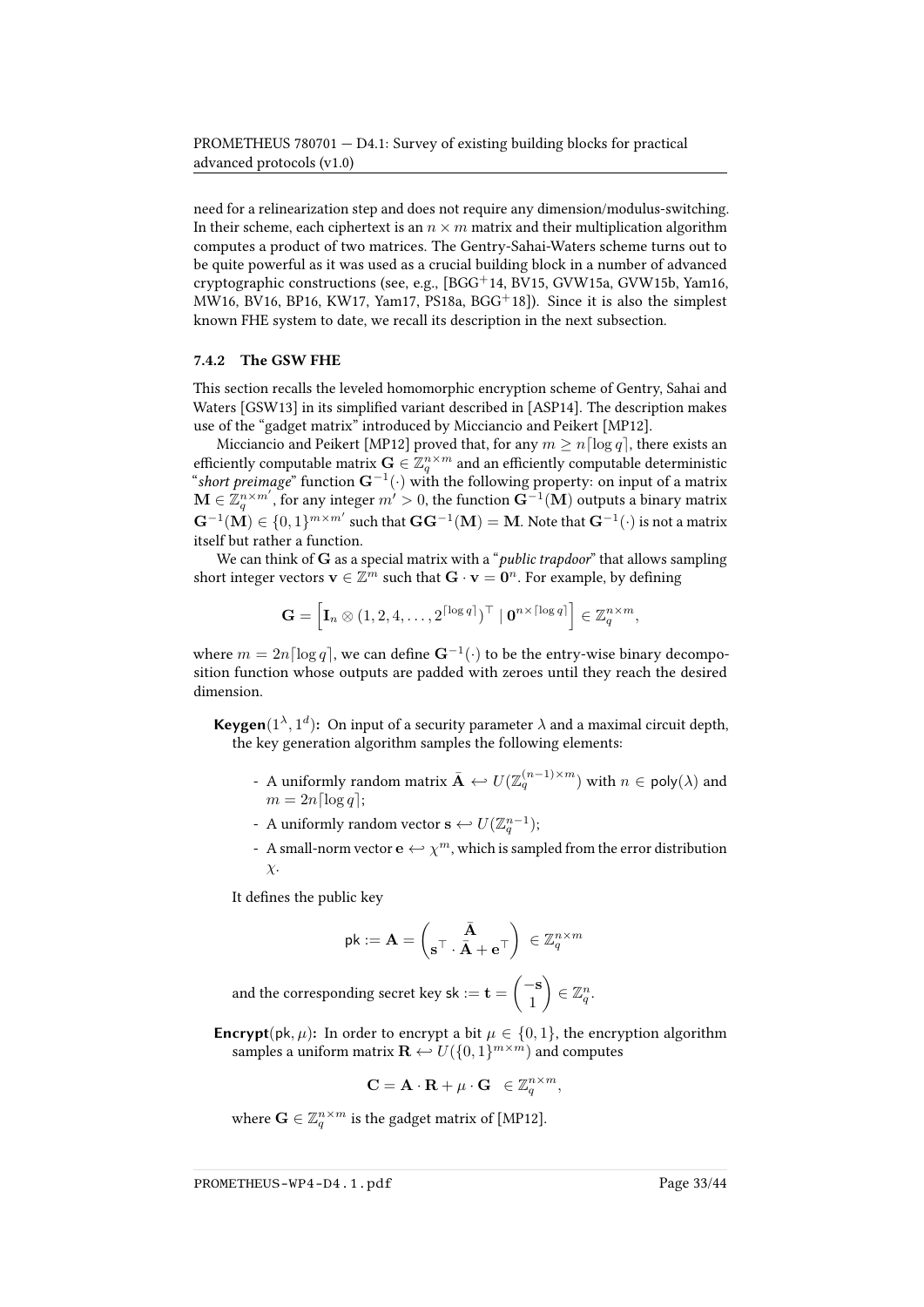need for a relinearization step and does not require any dimension/modulus-switching. In their scheme, each ciphertext is an $n \times m$ matrix and their multiplication algorithm computes a product of two matrices. The Gentry-Sahai-Waters scheme turns out to be quite powerful as it was used as a crucial building block in a number of advanced cryptographic constructions (see, e.g., [BGG+14, BV15, GVW15a, GVW15b, Yam16, MW16, BV16, BP16, KW17, Yam17, PS18a, BGG+18]). Since it is also the simplest known FHE system to date, we recall its description in the next subsection.

### 7.4.2 The GSW FHE

This section recalls the leveled homomorphic encryption scheme of Gentry, Sahai and Waters [GSW13] in its simplified variant described in [ASP14]. The description makes use of the "gadget matrix" introduced by Micciancio and Peikert [MP12].

Micciancio and Peikert [MP12] proved that, for any $m \geq n\lceil \log q \rceil$, there exists an efficiently computable matrix $\mathbf{G} \in \mathbb{Z}_q^{n \times m}$ and an efficiently computable deterministic "*short preimage*" function $\mathbf{G}^{-1}(\cdot)$ with the following property: on input of a matrix $\mathbf{M} \in \mathbb{Z}_q^{n \times m'}$, for any integer $m' > 0$, the function $\mathbf{G}^{-1}(\mathbf{M})$ outputs a binary matrix $\mathbf{G}^{-1}(\mathbf{M}) \in \{0,1\}^{m \times m'}$ such that $\mathbf{G}\mathbf{G}^{-1}(\mathbf{M}) = \mathbf{M}$. Note that $\mathbf{G}^{-1}(\cdot)$ is not a matrix itself but rather a function.

We can think of $\mathbf{G}$ as a special matrix with a "*public trapdoor*" that allows sampling short integer vectors $\mathbf{v} \in \mathbb{Z}^m$ such that $\mathbf{G} \cdot \mathbf{v} = \mathbf{0}^n$. For example, by defining

$$\mathbf{G} = \left[ \mathbf{I}_n \otimes (1, 2, 4, \ldots, 2^{\lceil \log q \rceil})^\top \mid \mathbf{0}^{n \times \lceil \log q \rceil} \right] \in \mathbb{Z}_q^{n \times m},$$

where $m = 2n\lceil \log q \rceil$, we can define $\mathbf{G}^{-1}(\cdot)$ to be the entry-wise binary decomposition function whose outputs are padded with zeroes until they reach the desired dimension.

**Keygen**$(1^\lambda, 1^d)$**:** On input of a security parameter $\lambda$ and a maximal circuit depth, the key generation algorithm samples the following elements:

- A uniformly random matrix $\bar{\mathbf{A}} \hookleftarrow U(\mathbb{Z}_q^{(n-1) \times m})$ with $n \in \mathsf{poly}(\lambda)$ and $m = 2n\lceil \log q \rceil$;
- A uniformly random vector $\mathbf{s} \hookleftarrow U(\mathbb{Z}_q^{n-1})$;
- A small-norm vector $\mathbf{e} \hookleftarrow \chi^m$, which is sampled from the error distribution $\chi$.

It defines the public key

$$\mathsf{pk} := \mathbf{A} = \begin{pmatrix} \bar{\mathbf{A}} \\ \mathbf{s}^\top \cdot \bar{\mathbf{A}} + \mathbf{e}^\top \end{pmatrix} \in \mathbb{Z}_q^{n \times m}$$

and the corresponding secret key $\mathsf{sk} := \mathbf{t} = \begin{pmatrix} -\mathbf{s} \\ 1 \end{pmatrix} \in \mathbb{Z}_q^n$.

**Encrypt**$(\mathsf{pk}, \mu)$**:** In order to encrypt a bit $\mu \in \{0,1\}$, the encryption algorithm samples a uniform matrix $\mathbf{R} \hookleftarrow U(\{0,1\}^{m \times m})$ and computes

$$\mathbf{C} = \mathbf{A} \cdot \mathbf{R} + \mu \cdot \mathbf{G} \quad \in \mathbb{Z}_q^{n \times m},$$

where $\mathbf{G} \in \mathbb{Z}_q^{n \times m}$ is the gadget matrix of [MP12].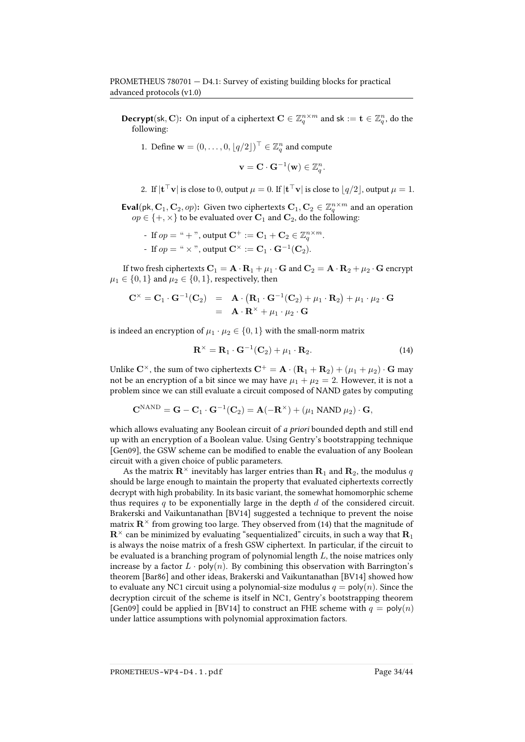**Decrypt**(sk, $\mathbf{C}$)**:** On input of a ciphertext $\mathbf{C} \in \mathbb{Z}_q^{n \times m}$ and $\mathsf{sk} := \mathbf{t} \in \mathbb{Z}_q^n$, do the following:

1. Define $\mathbf{w} = (0, \ldots, 0, \lfloor q/2 \rfloor)^\top \in \mathbb{Z}_q^n$ and compute

$$\mathbf{v} = \mathbf{C} \cdot \mathbf{G}^{-1}(\mathbf{w}) \in \mathbb{Z}_q^n.$$

2. If $|\mathbf{t}^\top \mathbf{v}|$ is close to 0, output $\mu = 0$. If $|\mathbf{t}^\top \mathbf{v}|$ is close to $\lfloor q/2 \rfloor$, output $\mu = 1$.

**Eval**(pk, $\mathbf{C}_1, \mathbf{C}_2, op$)**:** Given two ciphertexts $\mathbf{C}_1, \mathbf{C}_2 \in \mathbb{Z}_q^{n \times m}$ and an operation $op \in \{+, \times\}$ to be evaluated over $\mathbf{C}_1$ and $\mathbf{C}_2$, do the following:

- If $op =$ " + ", output $\mathbf{C}^+ := \mathbf{C}_1 + \mathbf{C}_2 \in \mathbb{Z}_q^{n \times m}$.
- If $op =$ " $\times$ ", output $\mathbf{C}^\times := \mathbf{C}_1 \cdot \mathbf{G}^{-1}(\mathbf{C}_2)$.

If two fresh ciphertexts $\mathbf{C}_1 = \mathbf{A} \cdot \mathbf{R}_1 + \mu_1 \cdot \mathbf{G}$ and $\mathbf{C}_2 = \mathbf{A} \cdot \mathbf{R}_2 + \mu_2 \cdot \mathbf{G}$ encrypt $\mu_1 \in \{0, 1\}$ and $\mu_2 \in \{0, 1\}$, respectively, then

$$\begin{aligned}
\mathbf{C}^\times = \mathbf{C}_1 \cdot \mathbf{G}^{-1}(\mathbf{C}_2) &= \mathbf{A} \cdot \big(\mathbf{R}_1 \cdot \mathbf{G}^{-1}(\mathbf{C}_2) + \mu_1 \cdot \mathbf{R}_2\big) + \mu_1 \cdot \mu_2 \cdot \mathbf{G} \\
&= \mathbf{A} \cdot \mathbf{R}^\times + \mu_1 \cdot \mu_2 \cdot \mathbf{G}
\end{aligned}$$

is indeed an encryption of $\mu_1 \cdot \mu_2 \in \{0, 1\}$ with the small-norm matrix

$$\mathbf{R}^\times = \mathbf{R}_1 \cdot \mathbf{G}^{-1}(\mathbf{C}_2) + \mu_1 \cdot \mathbf{R}_2. \tag{14}$$

Unlike $\mathbf{C}^\times$, the sum of two ciphertexts $\mathbf{C}^+ = \mathbf{A} \cdot (\mathbf{R}_1 + \mathbf{R}_2) + (\mu_1 + \mu_2) \cdot \mathbf{G}$ may not be an encryption of a bit since we may have $\mu_1 + \mu_2 = 2$. However, it is not a problem since we can still evaluate a circuit composed of NAND gates by computing

$$\mathbf{C}^{\text{NAND}} = \mathbf{G} - \mathbf{C}_1 \cdot \mathbf{G}^{-1}(\mathbf{C}_2) = \mathbf{A}(-\mathbf{R}^\times) + (\mu_1 \text{ NAND } \mu_2) \cdot \mathbf{G},$$

which allows evaluating any Boolean circuit of *a priori* bounded depth and still end up with an encryption of a Boolean value. Using Gentry's bootstrapping technique [Gen09], the GSW scheme can be modified to enable the evaluation of any Boolean circuit with a given choice of public parameters.

As the matrix $\mathbf{R}^\times$ inevitably has larger entries than $\mathbf{R}_1$ and $\mathbf{R}_2$, the modulus $q$ should be large enough to maintain the property that evaluated ciphertexts correctly decrypt with high probability. In its basic variant, the somewhat homomorphic scheme thus requires $q$ to be exponentially large in the depth $d$ of the considered circuit. Brakerski and Vaikuntanathan [BV14] suggested a technique to prevent the noise matrix $\mathbf{R}^\times$ from growing too large. They observed from (14) that the magnitude of $\mathbf{R}^\times$ can be minimized by evaluating "sequentialized" circuits, in such a way that $\mathbf{R}_1$ is always the noise matrix of a fresh GSW ciphertext. In particular, if the circuit to be evaluated is a branching program of polynomial length $L$, the noise matrices only increase by a factor $L \cdot \mathsf{poly}(n)$. By combining this observation with Barrington's theorem [Bar86] and other ideas, Brakerski and Vaikuntanathan [BV14] showed how to evaluate any NC1 circuit using a polynomial-size modulus $q = \mathsf{poly}(n)$. Since the decryption circuit of the scheme is itself in NC1, Gentry's bootstrapping theorem [Gen09] could be applied in [BV14] to construct an FHE scheme with $q = \mathsf{poly}(n)$ under lattice assumptions with polynomial approximation factors.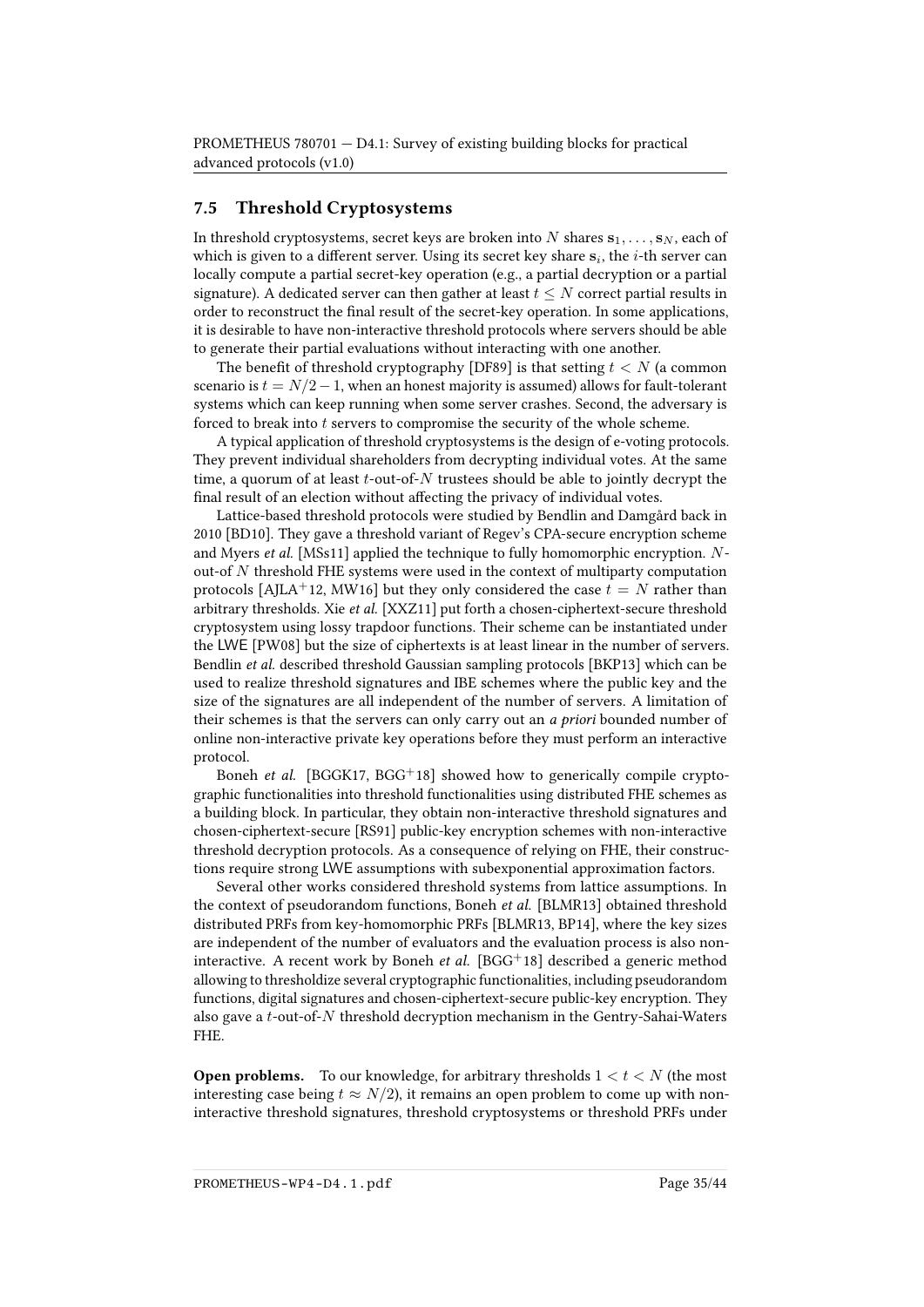### 7.5 Threshold Cryptosystems

In threshold cryptosystems, secret keys are broken into $N$ shares $\mathbf{s}_1, \ldots, \mathbf{s}_N$, each of which is given to a different server. Using its secret key share $\mathbf{s}_i$, the $i$-th server can locally compute a partial secret-key operation (e.g., a partial decryption or a partial signature). A dedicated server can then gather at least $t \leq N$ correct partial results in order to reconstruct the final result of the secret-key operation. In some applications, it is desirable to have non-interactive threshold protocols where servers should be able to generate their partial evaluations without interacting with one another.

The benefit of threshold cryptography [DF89] is that setting $t < N$ (a common scenario is $t = N/2 - 1$, when an honest majority is assumed) allows for fault-tolerant systems which can keep running when some server crashes. Second, the adversary is forced to break into $t$ servers to compromise the security of the whole scheme.

A typical application of threshold cryptosystems is the design of e-voting protocols. They prevent individual shareholders from decrypting individual votes. At the same time, a quorum of at least $t$-out-of-$N$ trustees should be able to jointly decrypt the final result of an election without affecting the privacy of individual votes.

Lattice-based threshold protocols were studied by Bendlin and Damgård back in 2010 [BD10]. They gave a threshold variant of Regev's CPA-secure encryption scheme and Myers *et al.* [MSs11] applied the technique to fully homomorphic encryption. $N$-out-of $N$ threshold FHE systems were used in the context of multiparty computation protocols [AJLA+12, MW16] but they only considered the case $t = N$ rather than arbitrary thresholds. Xie *et al.* [XXZ11] put forth a chosen-ciphertext-secure threshold cryptosystem using lossy trapdoor functions. Their scheme can be instantiated under the LWE [PW08] but the size of ciphertexts is at least linear in the number of servers. Bendlin *et al.* described threshold Gaussian sampling protocols [BKP13] which can be used to realize threshold signatures and IBE schemes where the public key and the size of the signatures are all independent of the number of servers. A limitation of their schemes is that the servers can only carry out an *a priori* bounded number of online non-interactive private key operations before they must perform an interactive protocol.

Boneh *et al.* [BGGK17, BGG+18] showed how to generically compile cryptographic functionalities into threshold functionalities using distributed FHE schemes as a building block. In particular, they obtain non-interactive threshold signatures and chosen-ciphertext-secure [RS91] public-key encryption schemes with non-interactive threshold decryption protocols. As a consequence of relying on FHE, their constructions require strong LWE assumptions with subexponential approximation factors.

Several other works considered threshold systems from lattice assumptions. In the context of pseudorandom functions, Boneh *et al.* [BLMR13] obtained threshold distributed PRFs from key-homomorphic PRFs [BLMR13, BP14], where the key sizes are independent of the number of evaluators and the evaluation process is also non-interactive. A recent work by Boneh *et al.* [BGG+18] described a generic method allowing to thresholdize several cryptographic functionalities, including pseudorandom functions, digital signatures and chosen-ciphertext-secure public-key encryption. They also gave a $t$-out-of-$N$ threshold decryption mechanism in the Gentry-Sahai-Waters FHE.

**Open problems.** To our knowledge, for arbitrary thresholds $1 < t < N$ (the most interesting case being $t \approx N/2$), it remains an open problem to come up with non-interactive threshold signatures, threshold cryptosystems or threshold PRFs under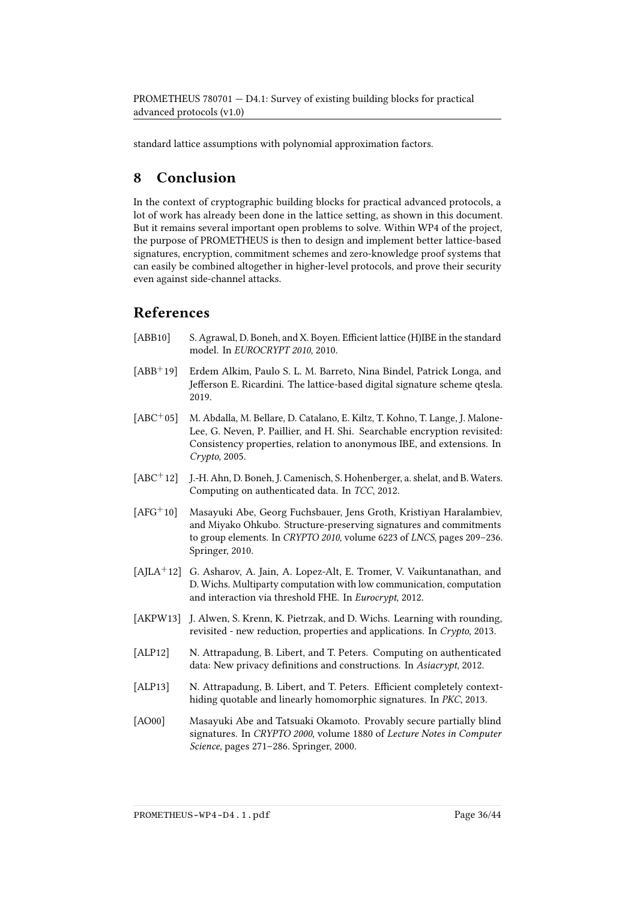standard lattice assumptions with polynomial approximation factors.

# 8 Conclusion

In the context of cryptographic building blocks for practical advanced protocols, a lot of work has already been done in the lattice setting, as shown in this document. But it remains several important open problems to solve. Within WP4 of the project, the purpose of PROMETHEUS is then to design and implement better lattice-based signatures, encryption, commitment schemes and zero-knowledge proof systems that can easily be combined altogether in higher-level protocols, and prove their security even against side-channel attacks.

# References

[ABB10] S. Agrawal, D. Boneh, and X. Boyen. Efficient lattice (H)IBE in the standard model. In *EUROCRYPT 2010*, 2010.

[ABB+19] Erdem Alkim, Paulo S. L. M. Barreto, Nina Bindel, Patrick Longa, and Jefferson E. Ricardini. The lattice-based digital signature scheme qtesla. 2019.

[ABC+05] M. Abdalla, M. Bellare, D. Catalano, E. Kiltz, T. Kohno, T. Lange, J. Malone-Lee, G. Neven, P. Paillier, and H. Shi. Searchable encryption revisited: Consistency properties, relation to anonymous IBE, and extensions. In *Crypto*, 2005.

[ABC+12] J.-H. Ahn, D. Boneh, J. Camenisch, S. Hohenberger, a. shelat, and B. Waters. Computing on authenticated data. In *TCC*, 2012.

[AFG+10] Masayuki Abe, Georg Fuchsbauer, Jens Groth, Kristiyan Haralambiev, and Miyako Ohkubo. Structure-preserving signatures and commitments to group elements. In *CRYPTO 2010*, volume 6223 of *LNCS*, pages 209–236. Springer, 2010.

[AJLA+12] G. Asharov, A. Jain, A. Lopez-Alt, E. Tromer, V. Vaikuntanathan, and D. Wichs. Multiparty computation with low communication, computation and interaction via threshold FHE. In *Eurocrypt*, 2012.

[AKPW13] J. Alwen, S. Krenn, K. Pietrzak, and D. Wichs. Learning with rounding, revisited - new reduction, properties and applications. In *Crypto*, 2013.

[ALP12] N. Attrapadung, B. Libert, and T. Peters. Computing on authenticated data: New privacy definitions and constructions. In *Asiacrypt*, 2012.

[ALP13] N. Attrapadung, B. Libert, and T. Peters. Efficient completely context-hiding quotable and linearly homomorphic signatures. In *PKC*, 2013.

[AO00] Masayuki Abe and Tatsuaki Okamoto. Provably secure partially blind signatures. In *CRYPTO 2000*, volume 1880 of *Lecture Notes in Computer Science*, pages 271–286. Springer, 2000.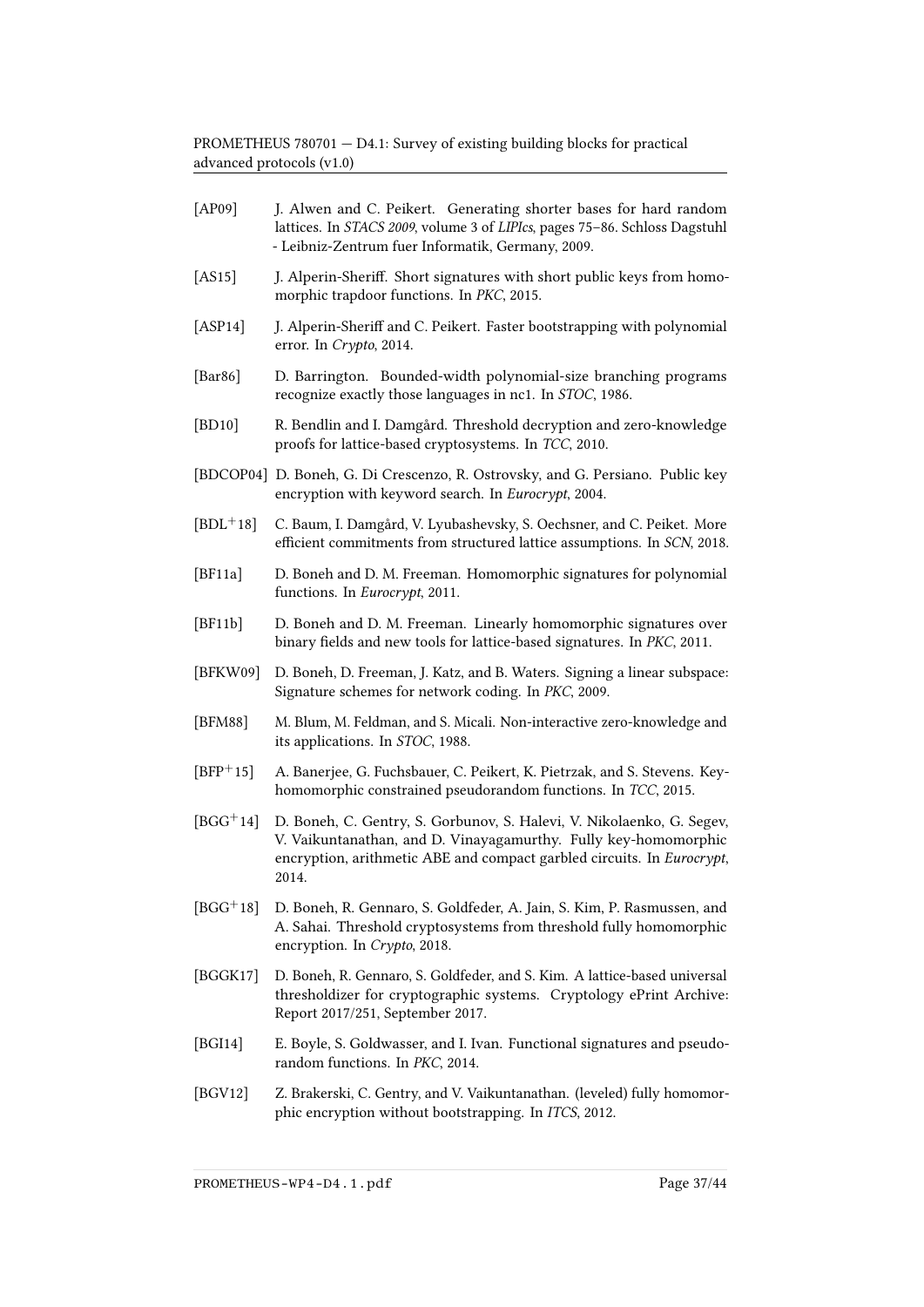[AP09] J. Alwen and C. Peikert. Generating shorter bases for hard random lattices. In *STACS 2009*, volume 3 of *LIPIcs*, pages 75–86. Schloss Dagstuhl - Leibniz-Zentrum fuer Informatik, Germany, 2009.

[AS15] J. Alperin-Sheriff. Short signatures with short public keys from homomorphic trapdoor functions. In *PKC*, 2015.

[ASP14] J. Alperin-Sheriff and C. Peikert. Faster bootstrapping with polynomial error. In *Crypto*, 2014.

[Bar86] D. Barrington. Bounded-width polynomial-size branching programs recognize exactly those languages in nc1. In *STOC*, 1986.

[BD10] R. Bendlin and I. Damgård. Threshold decryption and zero-knowledge proofs for lattice-based cryptosystems. In *TCC*, 2010.

[BDCOP04] D. Boneh, G. Di Crescenzo, R. Ostrovsky, and G. Persiano. Public key encryption with keyword search. In *Eurocrypt*, 2004.

[BDL+18] C. Baum, I. Damgård, V. Lyubashevsky, S. Oechsner, and C. Peiket. More efficient commitments from structured lattice assumptions. In *SCN*, 2018.

[BF11a] D. Boneh and D. M. Freeman. Homomorphic signatures for polynomial functions. In *Eurocrypt*, 2011.

[BF11b] D. Boneh and D. M. Freeman. Linearly homomorphic signatures over binary fields and new tools for lattice-based signatures. In *PKC*, 2011.

[BFKW09] D. Boneh, D. Freeman, J. Katz, and B. Waters. Signing a linear subspace: Signature schemes for network coding. In *PKC*, 2009.

[BFM88] M. Blum, M. Feldman, and S. Micali. Non-interactive zero-knowledge and its applications. In *STOC*, 1988.

[BFP+15] A. Banerjee, G. Fuchsbauer, C. Peikert, K. Pietrzak, and S. Stevens. Key-homomorphic constrained pseudorandom functions. In *TCC*, 2015.

[BGG+14] D. Boneh, C. Gentry, S. Gorbunov, S. Halevi, V. Nikolaenko, G. Segev, V. Vaikuntanathan, and D. Vinayagamurthy. Fully key-homomorphic encryption, arithmetic ABE and compact garbled circuits. In *Eurocrypt*, 2014.

[BGG+18] D. Boneh, R. Gennaro, S. Goldfeder, A. Jain, S. Kim, P. Rasmussen, and A. Sahai. Threshold cryptosystems from threshold fully homomorphic encryption. In *Crypto*, 2018.

[BGGK17] D. Boneh, R. Gennaro, S. Goldfeder, and S. Kim. A lattice-based universal thresholdizer for cryptographic systems. Cryptology ePrint Archive: Report 2017/251, September 2017.

[BGI14] E. Boyle, S. Goldwasser, and I. Ivan. Functional signatures and pseudorandom functions. In *PKC*, 2014.

[BGV12] Z. Brakerski, C. Gentry, and V. Vaikuntanathan. (leveled) fully homomorphic encryption without bootstrapping. In *ITCS*, 2012.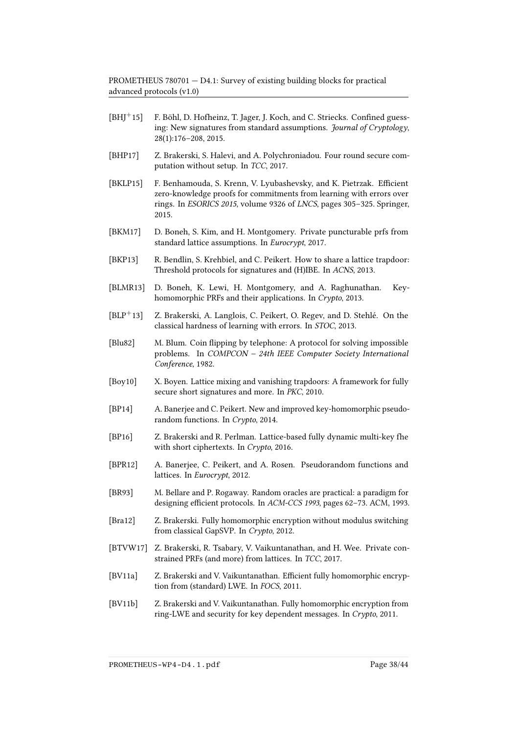[BHJ+15] F. Böhl, D. Hofheinz, T. Jager, J. Koch, and C. Striecks. Confined guessing: New signatures from standard assumptions. *Journal of Cryptology*, 28(1):176–208, 2015.

[BHP17] Z. Brakerski, S. Halevi, and A. Polychroniadou. Four round secure computation without setup. In *TCC*, 2017.

[BKLP15] F. Benhamouda, S. Krenn, V. Lyubashevsky, and K. Pietrzak. Efficient zero-knowledge proofs for commitments from learning with errors over rings. In *ESORICS 2015*, volume 9326 of *LNCS*, pages 305–325. Springer, 2015.

[BKM17] D. Boneh, S. Kim, and H. Montgomery. Private puncturable prfs from standard lattice assumptions. In *Eurocrypt*, 2017.

[BKP13] R. Bendlin, S. Krehbiel, and C. Peikert. How to share a lattice trapdoor: Threshold protocols for signatures and (H)IBE. In *ACNS*, 2013.

[BLMR13] D. Boneh, K. Lewi, H. Montgomery, and A. Raghunathan. Key-homomorphic PRFs and their applications. In *Crypto*, 2013.

[BLP+13] Z. Brakerski, A. Langlois, C. Peikert, O. Regev, and D. Stehlé. On the classical hardness of learning with errors. In *STOC*, 2013.

[Blu82] M. Blum. Coin flipping by telephone: A protocol for solving impossible problems. In *COMPCON – 24th IEEE Computer Society International Conference*, 1982.

[Boy10] X. Boyen. Lattice mixing and vanishing trapdoors: A framework for fully secure short signatures and more. In *PKC*, 2010.

[BP14] A. Banerjee and C. Peikert. New and improved key-homomorphic pseudorandom functions. In *Crypto*, 2014.

[BP16] Z. Brakerski and R. Perlman. Lattice-based fully dynamic multi-key fhe with short ciphertexts. In *Crypto*, 2016.

[BPR12] A. Banerjee, C. Peikert, and A. Rosen. Pseudorandom functions and lattices. In *Eurocrypt*, 2012.

[BR93] M. Bellare and P. Rogaway. Random oracles are practical: a paradigm for designing efficient protocols. In *ACM-CCS 1993*, pages 62–73. ACM, 1993.

[Bra12] Z. Brakerski. Fully homomorphic encryption without modulus switching from classical GapSVP. In *Crypto*, 2012.

[BTVW17] Z. Brakerski, R. Tsabary, V. Vaikuntanathan, and H. Wee. Private constrained PRFs (and more) from lattices. In *TCC*, 2017.

[BV11a] Z. Brakerski and V. Vaikuntanathan. Efficient fully homomorphic encryption from (standard) LWE. In *FOCS*, 2011.

[BV11b] Z. Brakerski and V. Vaikuntanathan. Fully homomorphic encryption from ring-LWE and security for key dependent messages. In *Crypto*, 2011.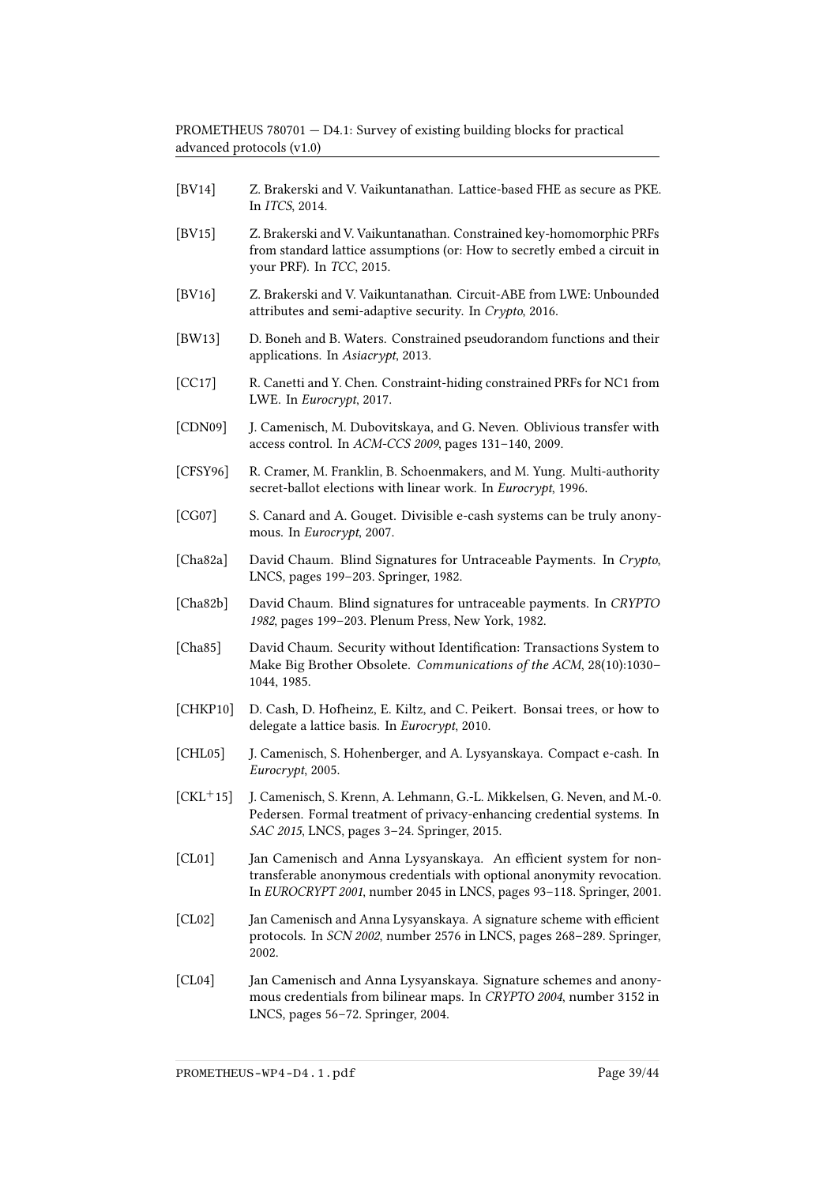[BV14] Z. Brakerski and V. Vaikuntanathan. Lattice-based FHE as secure as PKE. In *ITCS*, 2014.

[BV15] Z. Brakerski and V. Vaikuntanathan. Constrained key-homomorphic PRFs from standard lattice assumptions (or: How to secretly embed a circuit in your PRF). In *TCC*, 2015.

[BV16] Z. Brakerski and V. Vaikuntanathan. Circuit-ABE from LWE: Unbounded attributes and semi-adaptive security. In *Crypto*, 2016.

[BW13] D. Boneh and B. Waters. Constrained pseudorandom functions and their applications. In *Asiacrypt*, 2013.

[CC17] R. Canetti and Y. Chen. Constraint-hiding constrained PRFs for NC1 from LWE. In *Eurocrypt*, 2017.

[CDN09] J. Camenisch, M. Dubovitskaya, and G. Neven. Oblivious transfer with access control. In *ACM-CCS 2009*, pages 131–140, 2009.

[CFSY96] R. Cramer, M. Franklin, B. Schoenmakers, and M. Yung. Multi-authority secret-ballot elections with linear work. In *Eurocrypt*, 1996.

[CG07] S. Canard and A. Gouget. Divisible e-cash systems can be truly anonymous. In *Eurocrypt*, 2007.

[Cha82a] David Chaum. Blind Signatures for Untraceable Payments. In *Crypto*, LNCS, pages 199–203. Springer, 1982.

[Cha82b] David Chaum. Blind signatures for untraceable payments. In *CRYPTO 1982*, pages 199–203. Plenum Press, New York, 1982.

[Cha85] David Chaum. Security without Identification: Transactions System to Make Big Brother Obsolete. *Communications of the ACM*, 28(10):1030–1044, 1985.

[CHKP10] D. Cash, D. Hofheinz, E. Kiltz, and C. Peikert. Bonsai trees, or how to delegate a lattice basis. In *Eurocrypt*, 2010.

[CHL05] J. Camenisch, S. Hohenberger, and A. Lysyanskaya. Compact e-cash. In *Eurocrypt*, 2005.

[CKL+15] J. Camenisch, S. Krenn, A. Lehmann, G.-L. Mikkelsen, G. Neven, and M.-0. Pedersen. Formal treatment of privacy-enhancing credential systems. In *SAC 2015*, LNCS, pages 3–24. Springer, 2015.

[CL01] Jan Camenisch and Anna Lysyanskaya. An efficient system for non-transferable anonymous credentials with optional anonymity revocation. In *EUROCRYPT 2001*, number 2045 in LNCS, pages 93–118. Springer, 2001.

[CL02] Jan Camenisch and Anna Lysyanskaya. A signature scheme with efficient protocols. In *SCN 2002*, number 2576 in LNCS, pages 268–289. Springer, 2002.

[CL04] Jan Camenisch and Anna Lysyanskaya. Signature schemes and anonymous credentials from bilinear maps. In *CRYPTO 2004*, number 3152 in LNCS, pages 56–72. Springer, 2004.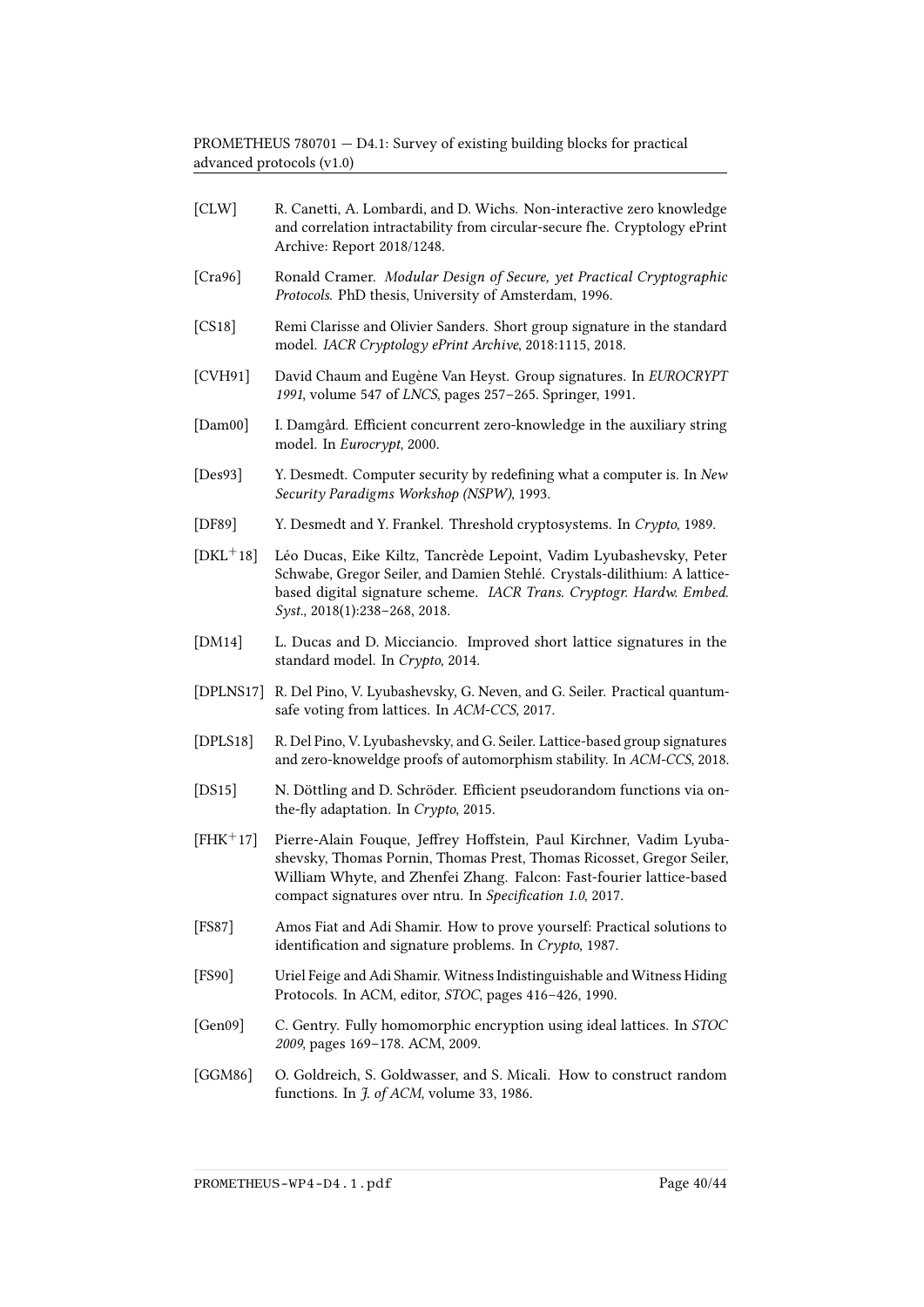[CLW] R. Canetti, A. Lombardi, and D. Wichs. Non-interactive zero knowledge and correlation intractability from circular-secure fhe. Cryptology ePrint Archive: Report 2018/1248.

[Cra96] Ronald Cramer. *Modular Design of Secure, yet Practical Cryptographic Protocols*. PhD thesis, University of Amsterdam, 1996.

[CS18] Remi Clarisse and Olivier Sanders. Short group signature in the standard model. *IACR Cryptology ePrint Archive*, 2018:1115, 2018.

[CVH91] David Chaum and Eugène Van Heyst. Group signatures. In *EUROCRYPT 1991*, volume 547 of *LNCS*, pages 257–265. Springer, 1991.

[Dam00] I. Damgård. Efficient concurrent zero-knowledge in the auxiliary string model. In *Eurocrypt*, 2000.

[Des93] Y. Desmedt. Computer security by redefining what a computer is. In *New Security Paradigms Workshop (NSPW)*, 1993.

[DF89] Y. Desmedt and Y. Frankel. Threshold cryptosystems. In *Crypto*, 1989.

[DKL+18] Léo Ducas, Eike Kiltz, Tancrède Lepoint, Vadim Lyubashevsky, Peter Schwabe, Gregor Seiler, and Damien Stehlé. Crystals-dilithium: A lattice-based digital signature scheme. *IACR Trans. Cryptogr. Hardw. Embed. Syst.*, 2018(1):238–268, 2018.

[DM14] L. Ducas and D. Micciancio. Improved short lattice signatures in the standard model. In *Crypto*, 2014.

[DPLNS17] R. Del Pino, V. Lyubashevsky, G. Neven, and G. Seiler. Practical quantum-safe voting from lattices. In *ACM-CCS*, 2017.

[DPLS18] R. Del Pino, V. Lyubashevsky, and G. Seiler. Lattice-based group signatures and zero-knoweldge proofs of automorphism stability. In *ACM-CCS*, 2018.

[DS15] N. Döttling and D. Schröder. Efficient pseudorandom functions via on-the-fly adaptation. In *Crypto*, 2015.

[FHK+17] Pierre-Alain Fouque, Jeffrey Hoffstein, Paul Kirchner, Vadim Lyubashevsky, Thomas Pornin, Thomas Prest, Thomas Ricosset, Gregor Seiler, William Whyte, and Zhenfei Zhang. Falcon: Fast-fourier lattice-based compact signatures over ntru. In *Specification 1.0*, 2017.

[FS87] Amos Fiat and Adi Shamir. How to prove yourself: Practical solutions to identification and signature problems. In *Crypto*, 1987.

[FS90] Uriel Feige and Adi Shamir. Witness Indistinguishable and Witness Hiding Protocols. In ACM, editor, *STOC*, pages 416–426, 1990.

[Gen09] C. Gentry. Fully homomorphic encryption using ideal lattices. In *STOC 2009*, pages 169–178. ACM, 2009.

[GGM86] O. Goldreich, S. Goldwasser, and S. Micali. How to construct random functions. In *J. of ACM*, volume 33, 1986.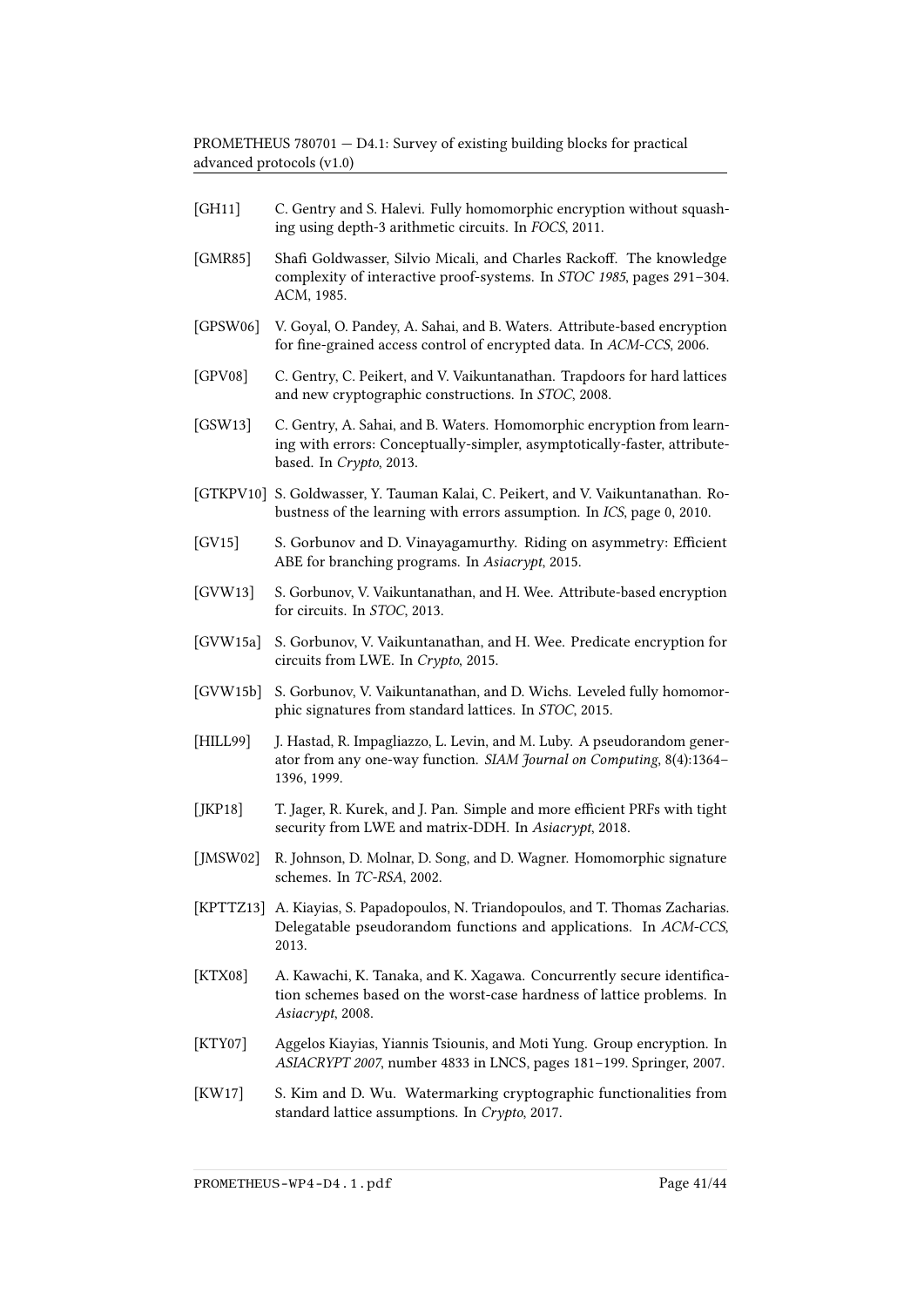[GH11] C. Gentry and S. Halevi. Fully homomorphic encryption without squashing using depth-3 arithmetic circuits. In *FOCS*, 2011.

[GMR85] Shafi Goldwasser, Silvio Micali, and Charles Rackoff. The knowledge complexity of interactive proof-systems. In *STOC 1985*, pages 291–304. ACM, 1985.

[GPSW06] V. Goyal, O. Pandey, A. Sahai, and B. Waters. Attribute-based encryption for fine-grained access control of encrypted data. In *ACM-CCS*, 2006.

[GPV08] C. Gentry, C. Peikert, and V. Vaikuntanathan. Trapdoors for hard lattices and new cryptographic constructions. In *STOC*, 2008.

[GSW13] C. Gentry, A. Sahai, and B. Waters. Homomorphic encryption from learning with errors: Conceptually-simpler, asymptotically-faster, attribute-based. In *Crypto*, 2013.

[GTKPV10] S. Goldwasser, Y. Tauman Kalai, C. Peikert, and V. Vaikuntanathan. Robustness of the learning with errors assumption. In *ICS*, page 0, 2010.

[GV15] S. Gorbunov and D. Vinayagamurthy. Riding on asymmetry: Efficient ABE for branching programs. In *Asiacrypt*, 2015.

[GVW13] S. Gorbunov, V. Vaikuntanathan, and H. Wee. Attribute-based encryption for circuits. In *STOC*, 2013.

[GVW15a] S. Gorbunov, V. Vaikuntanathan, and H. Wee. Predicate encryption for circuits from LWE. In *Crypto*, 2015.

[GVW15b] S. Gorbunov, V. Vaikuntanathan, and D. Wichs. Leveled fully homomorphic signatures from standard lattices. In *STOC*, 2015.

[HILL99] J. Hastad, R. Impagliazzo, L. Levin, and M. Luby. A pseudorandom generator from any one-way function. *SIAM Journal on Computing*, 8(4):1364–1396, 1999.

[JKP18] T. Jager, R. Kurek, and J. Pan. Simple and more efficient PRFs with tight security from LWE and matrix-DDH. In *Asiacrypt*, 2018.

[JMSW02] R. Johnson, D. Molnar, D. Song, and D. Wagner. Homomorphic signature schemes. In *TC-RSA*, 2002.

[KPTTZ13] A. Kiayias, S. Papadopoulos, N. Triandopoulos, and T. Thomas Zacharias. Delegatable pseudorandom functions and applications. In *ACM-CCS*, 2013.

[KTX08] A. Kawachi, K. Tanaka, and K. Xagawa. Concurrently secure identification schemes based on the worst-case hardness of lattice problems. In *Asiacrypt*, 2008.

[KTY07] Aggelos Kiayias, Yiannis Tsiounis, and Moti Yung. Group encryption. In *ASIACRYPT 2007*, number 4833 in LNCS, pages 181–199. Springer, 2007.

[KW17] S. Kim and D. Wu. Watermarking cryptographic functionalities from standard lattice assumptions. In *Crypto*, 2017.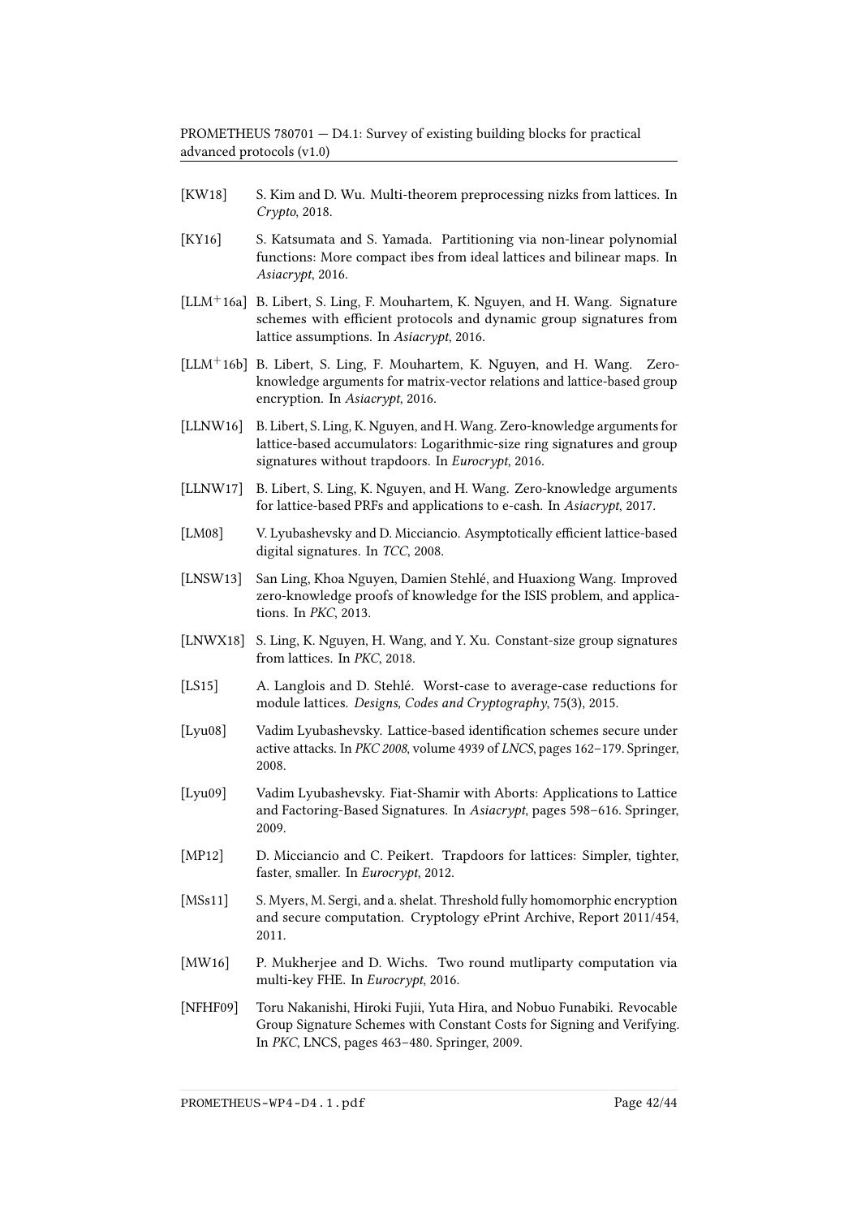[KW18] S. Kim and D. Wu. Multi-theorem preprocessing nizks from lattices. In *Crypto*, 2018.

[KY16] S. Katsumata and S. Yamada. Partitioning via non-linear polynomial functions: More compact ibes from ideal lattices and bilinear maps. In *Asiacrypt*, 2016.

[LLM+16a] B. Libert, S. Ling, F. Mouhartem, K. Nguyen, and H. Wang. Signature schemes with efficient protocols and dynamic group signatures from lattice assumptions. In *Asiacrypt*, 2016.

[LLM+16b] B. Libert, S. Ling, F. Mouhartem, K. Nguyen, and H. Wang. Zero-knowledge arguments for matrix-vector relations and lattice-based group encryption. In *Asiacrypt*, 2016.

[LLNW16] B. Libert, S. Ling, K. Nguyen, and H. Wang. Zero-knowledge arguments for lattice-based accumulators: Logarithmic-size ring signatures and group signatures without trapdoors. In *Eurocrypt*, 2016.

[LLNW17] B. Libert, S. Ling, K. Nguyen, and H. Wang. Zero-knowledge arguments for lattice-based PRFs and applications to e-cash. In *Asiacrypt*, 2017.

[LM08] V. Lyubashevsky and D. Micciancio. Asymptotically efficient lattice-based digital signatures. In *TCC*, 2008.

[LNSW13] San Ling, Khoa Nguyen, Damien Stehlé, and Huaxiong Wang. Improved zero-knowledge proofs of knowledge for the ISIS problem, and applications. In *PKC*, 2013.

[LNWX18] S. Ling, K. Nguyen, H. Wang, and Y. Xu. Constant-size group signatures from lattices. In *PKC*, 2018.

[LS15] A. Langlois and D. Stehlé. Worst-case to average-case reductions for module lattices. *Designs, Codes and Cryptography*, 75(3), 2015.

[Lyu08] Vadim Lyubashevsky. Lattice-based identification schemes secure under active attacks. In *PKC 2008*, volume 4939 of *LNCS*, pages 162–179. Springer, 2008.

[Lyu09] Vadim Lyubashevsky. Fiat-Shamir with Aborts: Applications to Lattice and Factoring-Based Signatures. In *Asiacrypt*, pages 598–616. Springer, 2009.

[MP12] D. Micciancio and C. Peikert. Trapdoors for lattices: Simpler, tighter, faster, smaller. In *Eurocrypt*, 2012.

[MSs11] S. Myers, M. Sergi, and a. shelat. Threshold fully homomorphic encryption and secure computation. Cryptology ePrint Archive, Report 2011/454, 2011.

[MW16] P. Mukherjee and D. Wichs. Two round mutliparty computation via multi-key FHE. In *Eurocrypt*, 2016.

[NFHF09] Toru Nakanishi, Hiroki Fujii, Yuta Hira, and Nobuo Funabiki. Revocable Group Signature Schemes with Constant Costs for Signing and Verifying. In *PKC*, LNCS, pages 463–480. Springer, 2009.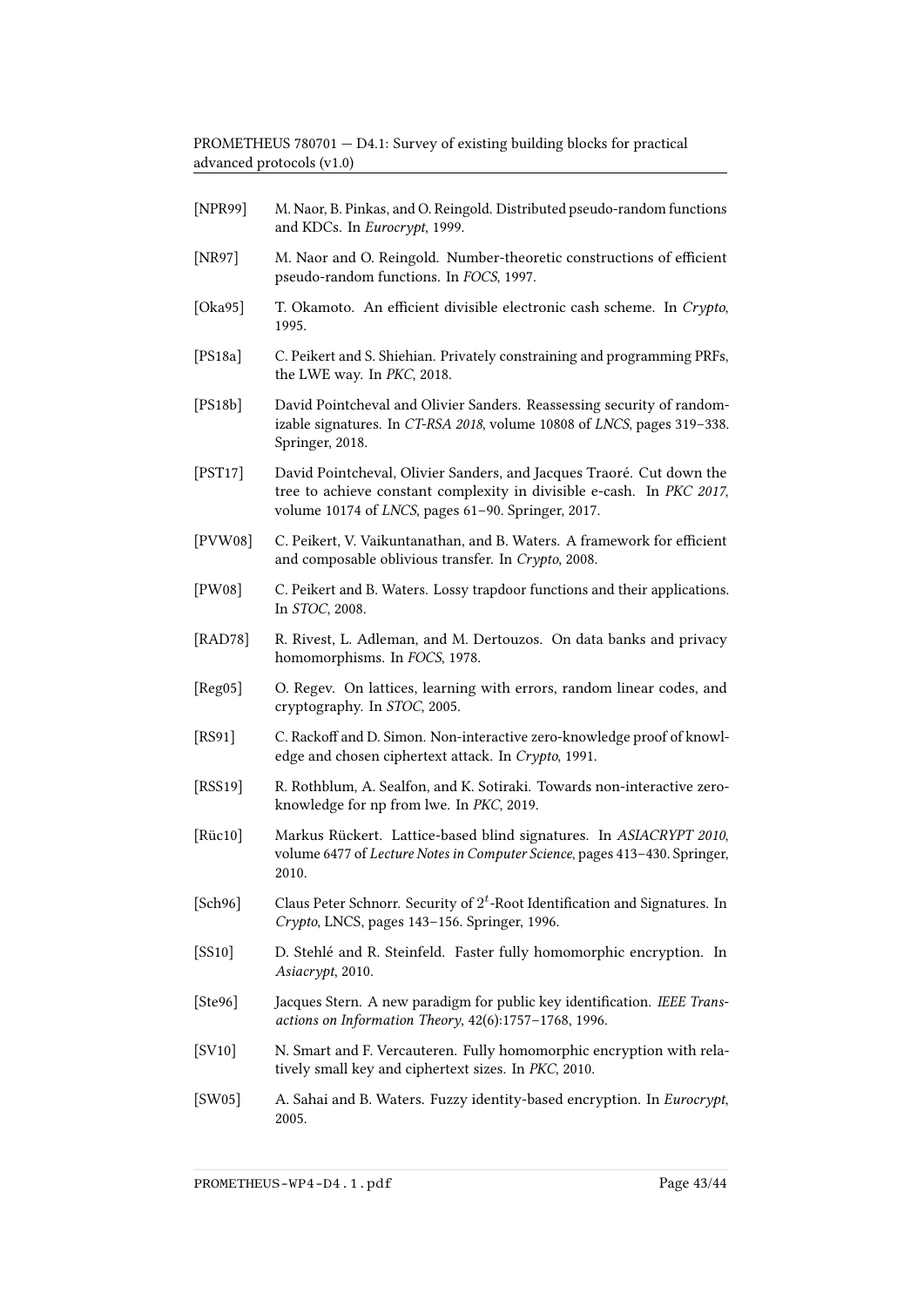[NPR99] M. Naor, B. Pinkas, and O. Reingold. Distributed pseudo-random functions and KDCs. In *Eurocrypt*, 1999.

[NR97] M. Naor and O. Reingold. Number-theoretic constructions of efficient pseudo-random functions. In *FOCS*, 1997.

[Oka95] T. Okamoto. An efficient divisible electronic cash scheme. In *Crypto*, 1995.

[PS18a] C. Peikert and S. Shiehian. Privately constraining and programming PRFs, the LWE way. In *PKC*, 2018.

[PS18b] David Pointcheval and Olivier Sanders. Reassessing security of randomizable signatures. In *CT-RSA 2018*, volume 10808 of *LNCS*, pages 319–338. Springer, 2018.

[PST17] David Pointcheval, Olivier Sanders, and Jacques Traoré. Cut down the tree to achieve constant complexity in divisible e-cash. In *PKC 2017*, volume 10174 of *LNCS*, pages 61–90. Springer, 2017.

[PVW08] C. Peikert, V. Vaikuntanathan, and B. Waters. A framework for efficient and composable oblivious transfer. In *Crypto*, 2008.

[PW08] C. Peikert and B. Waters. Lossy trapdoor functions and their applications. In *STOC*, 2008.

[RAD78] R. Rivest, L. Adleman, and M. Dertouzos. On data banks and privacy homomorphisms. In *FOCS*, 1978.

[Reg05] O. Regev. On lattices, learning with errors, random linear codes, and cryptography. In *STOC*, 2005.

[RS91] C. Rackoff and D. Simon. Non-interactive zero-knowledge proof of knowledge and chosen ciphertext attack. In *Crypto*, 1991.

[RSS19] R. Rothblum, A. Sealfon, and K. Sotiraki. Towards non-interactive zero-knowledge for np from lwe. In *PKC*, 2019.

[Rüc10] Markus Rückert. Lattice-based blind signatures. In *ASIACRYPT 2010*, volume 6477 of *Lecture Notes in Computer Science*, pages 413–430. Springer, 2010.

[Sch96] Claus Peter Schnorr. Security of $2^t$-Root Identification and Signatures. In *Crypto*, LNCS, pages 143–156. Springer, 1996.

[SS10] D. Stehlé and R. Steinfeld. Faster fully homomorphic encryption. In *Asiacrypt*, 2010.

[Ste96] Jacques Stern. A new paradigm for public key identification. *IEEE Transactions on Information Theory*, 42(6):1757–1768, 1996.

[SV10] N. Smart and F. Vercauteren. Fully homomorphic encryption with relatively small key and ciphertext sizes. In *PKC*, 2010.

[SW05] A. Sahai and B. Waters. Fuzzy identity-based encryption. In *Eurocrypt*, 2005.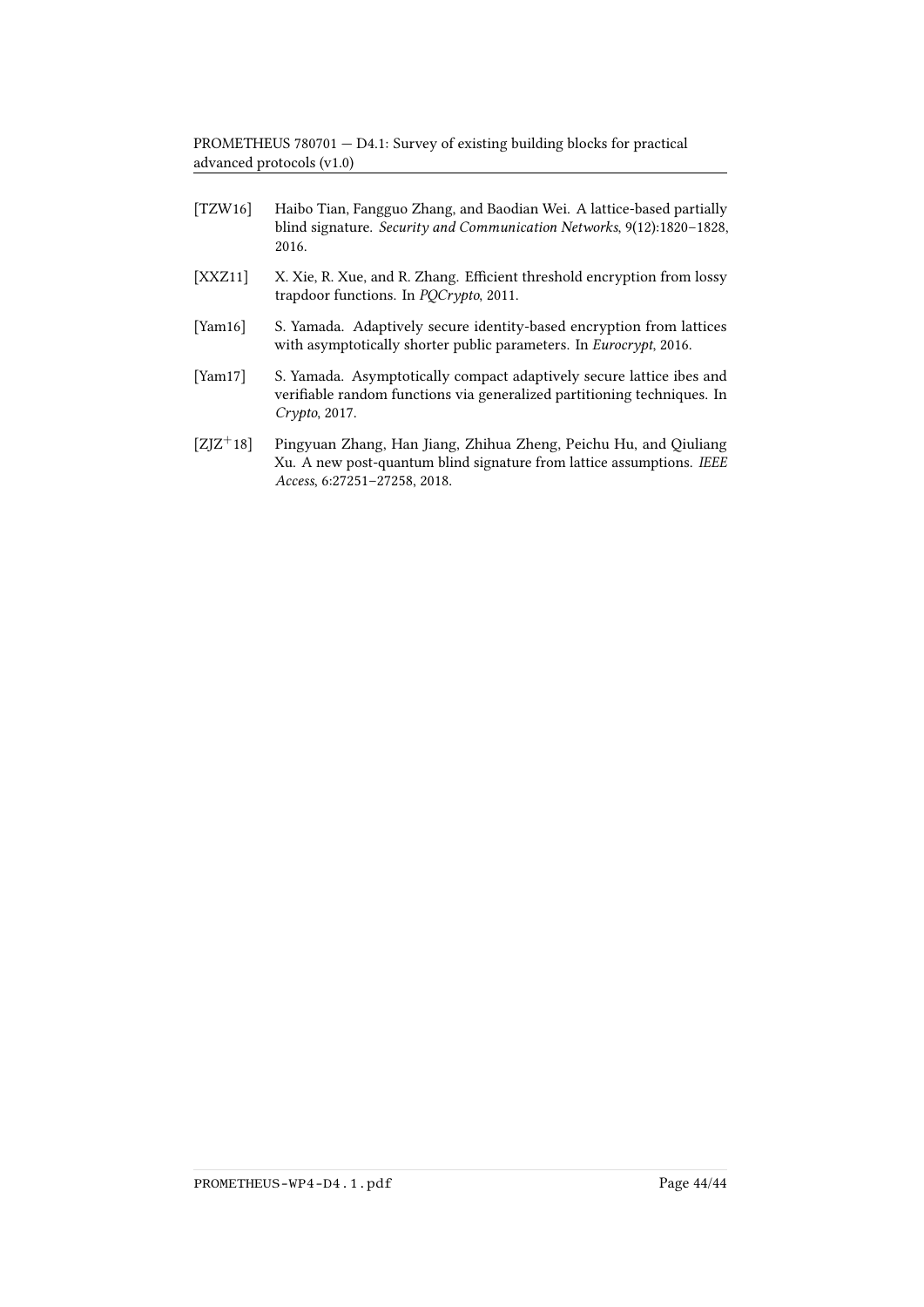[TZW16] Haibo Tian, Fangguo Zhang, and Baodian Wei. A lattice-based partially blind signature. *Security and Communication Networks*, 9(12):1820–1828, 2016.

[XXZ11] X. Xie, R. Xue, and R. Zhang. Efficient threshold encryption from lossy trapdoor functions. In *PQCrypto*, 2011.

[Yam16] S. Yamada. Adaptively secure identity-based encryption from lattices with asymptotically shorter public parameters. In *Eurocrypt*, 2016.

[Yam17] S. Yamada. Asymptotically compact adaptively secure lattice ibes and verifiable random functions via generalized partitioning techniques. In *Crypto*, 2017.

[ZJZ+18] Pingyuan Zhang, Han Jiang, Zhihua Zheng, Peichu Hu, and Qiuliang Xu. A new post-quantum blind signature from lattice assumptions. *IEEE Access*, 6:27251–27258, 2018.